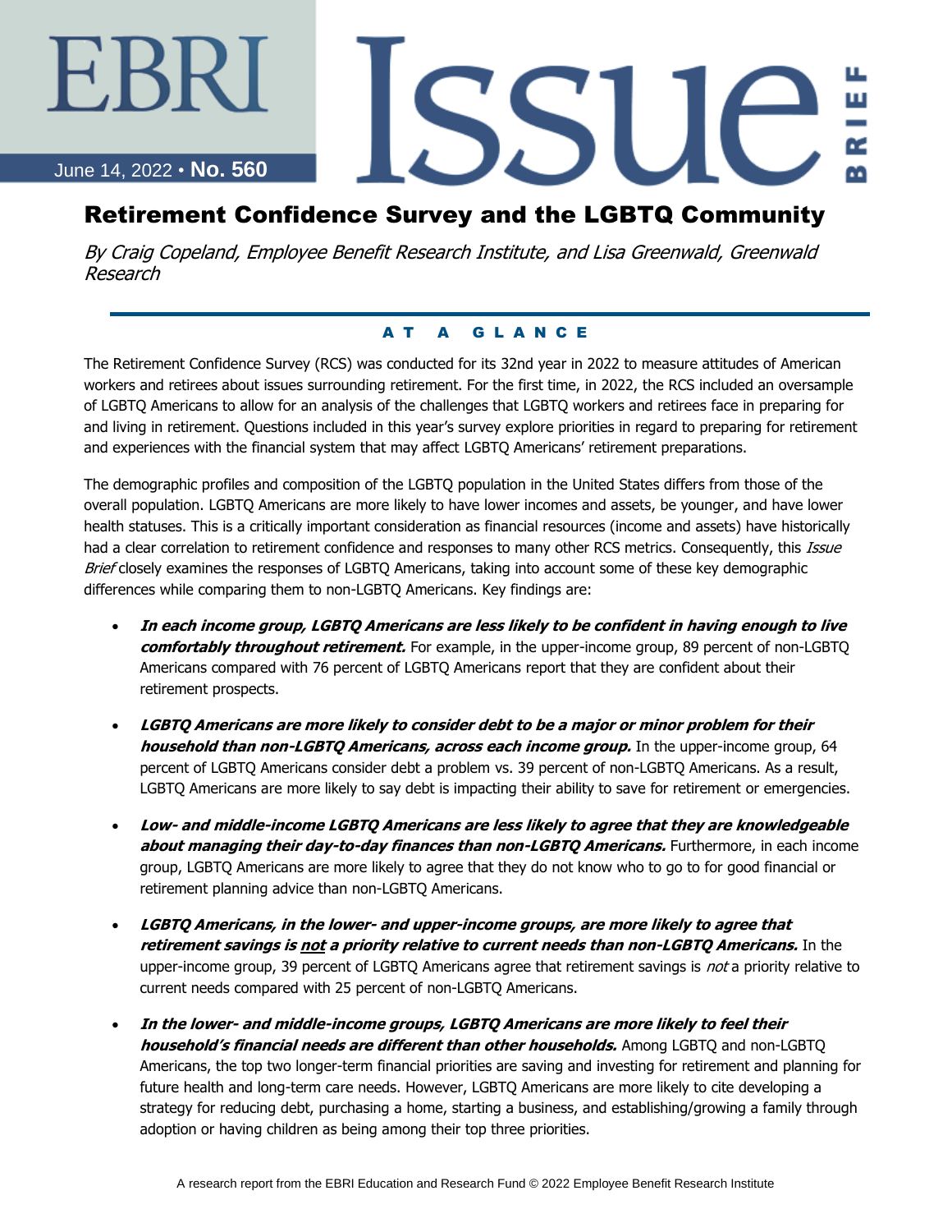# EBRI Issue Brief

June 14, 2022 • **No. 560**

# Retirement Confidence Survey and the LGBTQ Community

*By Craig Copeland, Employee Benefit Research Institute, and Lisa Greenwald, Greenwald Research*

## AT A GLANCE

The Retirement Confidence Survey (RCS) was conducted for its 32nd year in 2022 to measure attitudes of American workers and retirees about issues surrounding retirement. For the first time, in 2022, the RCS included an oversample of LGBTQ Americans to allow for an analysis of the challenges that LGBTQ workers and retirees face in preparing for and living in retirement. Questions included in this year's survey explore priorities in regard to preparing for retirement and experiences with the financial system that may affect LGBTQ Americans' retirement preparations.

The demographic profiles and composition of the LGBTQ population in the United States differs from those of the overall population. LGBTQ Americans are more likely to have lower incomes and assets, be younger, and have lower health statuses. This is a critically important consideration as financial resources (income and assets) have historically had a clear correlation to retirement confidence and responses to many other RCS metrics. Consequently, this *Issue Brief* closely examines the responses of LGBTQ Americans, taking into account some of these key demographic differences while comparing them to non-LGBTQ Americans. Key findings are:

- ***In each income group, LGBTQ Americans are less likely to be confident in having enough to live comfortably throughout retirement.*** For example, in the upper-income group, 89 percent of non-LGBTQ Americans compared with 76 percent of LGBTQ Americans report that they are confident about their retirement prospects.

- ***LGBTQ Americans are more likely to consider debt to be a major or minor problem for their household than non-LGBTQ Americans, across each income group.*** In the upper-income group, 64 percent of LGBTQ Americans consider debt a problem vs. 39 percent of non-LGBTQ Americans. As a result, LGBTQ Americans are more likely to say debt is impacting their ability to save for retirement or emergencies.

- ***Low- and middle-income LGBTQ Americans are less likely to agree that they are knowledgeable about managing their day-to-day finances than non-LGBTQ Americans.*** Furthermore, in each income group, LGBTQ Americans are more likely to agree that they do not know who to go to for good financial or retirement planning advice than non-LGBTQ Americans.

- ***LGBTQ Americans, in the lower- and upper-income groups, are more likely to agree that retirement savings is <u>not</u> a priority relative to current needs than non-LGBTQ Americans.*** In the upper-income group, 39 percent of LGBTQ Americans agree that retirement savings is *not* a priority relative to current needs compared with 25 percent of non-LGBTQ Americans.

- ***In the lower- and middle-income groups, LGBTQ Americans are more likely to feel their household's financial needs are different than other households.*** Among LGBTQ and non-LGBTQ Americans, the top two longer-term financial priorities are saving and investing for retirement and planning for future health and long-term care needs. However, LGBTQ Americans are more likely to cite developing a strategy for reducing debt, purchasing a home, starting a business, and establishing/growing a family through adoption or having children as being among their top three priorities.

A research report from the EBRI Education and Research Fund © 2022 Employee Benefit Research Institute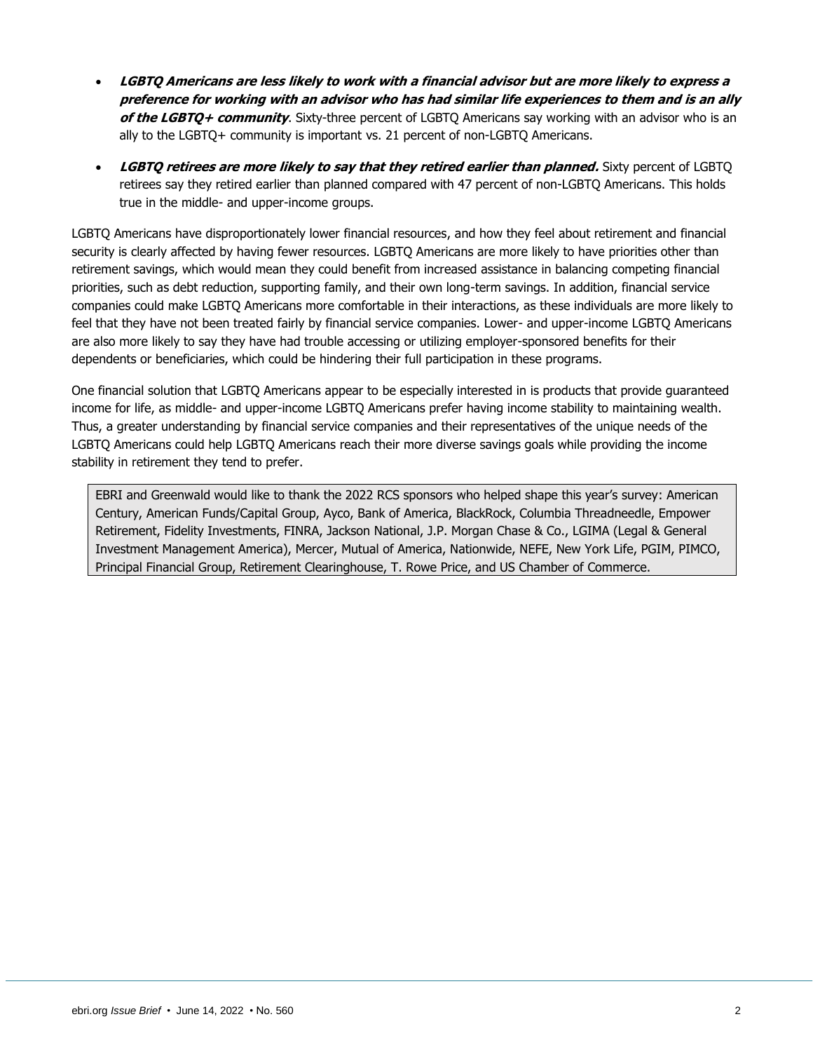- ***LGBTQ Americans are less likely to work with a financial advisor but are more likely to express a preference for working with an advisor who has had similar life experiences to them and is an ally of the LGBTQ+ community***. Sixty-three percent of LGBTQ Americans say working with an advisor who is an ally to the LGBTQ+ community is important vs. 21 percent of non-LGBTQ Americans.

- ***LGBTQ retirees are more likely to say that they retired earlier than planned.*** Sixty percent of LGBTQ retirees say they retired earlier than planned compared with 47 percent of non-LGBTQ Americans. This holds true in the middle- and upper-income groups.

LGBTQ Americans have disproportionately lower financial resources, and how they feel about retirement and financial security is clearly affected by having fewer resources. LGBTQ Americans are more likely to have priorities other than retirement savings, which would mean they could benefit from increased assistance in balancing competing financial priorities, such as debt reduction, supporting family, and their own long-term savings. In addition, financial service companies could make LGBTQ Americans more comfortable in their interactions, as these individuals are more likely to feel that they have not been treated fairly by financial service companies. Lower- and upper-income LGBTQ Americans are also more likely to say they have had trouble accessing or utilizing employer-sponsored benefits for their dependents or beneficiaries, which could be hindering their full participation in these programs.

One financial solution that LGBTQ Americans appear to be especially interested in is products that provide guaranteed income for life, as middle- and upper-income LGBTQ Americans prefer having income stability to maintaining wealth. Thus, a greater understanding by financial service companies and their representatives of the unique needs of the LGBTQ Americans could help LGBTQ Americans reach their more diverse savings goals while providing the income stability in retirement they tend to prefer.

EBRI and Greenwald would like to thank the 2022 RCS sponsors who helped shape this year's survey: American Century, American Funds/Capital Group, Ayco, Bank of America, BlackRock, Columbia Threadneedle, Empower Retirement, Fidelity Investments, FINRA, Jackson National, J.P. Morgan Chase & Co., LGIMA (Legal & General Investment Management America), Mercer, Mutual of America, Nationwide, NEFE, New York Life, PGIM, PIMCO, Principal Financial Group, Retirement Clearinghouse, T. Rowe Price, and US Chamber of Commerce.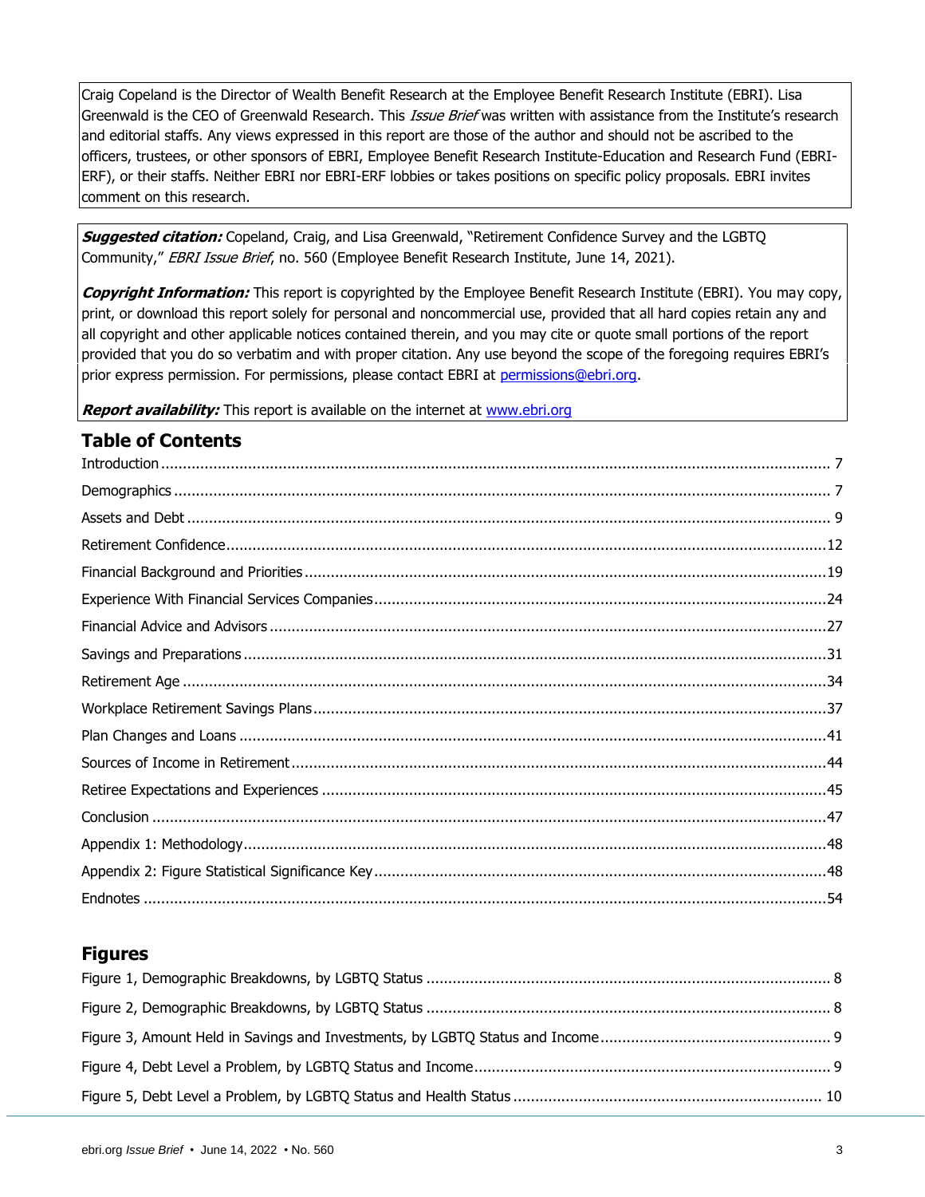Craig Copeland is the Director of Wealth Benefit Research at the Employee Benefit Research Institute (EBRI). Lisa Greenwald is the CEO of Greenwald Research. This *Issue Brief* was written with assistance from the Institute's research and editorial staffs. Any views expressed in this report are those of the author and should not be ascribed to the officers, trustees, or other sponsors of EBRI, Employee Benefit Research Institute-Education and Research Fund (EBRI-ERF), or their staffs. Neither EBRI nor EBRI-ERF lobbies or takes positions on specific policy proposals. EBRI invites comment on this research.

***Suggested citation:*** Copeland, Craig, and Lisa Greenwald, "Retirement Confidence Survey and the LGBTQ Community," *EBRI Issue Brief*, no. 560 (Employee Benefit Research Institute, June 14, 2021).

***Copyright Information:*** This report is copyrighted by the Employee Benefit Research Institute (EBRI). You may copy, print, or download this report solely for personal and noncommercial use, provided that all hard copies retain any and all copyright and other applicable notices contained therein, and you may cite or quote small portions of the report provided that you do so verbatim and with proper citation. Any use beyond the scope of the foregoing requires EBRI's prior express permission. For permissions, please contact EBRI at permissions@ebri.org.

***Report availability:*** This report is available on the internet at www.ebri.org

## Table of Contents

Introduction ........ 7
Demographics ........ 7
Assets and Debt ........ 9
Retirement Confidence ........ 12
Financial Background and Priorities ........ 19
Experience With Financial Services Companies ........ 24
Financial Advice and Advisors ........ 27
Savings and Preparations ........ 31
Retirement Age ........ 34
Workplace Retirement Savings Plans ........ 37
Plan Changes and Loans ........ 41
Sources of Income in Retirement ........ 44
Retiree Expectations and Experiences ........ 45
Conclusion ........ 47
Appendix 1: Methodology ........ 48
Appendix 2: Figure Statistical Significance Key ........ 48
Endnotes ........ 54

## Figures

Figure 1, Demographic Breakdowns, by LGBTQ Status ........ 8
Figure 2, Demographic Breakdowns, by LGBTQ Status ........ 8
Figure 3, Amount Held in Savings and Investments, by LGBTQ Status and Income ........ 9
Figure 4, Debt Level a Problem, by LGBTQ Status and Income ........ 9
Figure 5, Debt Level a Problem, by LGBTQ Status and Health Status ........ 10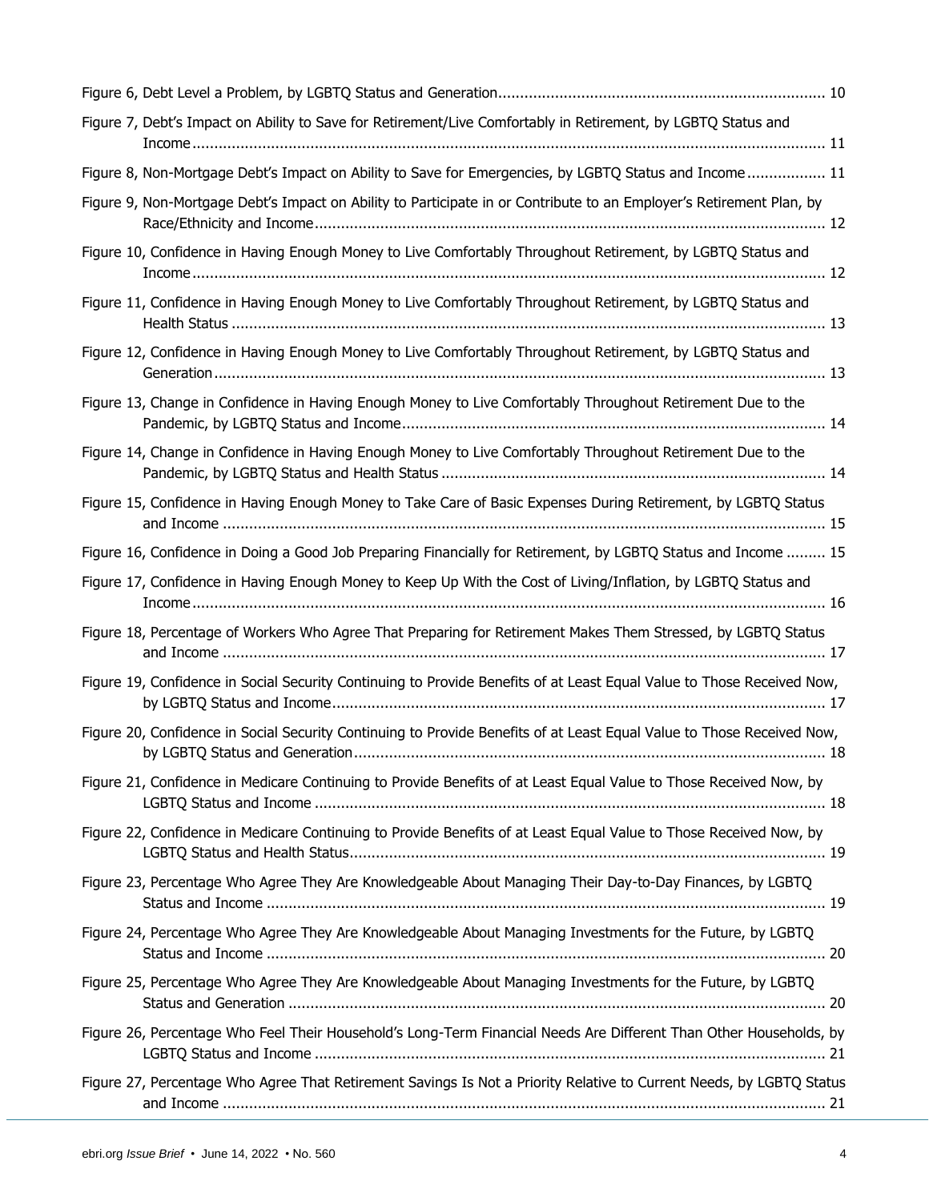Figure 6, Debt Level a Problem, by LGBTQ Status and Generation .......... 10

Figure 7, Debt's Impact on Ability to Save for Retirement/Live Comfortably in Retirement, by LGBTQ Status and Income .......... 11

Figure 8, Non-Mortgage Debt's Impact on Ability to Save for Emergencies, by LGBTQ Status and Income .......... 11

Figure 9, Non-Mortgage Debt's Impact on Ability to Participate in or Contribute to an Employer's Retirement Plan, by Race/Ethnicity and Income .......... 12

Figure 10, Confidence in Having Enough Money to Live Comfortably Throughout Retirement, by LGBTQ Status and Income .......... 12

Figure 11, Confidence in Having Enough Money to Live Comfortably Throughout Retirement, by LGBTQ Status and Health Status .......... 13

Figure 12, Confidence in Having Enough Money to Live Comfortably Throughout Retirement, by LGBTQ Status and Generation .......... 13

Figure 13, Change in Confidence in Having Enough Money to Live Comfortably Throughout Retirement Due to the Pandemic, by LGBTQ Status and Income .......... 14

Figure 14, Change in Confidence in Having Enough Money to Live Comfortably Throughout Retirement Due to the Pandemic, by LGBTQ Status and Health Status .......... 14

Figure 15, Confidence in Having Enough Money to Take Care of Basic Expenses During Retirement, by LGBTQ Status and Income .......... 15

Figure 16, Confidence in Doing a Good Job Preparing Financially for Retirement, by LGBTQ Status and Income .......... 15

Figure 17, Confidence in Having Enough Money to Keep Up With the Cost of Living/Inflation, by LGBTQ Status and Income .......... 16

Figure 18, Percentage of Workers Who Agree That Preparing for Retirement Makes Them Stressed, by LGBTQ Status and Income .......... 17

Figure 19, Confidence in Social Security Continuing to Provide Benefits of at Least Equal Value to Those Received Now, by LGBTQ Status and Income .......... 17

Figure 20, Confidence in Social Security Continuing to Provide Benefits of at Least Equal Value to Those Received Now, by LGBTQ Status and Generation .......... 18

Figure 21, Confidence in Medicare Continuing to Provide Benefits of at Least Equal Value to Those Received Now, by LGBTQ Status and Income .......... 18

Figure 22, Confidence in Medicare Continuing to Provide Benefits of at Least Equal Value to Those Received Now, by LGBTQ Status and Health Status .......... 19

Figure 23, Percentage Who Agree They Are Knowledgeable About Managing Their Day-to-Day Finances, by LGBTQ Status and Income .......... 19

Figure 24, Percentage Who Agree They Are Knowledgeable About Managing Investments for the Future, by LGBTQ Status and Income .......... 20

Figure 25, Percentage Who Agree They Are Knowledgeable About Managing Investments for the Future, by LGBTQ Status and Generation .......... 20

Figure 26, Percentage Who Feel Their Household's Long-Term Financial Needs Are Different Than Other Households, by LGBTQ Status and Income .......... 21

Figure 27, Percentage Who Agree That Retirement Savings Is Not a Priority Relative to Current Needs, by LGBTQ Status and Income .......... 21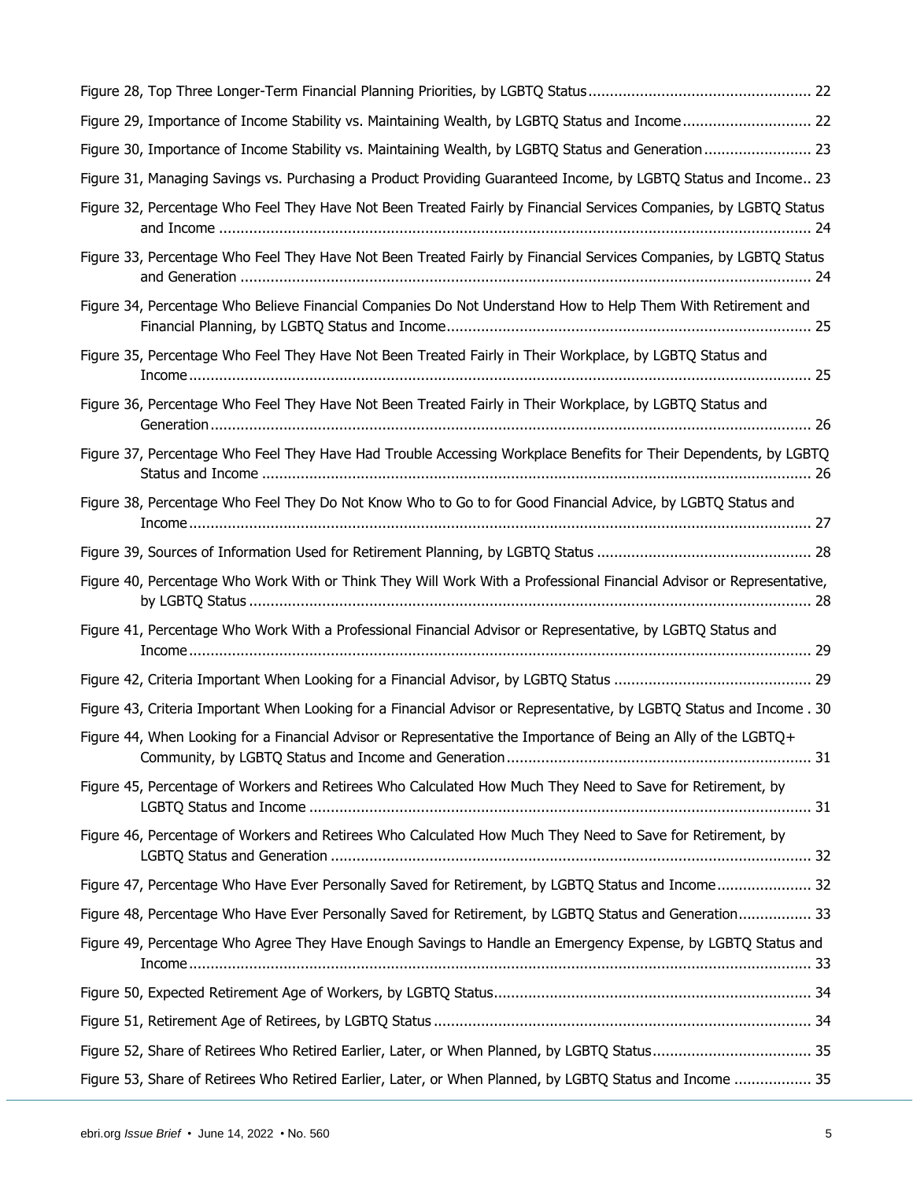Figure 28, Top Three Longer-Term Financial Planning Priorities, by LGBTQ Status ... 22

Figure 29, Importance of Income Stability vs. Maintaining Wealth, by LGBTQ Status and Income ... 22

Figure 30, Importance of Income Stability vs. Maintaining Wealth, by LGBTQ Status and Generation ... 23

Figure 31, Managing Savings vs. Purchasing a Product Providing Guaranteed Income, by LGBTQ Status and Income ... 23

Figure 32, Percentage Who Feel They Have Not Been Treated Fairly by Financial Services Companies, by LGBTQ Status and Income ... 24

Figure 33, Percentage Who Feel They Have Not Been Treated Fairly by Financial Services Companies, by LGBTQ Status and Generation ... 24

Figure 34, Percentage Who Believe Financial Companies Do Not Understand How to Help Them With Retirement and Financial Planning, by LGBTQ Status and Income ... 25

Figure 35, Percentage Who Feel They Have Not Been Treated Fairly in Their Workplace, by LGBTQ Status and Income ... 25

Figure 36, Percentage Who Feel They Have Not Been Treated Fairly in Their Workplace, by LGBTQ Status and Generation ... 26

Figure 37, Percentage Who Feel They Have Had Trouble Accessing Workplace Benefits for Their Dependents, by LGBTQ Status and Income ... 26

Figure 38, Percentage Who Feel They Do Not Know Who to Go to for Good Financial Advice, by LGBTQ Status and Income ... 27

Figure 39, Sources of Information Used for Retirement Planning, by LGBTQ Status ... 28

Figure 40, Percentage Who Work With or Think They Will Work With a Professional Financial Advisor or Representative, by LGBTQ Status ... 28

Figure 41, Percentage Who Work With a Professional Financial Advisor or Representative, by LGBTQ Status and Income ... 29

Figure 42, Criteria Important When Looking for a Financial Advisor, by LGBTQ Status ... 29

Figure 43, Criteria Important When Looking for a Financial Advisor or Representative, by LGBTQ Status and Income ... 30

Figure 44, When Looking for a Financial Advisor or Representative the Importance of Being an Ally of the LGBTQ+ Community, by LGBTQ Status and Income and Generation ... 31

Figure 45, Percentage of Workers and Retirees Who Calculated How Much They Need to Save for Retirement, by LGBTQ Status and Income ... 31

Figure 46, Percentage of Workers and Retirees Who Calculated How Much They Need to Save for Retirement, by LGBTQ Status and Generation ... 32

Figure 47, Percentage Who Have Ever Personally Saved for Retirement, by LGBTQ Status and Income ... 32

Figure 48, Percentage Who Have Ever Personally Saved for Retirement, by LGBTQ Status and Generation ... 33

Figure 49, Percentage Who Agree They Have Enough Savings to Handle an Emergency Expense, by LGBTQ Status and Income ... 33

Figure 50, Expected Retirement Age of Workers, by LGBTQ Status ... 34

Figure 51, Retirement Age of Retirees, by LGBTQ Status ... 34

Figure 52, Share of Retirees Who Retired Earlier, Later, or When Planned, by LGBTQ Status ... 35

Figure 53, Share of Retirees Who Retired Earlier, Later, or When Planned, by LGBTQ Status and Income ... 35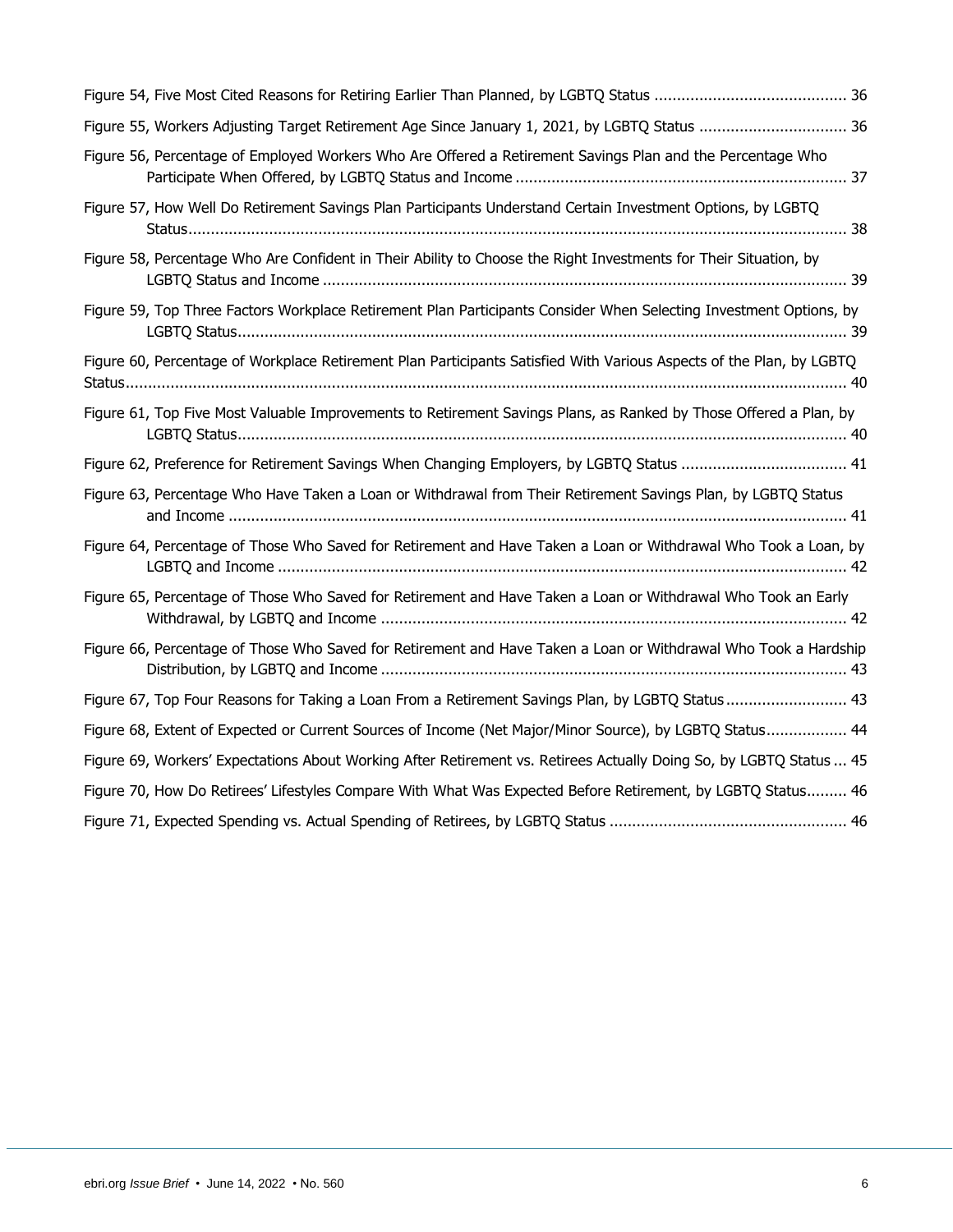Figure 54, Five Most Cited Reasons for Retiring Earlier Than Planned, by LGBTQ Status .......................................... 36

Figure 55, Workers Adjusting Target Retirement Age Since January 1, 2021, by LGBTQ Status ................................ 36

Figure 56, Percentage of Employed Workers Who Are Offered a Retirement Savings Plan and the Percentage Who Participate When Offered, by LGBTQ Status and Income ......................................................................... 37

Figure 57, How Well Do Retirement Savings Plan Participants Understand Certain Investment Options, by LGBTQ Status................................................................................................................................................. 38

Figure 58, Percentage Who Are Confident in Their Ability to Choose the Right Investments for Their Situation, by LGBTQ Status and Income ................................................................................................................... 39

Figure 59, Top Three Factors Workplace Retirement Plan Participants Consider When Selecting Investment Options, by LGBTQ Status...................................................................................................................................... 39

Figure 60, Percentage of Workplace Retirement Plan Participants Satisfied With Various Aspects of the Plan, by LGBTQ Status............................................................................................................................................................ 40

Figure 61, Top Five Most Valuable Improvements to Retirement Savings Plans, as Ranked by Those Offered a Plan, by LGBTQ Status...................................................................................................................................... 40

Figure 62, Preference for Retirement Savings When Changing Employers, by LGBTQ Status .................................... 41

Figure 63, Percentage Who Have Taken a Loan or Withdrawal from Their Retirement Savings Plan, by LGBTQ Status and Income ........................................................................................................................................ 41

Figure 64, Percentage of Those Who Saved for Retirement and Have Taken a Loan or Withdrawal Who Took a Loan, by LGBTQ and Income ............................................................................................................................. 42

Figure 65, Percentage of Those Who Saved for Retirement and Have Taken a Loan or Withdrawal Who Took an Early Withdrawal, by LGBTQ and Income ....................................................................................................... 42

Figure 66, Percentage of Those Who Saved for Retirement and Have Taken a Loan or Withdrawal Who Took a Hardship Distribution, by LGBTQ and Income ....................................................................................................... 43

Figure 67, Top Four Reasons for Taking a Loan From a Retirement Savings Plan, by LGBTQ Status........................... 43

Figure 68, Extent of Expected or Current Sources of Income (Net Major/Minor Source), by LGBTQ Status.................. 44

Figure 69, Workers' Expectations About Working After Retirement vs. Retirees Actually Doing So, by LGBTQ Status ... 45

Figure 70, How Do Retirees' Lifestyles Compare With What Was Expected Before Retirement, by LGBTQ Status......... 46

Figure 71, Expected Spending vs. Actual Spending of Retirees, by LGBTQ Status .................................................... 46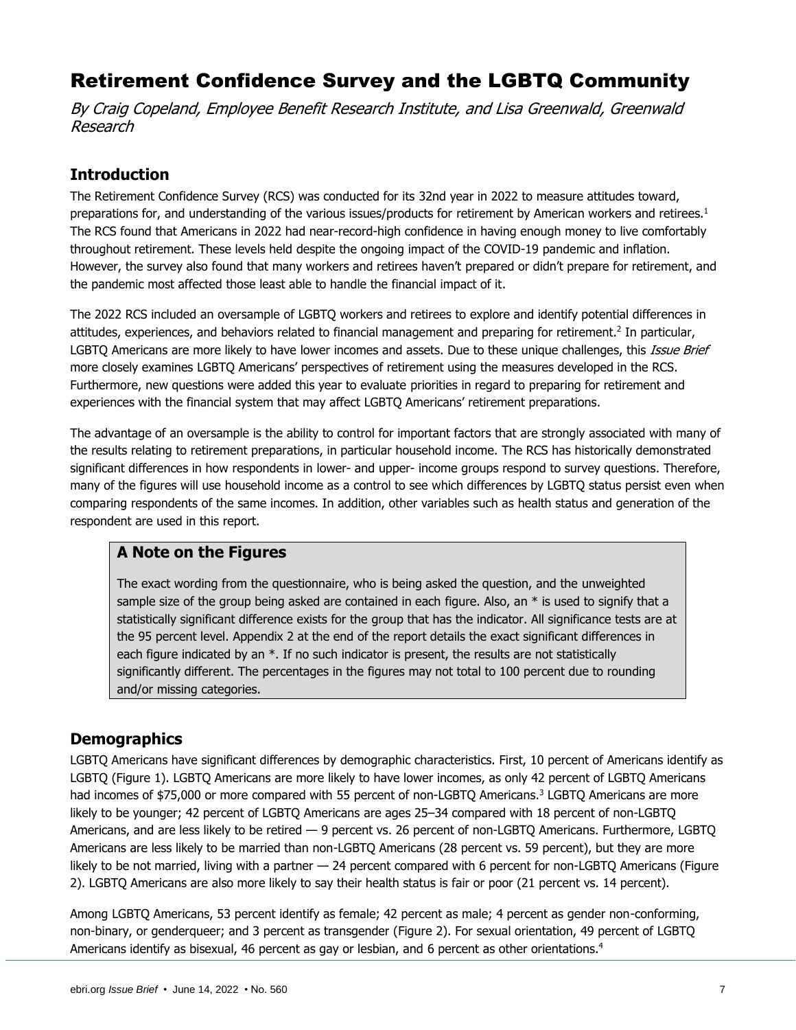# Retirement Confidence Survey and the LGBTQ Community

*By Craig Copeland, Employee Benefit Research Institute, and Lisa Greenwald, Greenwald Research*

## Introduction

The Retirement Confidence Survey (RCS) was conducted for its 32nd year in 2022 to measure attitudes toward, preparations for, and understanding of the various issues/products for retirement by American workers and retirees.[1] The RCS found that Americans in 2022 had near-record-high confidence in having enough money to live comfortably throughout retirement. These levels held despite the ongoing impact of the COVID-19 pandemic and inflation. However, the survey also found that many workers and retirees haven't prepared or didn't prepare for retirement, and the pandemic most affected those least able to handle the financial impact of it.

The 2022 RCS included an oversample of LGBTQ workers and retirees to explore and identify potential differences in attitudes, experiences, and behaviors related to financial management and preparing for retirement.[2] In particular, LGBTQ Americans are more likely to have lower incomes and assets. Due to these unique challenges, this *Issue Brief* more closely examines LGBTQ Americans' perspectives of retirement using the measures developed in the RCS. Furthermore, new questions were added this year to evaluate priorities in regard to preparing for retirement and experiences with the financial system that may affect LGBTQ Americans' retirement preparations.

The advantage of an oversample is the ability to control for important factors that are strongly associated with many of the results relating to retirement preparations, in particular household income. The RCS has historically demonstrated significant differences in how respondents in lower- and upper- income groups respond to survey questions. Therefore, many of the figures will use household income as a control to see which differences by LGBTQ status persist even when comparing respondents of the same incomes. In addition, other variables such as health status and generation of the respondent are used in this report.

### A Note on the Figures

The exact wording from the questionnaire, who is being asked the question, and the unweighted sample size of the group being asked are contained in each figure. Also, an * is used to signify that a statistically significant difference exists for the group that has the indicator. All significance tests are at the 95 percent level. Appendix 2 at the end of the report details the exact significant differences in each figure indicated by an *. If no such indicator is present, the results are not statistically significantly different. The percentages in the figures may not total to 100 percent due to rounding and/or missing categories.

## Demographics

LGBTQ Americans have significant differences by demographic characteristics. First, 10 percent of Americans identify as LGBTQ (Figure 1). LGBTQ Americans are more likely to have lower incomes, as only 42 percent of LGBTQ Americans had incomes of $75,000 or more compared with 55 percent of non-LGBTQ Americans.[3] LGBTQ Americans are more likely to be younger; 42 percent of LGBTQ Americans are ages 25–34 compared with 18 percent of non-LGBTQ Americans, and are less likely to be retired — 9 percent vs. 26 percent of non-LGBTQ Americans. Furthermore, LGBTQ Americans are less likely to be married than non-LGBTQ Americans (28 percent vs. 59 percent), but they are more likely to be not married, living with a partner — 24 percent compared with 6 percent for non-LGBTQ Americans (Figure 2). LGBTQ Americans are also more likely to say their health status is fair or poor (21 percent vs. 14 percent).

Among LGBTQ Americans, 53 percent identify as female; 42 percent as male; 4 percent as gender non-conforming, non-binary, or genderqueer; and 3 percent as transgender (Figure 2). For sexual orientation, 49 percent of LGBTQ Americans identify as bisexual, 46 percent as gay or lesbian, and 6 percent as other orientations.[4]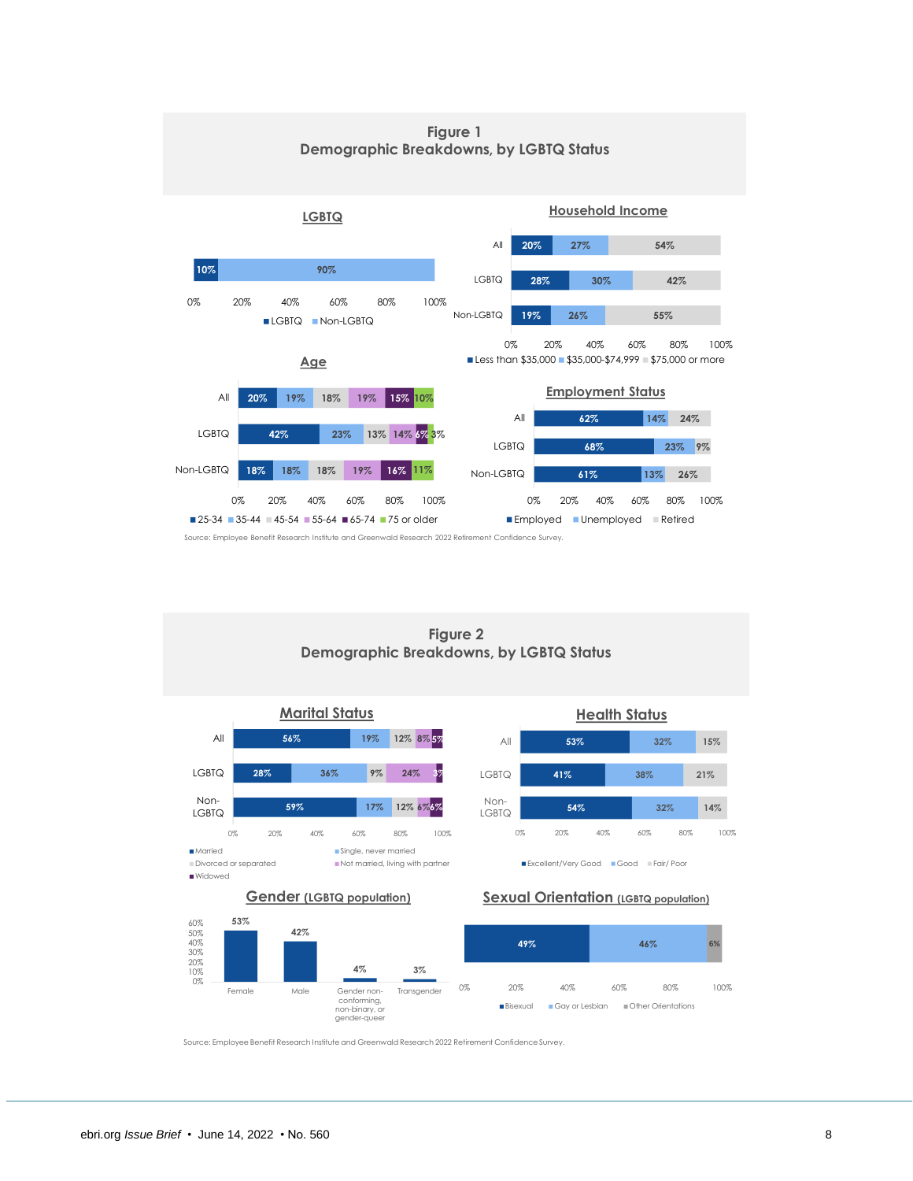## Figure 1
## Demographic Breakdowns, by LGBTQ Status

### LGBTQ

| | LGBTQ | Non-LGBTQ |
|---|---|---|
| | 10% | 90% |

### Household Income

| | Less than \$35,000 | \$35,000-\$74,999 | \$75,000 or more |
|---|---|---|---|
| All | 20% | 27% | 54% |
| LGBTQ | 28% | 30% | 42% |
| Non-LGBTQ | 19% | 26% | 55% |

### Age

| | 25-34 | 35-44 | 45-54 | 55-64 | 65-74 | 75 or older |
|---|---|---|---|---|---|---|
| All | 20% | 19% | 18% | 19% | 15% | 10% |
| LGBTQ | 42% | 23% | 13% | 14% | 6% | 3% |
| Non-LGBTQ | 18% | 18% | 18% | 19% | 16% | 11% |

### Employment Status

| | Employed | Unemployed | Retired |
|---|---|---|---|
| All | 62% | 14% | 24% |
| LGBTQ | 68% | 23% | 9% |
| Non-LGBTQ | 61% | 13% | 26% |

Source: Employee Benefit Research Institute and Greenwald Research 2022 Retirement Confidence Survey.

## Figure 2
## Demographic Breakdowns, by LGBTQ Status

### Marital Status

| | Married | Single, never married | Divorced or separated | Not married, living with partner | Widowed |
|---|---|---|---|---|---|
| All | 56% | 19% | 12% | 8% | 5% |
| LGBTQ | 28% | 36% | 9% | 24% | 3% |
| Non-LGBTQ | 59% | 17% | 12% | 6% | 6% |

### Health Status

| | Excellent/Very Good | Good | Fair/ Poor |
|---|---|---|---|
| All | 53% | 32% | 15% |
| LGBTQ | 41% | 38% | 21% |
| Non-LGBTQ | 54% | 32% | 14% |

### Gender (LGBTQ population)

| Female | Male | Gender non-conforming, non-binary, or gender-queer | Transgender |
|---|---|---|---|
| 53% | 42% | 4% | 3% |

### Sexual Orientation (LGBTQ population)

| Bisexual | Gay or Lesbian | Other Orientations |
|---|---|---|
| 49% | 46% | 6% |

Source: Employee Benefit Research Institute and Greenwald Research 2022 Retirement Confidence Survey.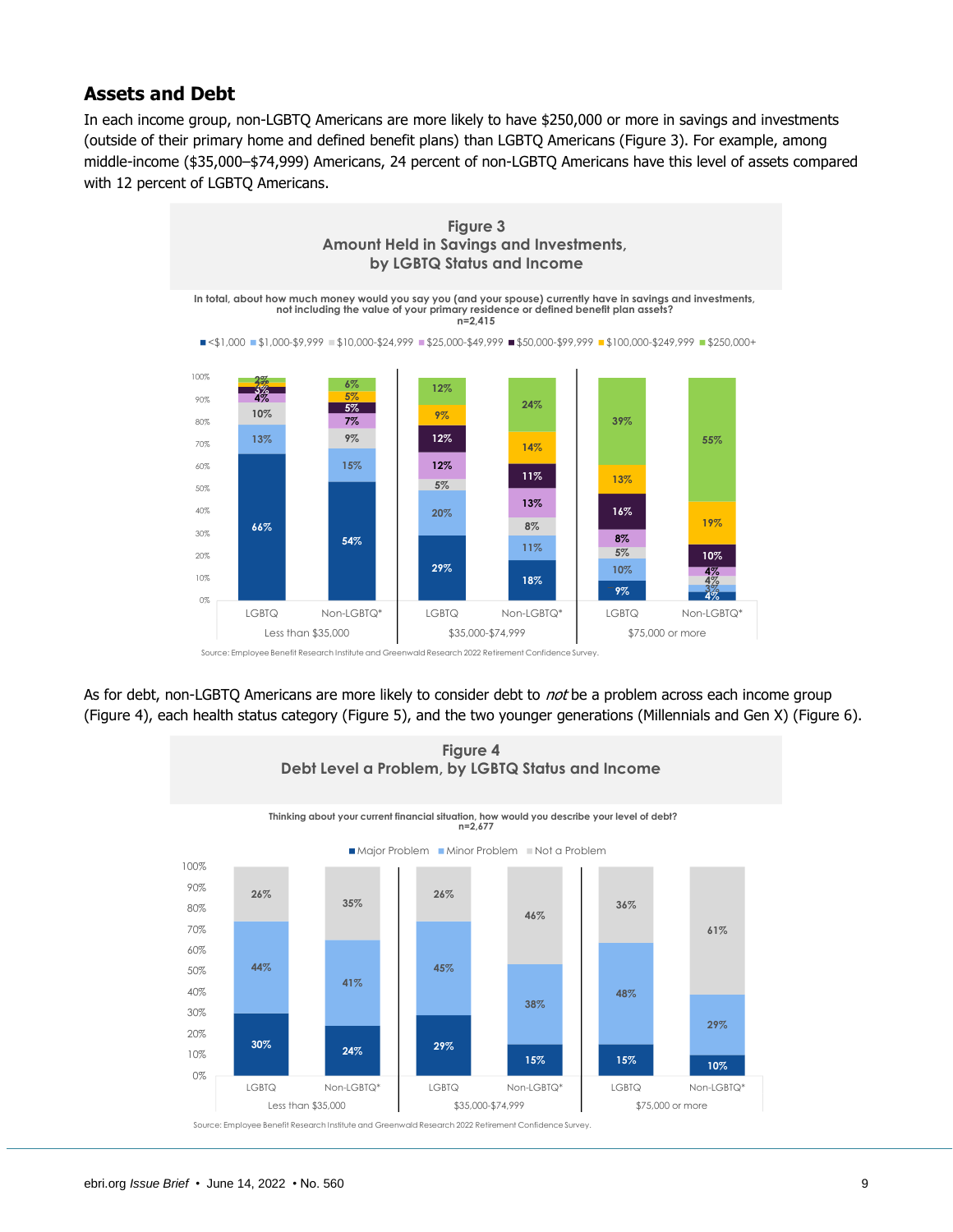## Assets and Debt

In each income group, non-LGBTQ Americans are more likely to have $250,000 or more in savings and investments (outside of their primary home and defined benefit plans) than LGBTQ Americans (Figure 3). For example, among middle-income ($35,000–$74,999) Americans, 24 percent of non-LGBTQ Americans have this level of assets compared with 12 percent of LGBTQ Americans.

**Figure 3**
**Amount Held in Savings and Investments, by LGBTQ Status and Income**

In total, about how much money would you say you (and your spouse) currently have in savings and investments, not including the value of your primary residence or defined benefit plan assets?
n=2,415

| Income | Group | <$1,000 | $1,000-$9,999 | $10,000-$24,999 | $25,000-$49,999 | $50,000-$99,999 | $100,000-$249,999 | $250,000+ |
|---|---|---|---|---|---|---|---|---|
| Less than $35,000 | LGBTQ | 66% | 13% | 10% | 4% | 3% | 2% | 2% |
| Less than $35,000 | Non-LGBTQ* | 54% | 15% | 9% | 7% | 5% | 5% | 6% |
| $35,000-$74,999 | LGBTQ | 29% | 20% | 5% | 12% | 12% | 9% | 12% |
| $35,000-$74,999 | Non-LGBTQ* | 18% | 11% | 8% | 13% | 11% | 14% | 24% |
| $75,000 or more | LGBTQ | 9% | 10% | 5% | 8% | 16% | 13% | 39% |
| $75,000 or more | Non-LGBTQ* | 4% | 3% | 4% | 4% | 10% | 19% | 55% |

Source: Employee Benefit Research Institute and Greenwald Research 2022 Retirement Confidence Survey.

As for debt, non-LGBTQ Americans are more likely to consider debt to *not* be a problem across each income group (Figure 4), each health status category (Figure 5), and the two younger generations (Millennials and Gen X) (Figure 6).

**Figure 4**
**Debt Level a Problem, by LGBTQ Status and Income**

Thinking about your current financial situation, how would you describe your level of debt?
n=2,677

| Income | Group | Major Problem | Minor Problem | Not a Problem |
|---|---|---|---|---|
| Less than $35,000 | LGBTQ | 30% | 44% | 26% |
| Less than $35,000 | Non-LGBTQ* | 24% | 41% | 35% |
| $35,000-$74,999 | LGBTQ | 29% | 45% | 26% |
| $35,000-$74,999 | Non-LGBTQ* | 15% | 38% | 46% |
| $75,000 or more | LGBTQ | 15% | 48% | 36% |
| $75,000 or more | Non-LGBTQ* | 10% | 29% | 61% |

Source: Employee Benefit Research Institute and Greenwald Research 2022 Retirement Confidence Survey.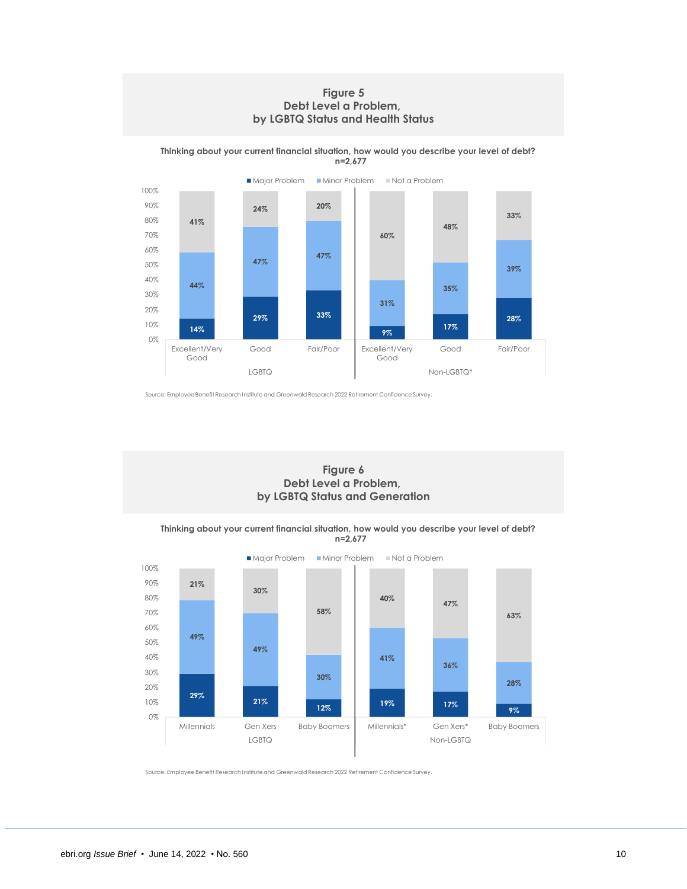## Figure 5
## Debt Level a Problem, by LGBTQ Status and Health Status

**Thinking about your current financial situation, how would you describe your level of debt?**
**n=2,677**

| | | Major Problem | Minor Problem | Not a Problem |
|---|---|---|---|---|
| LGBTQ | Excellent/Very Good | 14% | 44% | 41% |
| | Good | 29% | 47% | 24% |
| | Fair/Poor | 33% | 47% | 20% |
| Non-LGBTQ* | Excellent/Very Good | 9% | 31% | 60% |
| | Good | 17% | 35% | 48% |
| | Fair/Poor | 28% | 39% | 33% |

Source: Employee Benefit Research Institute and Greenwald Research 2022 Retirement Confidence Survey.

## Figure 6
## Debt Level a Problem, by LGBTQ Status and Generation

**Thinking about your current financial situation, how would you describe your level of debt?**
**n=2,677**

| | | Major Problem | Minor Problem | Not a Problem |
|---|---|---|---|---|
| LGBTQ | Millennials | 29% | 49% | 21% |
| | Gen Xers | 21% | 49% | 30% |
| | Baby Boomers | 12% | 30% | 58% |
| Non-LGBTQ | Millennials* | 19% | 41% | 40% |
| | Gen Xers* | 17% | 36% | 47% |
| | Baby Boomers | 9% | 28% | 63% |

Source: Employee Benefit Research Institute and Greenwald Research 2022 Retirement Confidence Survey.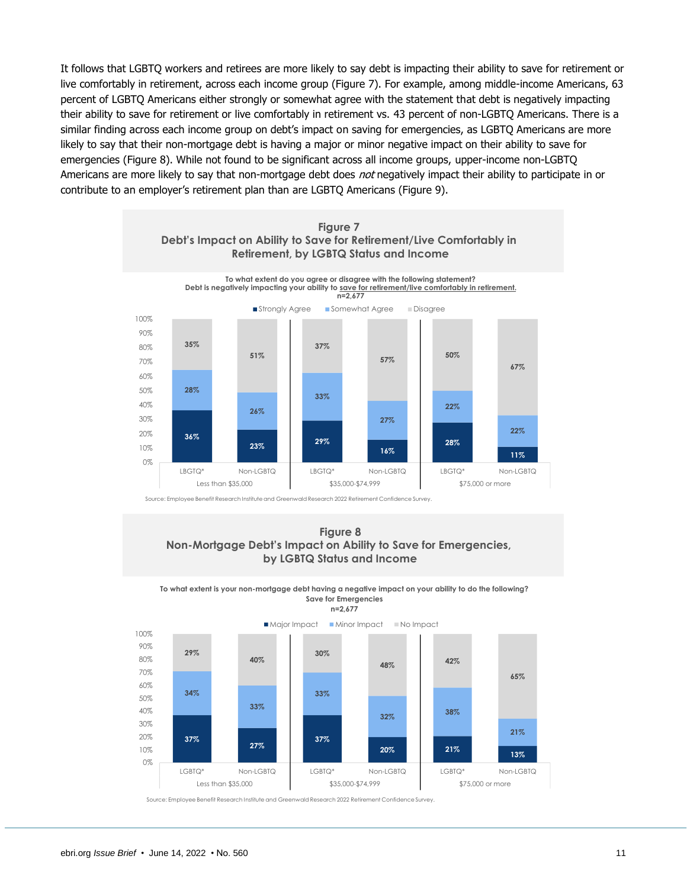It follows that LGBTQ workers and retirees are more likely to say debt is impacting their ability to save for retirement or live comfortably in retirement, across each income group (Figure 7). For example, among middle-income Americans, 63 percent of LGBTQ Americans either strongly or somewhat agree with the statement that debt is negatively impacting their ability to save for retirement or live comfortably in retirement vs. 43 percent of non-LGBTQ Americans. There is a similar finding across each income group on debt's impact on saving for emergencies, as LGBTQ Americans are more likely to say that their non-mortgage debt is having a major or minor negative impact on their ability to save for emergencies (Figure 8). While not found to be significant across all income groups, upper-income non-LGBTQ Americans are more likely to say that non-mortgage debt does *not* negatively impact their ability to participate in or contribute to an employer's retirement plan than are LGBTQ Americans (Figure 9).

**Figure 7**
**Debt's Impact on Ability to Save for Retirement/Live Comfortably in Retirement, by LGBTQ Status and Income**

To what extent do you agree or disagree with the following statement?
Debt is negatively impacting your ability to save for retirement/live comfortably in retirement.
n=2,677

| Income | Group | Strongly Agree | Somewhat Agree | Disagree |
|---|---|---|---|---|
| Less than $35,000 | LBGTQ* | 36% | 28% | 35% |
| | Non-LGBTQ | 23% | 26% | 51% |
| $35,000-$74,999 | LBGTQ* | 29% | 33% | 37% |
| | Non-LGBTQ | 16% | 27% | 57% |
| $75,000 or more | LBGTQ* | 28% | 22% | 50% |
| | Non-LGBTQ | 11% | 22% | 67% |

Source: Employee Benefit Research Institute and Greenwald Research 2022 Retirement Confidence Survey.

**Figure 8**
**Non-Mortgage Debt's Impact on Ability to Save for Emergencies, by LGBTQ Status and Income**

To what extent is your non-mortgage debt having a negative impact on your ability to do the following?
Save for Emergencies
n=2,677

| Income | Group | Major Impact | Minor Impact | No Impact |
|---|---|---|---|---|
| Less than $35,000 | LGBTQ* | 37% | 34% | 29% |
| | Non-LGBTQ | 27% | 33% | 40% |
| $35,000-$74,999 | LGBTQ* | 37% | 33% | 30% |
| | Non-LGBTQ | 20% | 32% | 48% |
| $75,000 or more | LGBTQ* | 21% | 38% | 42% |
| | Non-LGBTQ | 13% | 21% | 65% |

Source: Employee Benefit Research Institute and Greenwald Research 2022 Retirement Confidence Survey.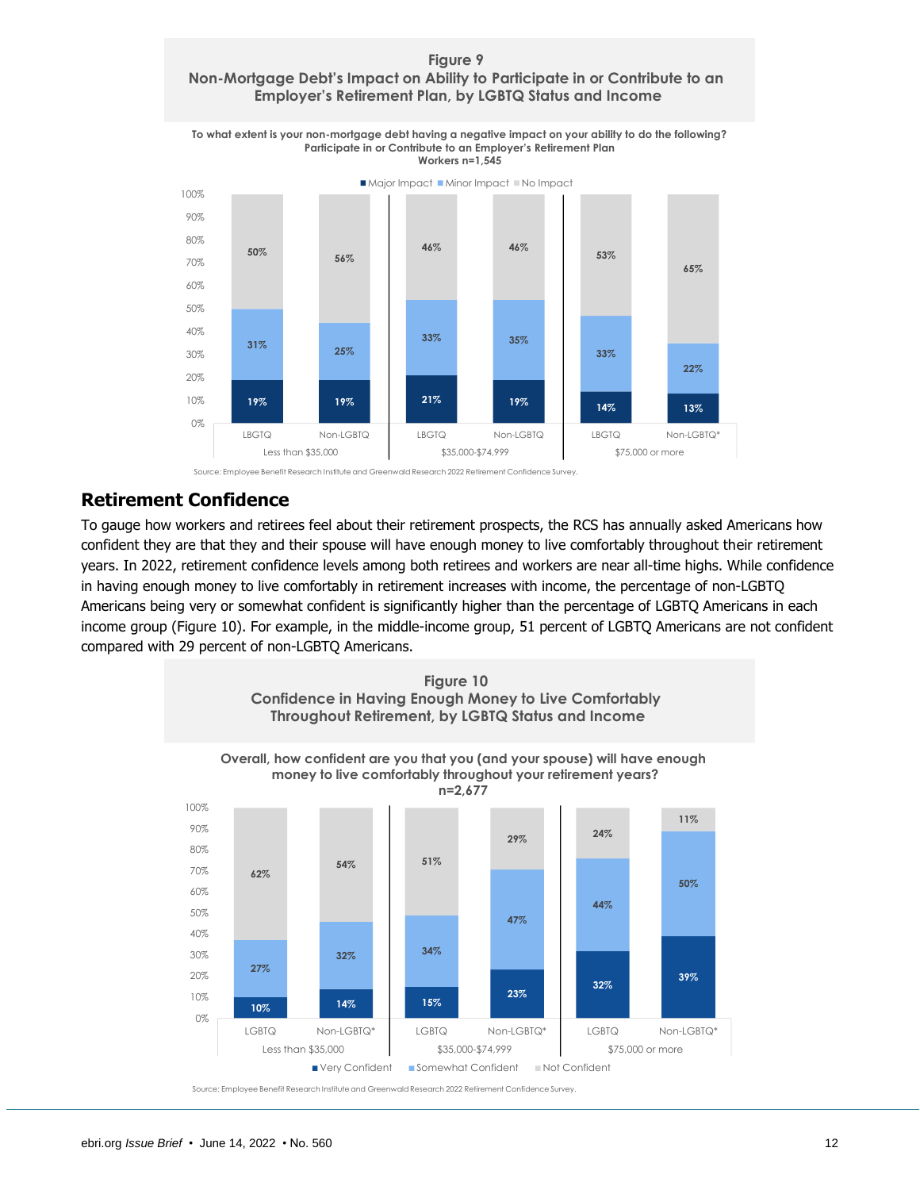### Figure 9
### Non-Mortgage Debt's Impact on Ability to Participate in or Contribute to an Employer's Retirement Plan, by LGBTQ Status and Income

**To what extent is your non-mortgage debt having a negative impact on your ability to do the following?**
**Participate in or Contribute to an Employer's Retirement Plan**
**Workers n=1,545**

| Income | Group | Major Impact | Minor Impact | No Impact |
|---|---|---|---|---|
| Less than $35,000 | LBGTQ | 19% | 31% | 50% |
| | Non-LGBTQ | 19% | 25% | 56% |
| $35,000-$74,999 | LBGTQ | 21% | 33% | 46% |
| | Non-LGBTQ | 19% | 35% | 46% |
| $75,000 or more | LBGTQ | 14% | 33% | 53% |
| | Non-LGBTQ* | 13% | 22% | 65% |

Source: Employee Benefit Research Institute and Greenwald Research 2022 Retirement Confidence Survey.

## Retirement Confidence

To gauge how workers and retirees feel about their retirement prospects, the RCS has annually asked Americans how confident they are that they and their spouse will have enough money to live comfortably throughout their retirement years. In 2022, retirement confidence levels among both retirees and workers are near all-time highs. While confidence in having enough money to live comfortably in retirement increases with income, the percentage of non-LGBTQ Americans being very or somewhat confident is significantly higher than the percentage of LGBTQ Americans in each income group (Figure 10). For example, in the middle-income group, 51 percent of LGBTQ Americans are not confident compared with 29 percent of non-LGBTQ Americans.

### Figure 10
### Confidence in Having Enough Money to Live Comfortably Throughout Retirement, by LGBTQ Status and Income

**Overall, how confident are you that you (and your spouse) will have enough money to live comfortably throughout your retirement years?**
**n=2,677**

| Income | Group | Very Confident | Somewhat Confident | Not Confident |
|---|---|---|---|---|
| Less than $35,000 | LGBTQ | 10% | 27% | 62% |
| | Non-LGBTQ* | 14% | 32% | 54% |
| $35,000-$74,999 | LGBTQ | 15% | 34% | 51% |
| | Non-LGBTQ* | 23% | 47% | 29% |
| $75,000 or more | LGBTQ | 32% | 44% | 24% |
| | Non-LGBTQ* | 39% | 50% | 11% |

Source: Employee Benefit Research Institute and Greenwald Research 2022 Retirement Confidence Survey.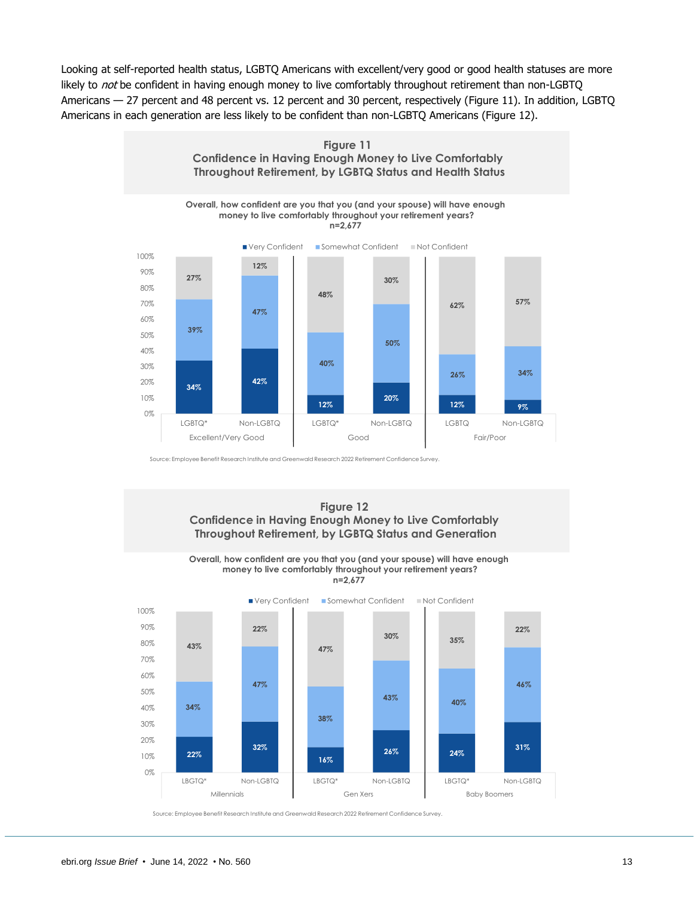Looking at self-reported health status, LGBTQ Americans with excellent/very good or good health statuses are more likely to *not* be confident in having enough money to live comfortably throughout retirement than non-LGBTQ Americans — 27 percent and 48 percent vs. 12 percent and 30 percent, respectively (Figure 11). In addition, LGBTQ Americans in each generation are less likely to be confident than non-LGBTQ Americans (Figure 12).

**Figure 11**
**Confidence in Having Enough Money to Live Comfortably Throughout Retirement, by LGBTQ Status and Health Status**

**Overall, how confident are you that you (and your spouse) will have enough money to live comfortably throughout your retirement years?**
**n=2,677**

| Health Status | Group | Very Confident | Somewhat Confident | Not Confident |
|---|---|---|---|---|
| Excellent/Very Good | LGBTQ* | 34% | 39% | 27% |
| Excellent/Very Good | Non-LGBTQ | 42% | 47% | 12% |
| Good | LGBTQ* | 12% | 40% | 48% |
| Good | Non-LGBTQ | 20% | 50% | 30% |
| Fair/Poor | LGBTQ | 12% | 26% | 62% |
| Fair/Poor | Non-LGBTQ | 9% | 34% | 57% |

Source: Employee Benefit Research Institute and Greenwald Research 2022 Retirement Confidence Survey.

**Figure 12**
**Confidence in Having Enough Money to Live Comfortably Throughout Retirement, by LGBTQ Status and Generation**

**Overall, how confident are you that you (and your spouse) will have enough money to live comfortably throughout your retirement years?**
**n=2,677**

| Generation | Group | Very Confident | Somewhat Confident | Not Confident |
|---|---|---|---|---|
| Millennials | LBGTQ* | 22% | 34% | 43% |
| Millennials | Non-LGBTQ | 32% | 47% | 22% |
| Gen Xers | LBGTQ* | 16% | 38% | 47% |
| Gen Xers | Non-LGBTQ | 26% | 43% | 30% |
| Baby Boomers | LBGTQ* | 24% | 40% | 35% |
| Baby Boomers | Non-LGBTQ | 31% | 46% | 22% |

Source: Employee Benefit Research Institute and Greenwald Research 2022 Retirement Confidence Survey.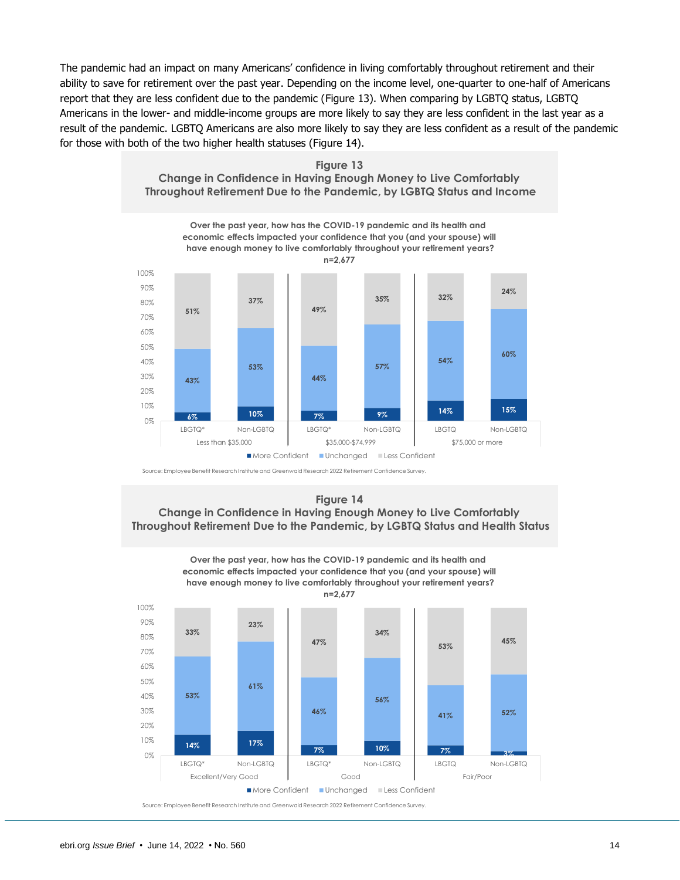The pandemic had an impact on many Americans' confidence in living comfortably throughout retirement and their ability to save for retirement over the past year. Depending on the income level, one-quarter to one-half of Americans report that they are less confident due to the pandemic (Figure 13). When comparing by LGBTQ status, LGBTQ Americans in the lower- and middle-income groups are more likely to say they are less confident in the last year as a result of the pandemic. LGBTQ Americans are also more likely to say they are less confident as a result of the pandemic for those with both of the two higher health statuses (Figure 14).

**Figure 13**
**Change in Confidence in Having Enough Money to Live Comfortably Throughout Retirement Due to the Pandemic, by LGBTQ Status and Income**

**Over the past year, how has the COVID-19 pandemic and its health and economic effects impacted your confidence that you (and your spouse) will have enough money to live comfortably throughout your retirement years?**
**n=2,677**

| Income | Group | More Confident | Unchanged | Less Confident |
|---|---|---|---|---|
| Less than $35,000 | LBGTQ* | 6% | 43% | 51% |
| | Non-LGBTQ | 10% | 53% | 37% |
| $35,000-$74,999 | LBGTQ* | 7% | 44% | 49% |
| | Non-LGBTQ | 9% | 57% | 35% |
| $75,000 or more | LBGTQ | 14% | 54% | 32% |
| | Non-LGBTQ | 15% | 60% | 24% |

Source: Employee Benefit Research Institute and Greenwald Research 2022 Retirement Confidence Survey.

**Figure 14**
**Change in Confidence in Having Enough Money to Live Comfortably Throughout Retirement Due to the Pandemic, by LGBTQ Status and Health Status**

**Over the past year, how has the COVID-19 pandemic and its health and economic effects impacted your confidence that you (and your spouse) will have enough money to live comfortably throughout your retirement years?**
**n=2,677**

| Health Status | Group | More Confident | Unchanged | Less Confident |
|---|---|---|---|---|
| Excellent/Very Good | LBGTQ* | 14% | 53% | 33% |
| | Non-LGBTQ | 17% | 61% | 23% |
| Good | LBGTQ* | 7% | 46% | 47% |
| | Non-LGBTQ | 10% | 56% | 34% |
| Fair/Poor | LBGTQ | 7% | 41% | 53% |
| | Non-LGBTQ | 3% | 52% | 45% |

Source: Employee Benefit Research Institute and Greenwald Research 2022 Retirement Confidence Survey.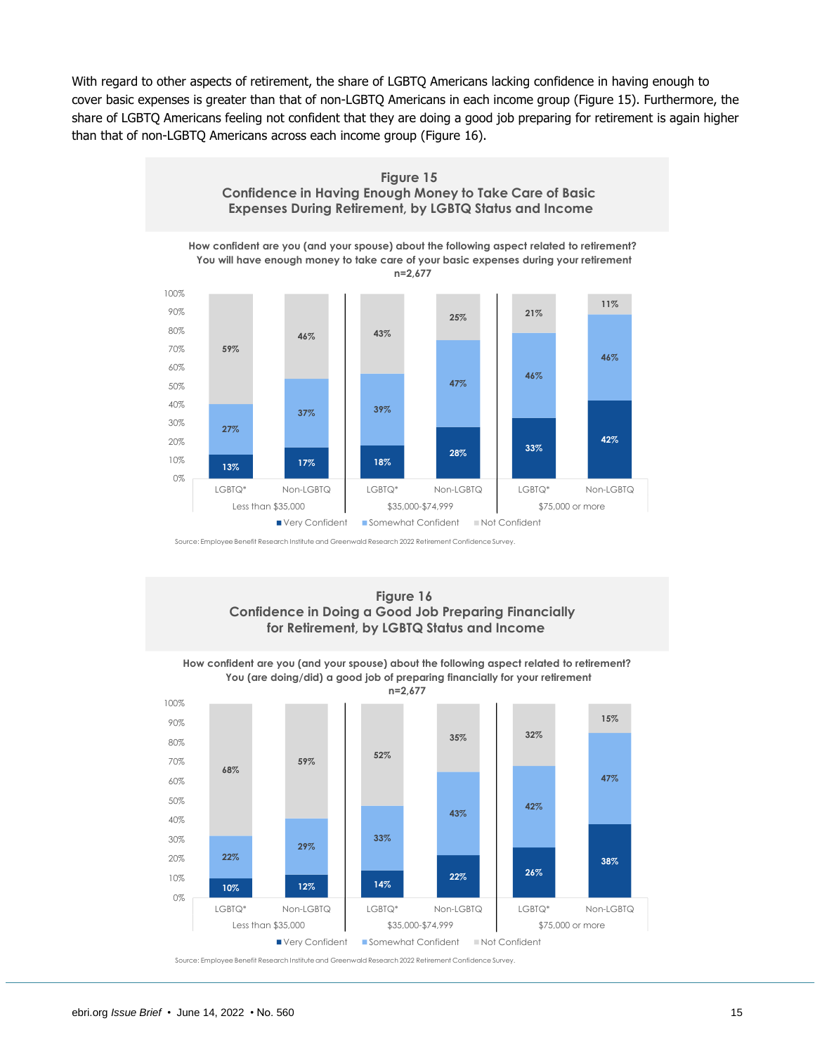With regard to other aspects of retirement, the share of LGBTQ Americans lacking confidence in having enough to cover basic expenses is greater than that of non-LGBTQ Americans in each income group (Figure 15). Furthermore, the share of LGBTQ Americans feeling not confident that they are doing a good job preparing for retirement is again higher than that of non-LGBTQ Americans across each income group (Figure 16).

**Figure 15**
**Confidence in Having Enough Money to Take Care of Basic Expenses During Retirement, by LGBTQ Status and Income**

How confident are you (and your spouse) about the following aspect related to retirement? You will have enough money to take care of your basic expenses during your retirement
n=2,677

| Income | Group | Very Confident | Somewhat Confident | Not Confident |
|---|---|---|---|---|
| Less than $35,000 | LGBTQ* | 13% | 27% | 59% |
| Less than $35,000 | Non-LGBTQ | 17% | 37% | 46% |
| $35,000-$74,999 | LGBTQ* | 18% | 39% | 43% |
| $35,000-$74,999 | Non-LGBTQ | 28% | 47% | 25% |
| $75,000 or more | LGBTQ* | 33% | 46% | 21% |
| $75,000 or more | Non-LGBTQ | 42% | 46% | 11% |

Source: Employee Benefit Research Institute and Greenwald Research 2022 Retirement Confidence Survey.

**Figure 16**
**Confidence in Doing a Good Job Preparing Financially for Retirement, by LGBTQ Status and Income**

How confident are you (and your spouse) about the following aspect related to retirement? You (are doing/did) a good job of preparing financially for your retirement
n=2,677

| Income | Group | Very Confident | Somewhat Confident | Not Confident |
|---|---|---|---|---|
| Less than $35,000 | LGBTQ* | 10% | 22% | 68% |
| Less than $35,000 | Non-LGBTQ | 12% | 29% | 59% |
| $35,000-$74,999 | LGBTQ* | 14% | 33% | 52% |
| $35,000-$74,999 | Non-LGBTQ | 22% | 43% | 35% |
| $75,000 or more | LGBTQ* | 26% | 42% | 32% |
| $75,000 or more | Non-LGBTQ | 38% | 47% | 15% |

Source: Employee Benefit Research Institute and Greenwald Research 2022 Retirement Confidence Survey.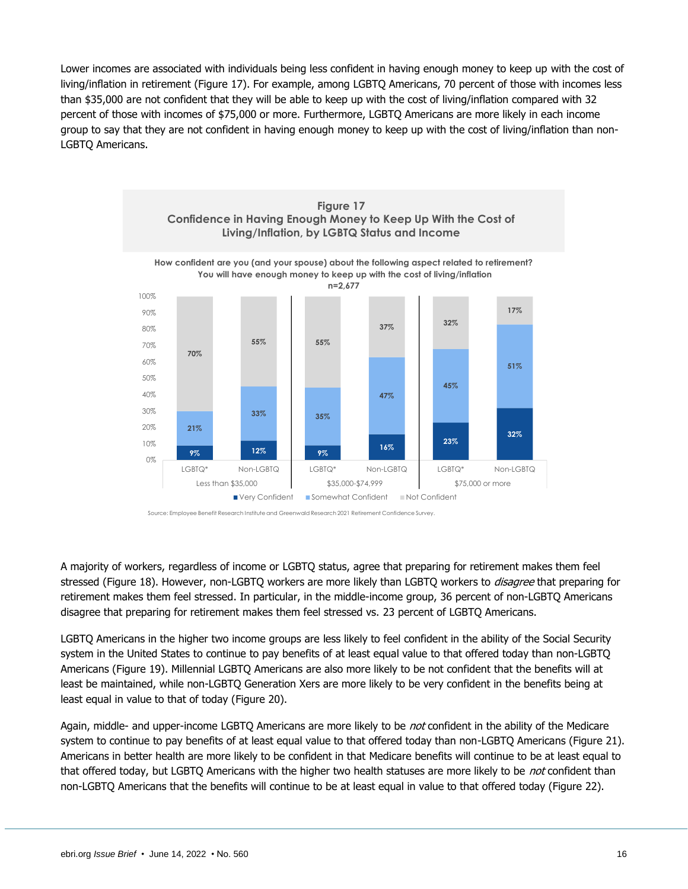Lower incomes are associated with individuals being less confident in having enough money to keep up with the cost of living/inflation in retirement (Figure 17). For example, among LGBTQ Americans, 70 percent of those with incomes less than $35,000 are not confident that they will be able to keep up with the cost of living/inflation compared with 32 percent of those with incomes of $75,000 or more. Furthermore, LGBTQ Americans are more likely in each income group to say that they are not confident in having enough money to keep up with the cost of living/inflation than non-LGBTQ Americans.

**Figure 17**
**Confidence in Having Enough Money to Keep Up With the Cost of Living/Inflation, by LGBTQ Status and Income**

How confident are you (and your spouse) about the following aspect related to retirement? You will have enough money to keep up with the cost of living/inflation
n=2,677

| Income | Group | Very Confident | Somewhat Confident | Not Confident |
|---|---|---|---|---|
| Less than $35,000 | LGBTQ* | 9% | 21% | 70% |
| | Non-LGBTQ | 12% | 33% | 55% |
| $35,000-$74,999 | LGBTQ* | 9% | 35% | 55% |
| | Non-LGBTQ | 16% | 47% | 37% |
| $75,000 or more | LGBTQ* | 23% | 45% | 32% |
| | Non-LGBTQ | 32% | 51% | 17% |

Source: Employee Benefit Research Institute and Greenwald Research 2021 Retirement Confidence Survey.

A majority of workers, regardless of income or LGBTQ status, agree that preparing for retirement makes them feel stressed (Figure 18). However, non-LGBTQ workers are more likely than LGBTQ workers to *disagree* that preparing for retirement makes them feel stressed. In particular, in the middle-income group, 36 percent of non-LGBTQ Americans disagree that preparing for retirement makes them feel stressed vs. 23 percent of LGBTQ Americans.

LGBTQ Americans in the higher two income groups are less likely to feel confident in the ability of the Social Security system in the United States to continue to pay benefits of at least equal value to that offered today than non-LGBTQ Americans (Figure 19). Millennial LGBTQ Americans are also more likely to be not confident that the benefits will at least be maintained, while non-LGBTQ Generation Xers are more likely to be very confident in the benefits being at least equal in value to that of today (Figure 20).

Again, middle- and upper-income LGBTQ Americans are more likely to be *not* confident in the ability of the Medicare system to continue to pay benefits of at least equal value to that offered today than non-LGBTQ Americans (Figure 21). Americans in better health are more likely to be confident in that Medicare benefits will continue to be at least equal to that offered today, but LGBTQ Americans with the higher two health statuses are more likely to be *not* confident than non-LGBTQ Americans that the benefits will continue to be at least equal in value to that offered today (Figure 22).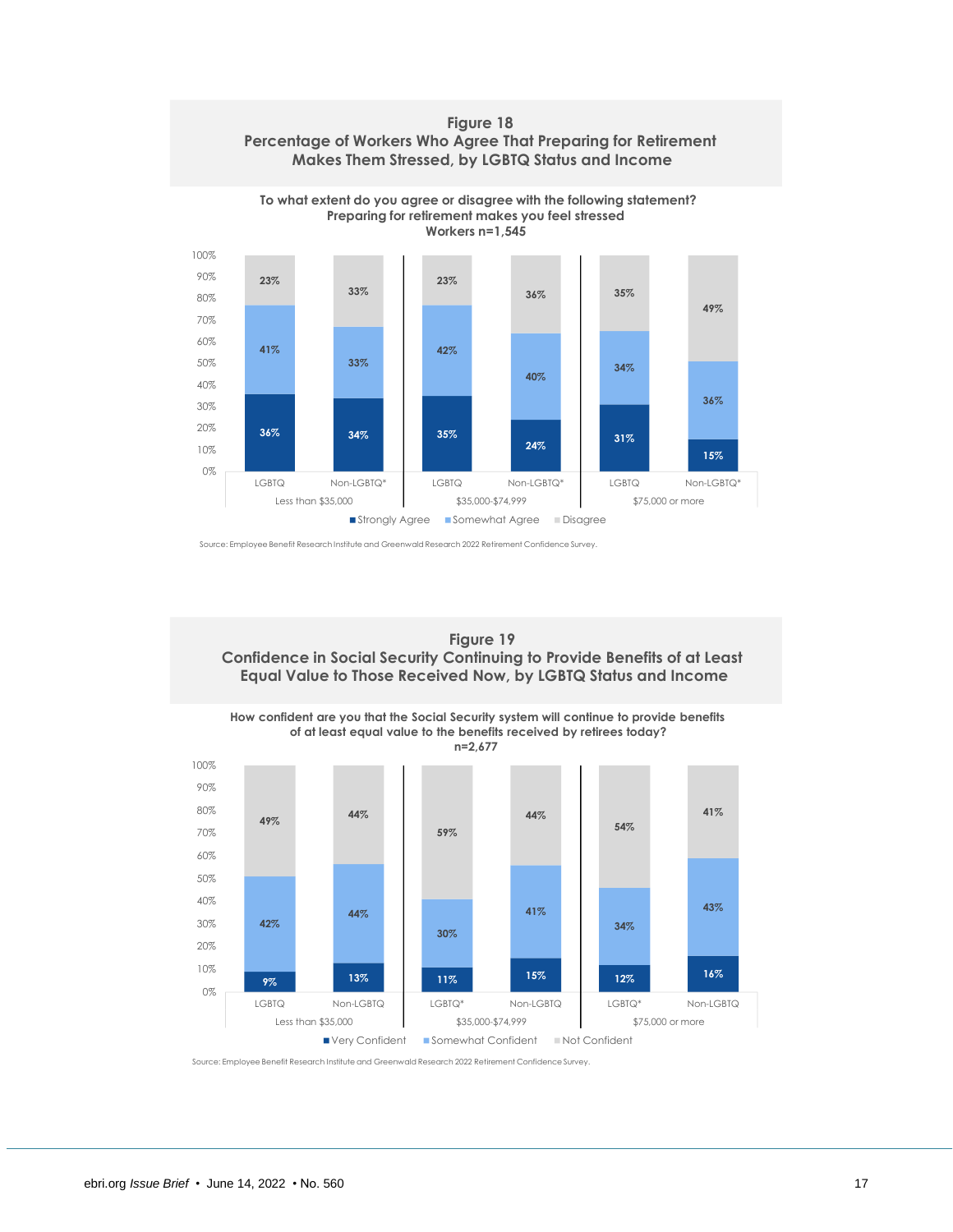## Figure 18
## Percentage of Workers Who Agree That Preparing for Retirement Makes Them Stressed, by LGBTQ Status and Income

**To what extent do you agree or disagree with the following statement? Preparing for retirement makes you feel stressed**
**Workers n=1,545**

| Income | Group | Strongly Agree | Somewhat Agree | Disagree |
|---|---|---|---|---|
| Less than $35,000 | LGBTQ | 36% | 41% | 23% |
| | Non-LGBTQ* | 34% | 33% | 33% |
| $35,000-$74,999 | LGBTQ | 35% | 42% | 23% |
| | Non-LGBTQ* | 24% | 40% | 36% |
| $75,000 or more | LGBTQ | 31% | 34% | 35% |
| | Non-LGBTQ* | 15% | 36% | 49% |

Source: Employee Benefit Research Institute and Greenwald Research 2022 Retirement Confidence Survey.

## Figure 19
## Confidence in Social Security Continuing to Provide Benefits of at Least Equal Value to Those Received Now, by LGBTQ Status and Income

**How confident are you that the Social Security system will continue to provide benefits of at least equal value to the benefits received by retirees today?**
**n=2,677**

| Income | Group | Very Confident | Somewhat Confident | Not Confident |
|---|---|---|---|---|
| Less than $35,000 | LGBTQ | 9% | 42% | 49% |
| | Non-LGBTQ | 13% | 44% | 44% |
| $35,000-$74,999 | LGBTQ* | 11% | 30% | 59% |
| | Non-LGBTQ | 15% | 41% | 44% |
| $75,000 or more | LGBTQ* | 12% | 34% | 54% |
| | Non-LGBTQ | 16% | 43% | 41% |

Source: Employee Benefit Research Institute and Greenwald Research 2022 Retirement Confidence Survey.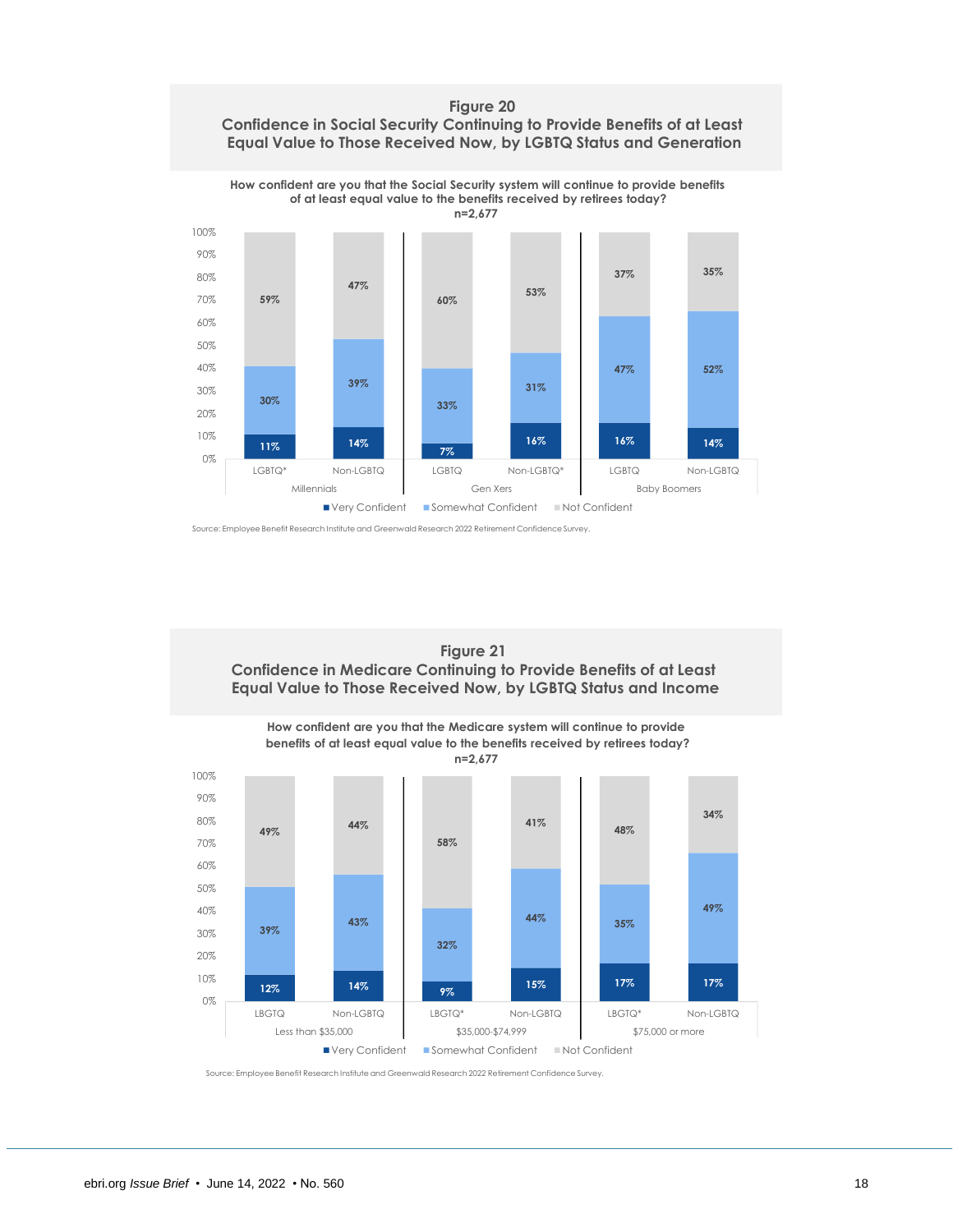## Figure 20
## Confidence in Social Security Continuing to Provide Benefits of at Least Equal Value to Those Received Now, by LGBTQ Status and Generation

**How confident are you that the Social Security system will continue to provide benefits of at least equal value to the benefits received by retirees today?**
**n=2,677**

| Generation | Group | Very Confident | Somewhat Confident | Not Confident |
|---|---|---|---|---|
| Millennials | LGBTQ* | 11% | 30% | 59% |
| Millennials | Non-LGBTQ | 14% | 39% | 47% |
| Gen Xers | LGBTQ | 7% | 33% | 60% |
| Gen Xers | Non-LGBTQ* | 16% | 31% | 53% |
| Baby Boomers | LGBTQ | 16% | 47% | 37% |
| Baby Boomers | Non-LGBTQ | 14% | 52% | 35% |

Source: Employee Benefit Research Institute and Greenwald Research 2022 Retirement Confidence Survey.

## Figure 21
## Confidence in Medicare Continuing to Provide Benefits of at Least Equal Value to Those Received Now, by LGBTQ Status and Income

**How confident are you that the Medicare system will continue to provide benefits of at least equal value to the benefits received by retirees today?**
**n=2,677**

| Income | Group | Very Confident | Somewhat Confident | Not Confident |
|---|---|---|---|---|
| Less than $35,000 | LBGTQ | 12% | 39% | 49% |
| Less than $35,000 | Non-LGBTQ | 14% | 43% | 44% |
| $35,000-$74,999 | LBGTQ* | 9% | 32% | 58% |
| $35,000-$74,999 | Non-LGBTQ | 15% | 44% | 41% |
| $75,000 or more | LBGTQ* | 17% | 35% | 48% |
| $75,000 or more | Non-LGBTQ | 17% | 49% | 34% |

Source: Employee Benefit Research Institute and Greenwald Research 2022 Retirement Confidence Survey.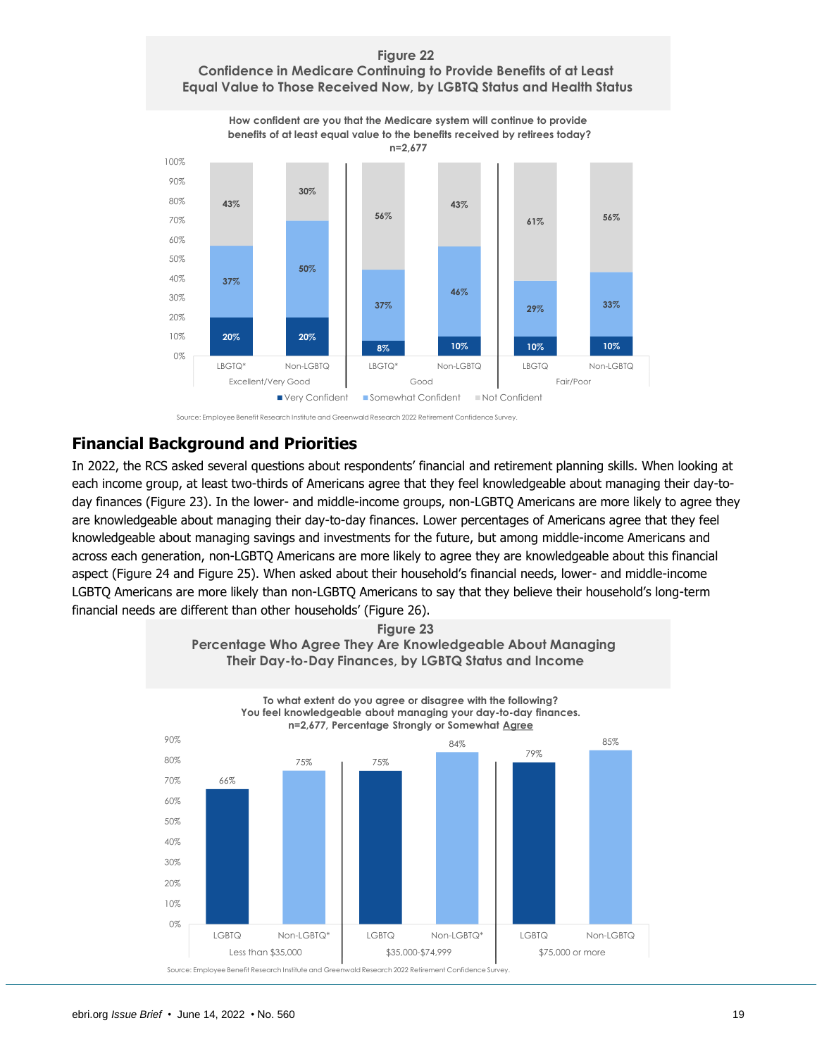**Figure 22**
**Confidence in Medicare Continuing to Provide Benefits of at Least Equal Value to Those Received Now, by LGBTQ Status and Health Status**

How confident are you that the Medicare system will continue to provide benefits of at least equal value to the benefits received by retirees today?
n=2,677

| Health Status | Group | Very Confident | Somewhat Confident | Not Confident |
|---|---|---|---|---|
| Excellent/Very Good | LBGTQ* | 20% | 37% | 43% |
| Excellent/Very Good | Non-LGBTQ | 20% | 50% | 30% |
| Good | LBGTQ* | 8% | 37% | 56% |
| Good | Non-LGBTQ | 10% | 46% | 43% |
| Fair/Poor | LBGTQ | 10% | 29% | 61% |
| Fair/Poor | Non-LGBTQ | 10% | 33% | 56% |

Source: Employee Benefit Research Institute and Greenwald Research 2022 Retirement Confidence Survey.

## Financial Background and Priorities

In 2022, the RCS asked several questions about respondents' financial and retirement planning skills. When looking at each income group, at least two-thirds of Americans agree that they feel knowledgeable about managing their day-to-day finances (Figure 23). In the lower- and middle-income groups, non-LGBTQ Americans are more likely to agree they are knowledgeable about managing their day-to-day finances. Lower percentages of Americans agree that they feel knowledgeable about managing savings and investments for the future, but among middle-income Americans and across each generation, non-LGBTQ Americans are more likely to agree they are knowledgeable about this financial aspect (Figure 24 and Figure 25). When asked about their household's financial needs, lower- and middle-income LGBTQ Americans are more likely than non-LGBTQ Americans to say that they believe their household's long-term financial needs are different than other households' (Figure 26).

**Figure 23**
**Percentage Who Agree They Are Knowledgeable About Managing Their Day-to-Day Finances, by LGBTQ Status and Income**

To what extent do you agree or disagree with the following?
You feel knowledgeable about managing your day-to-day finances.
n=2,677, Percentage Strongly or Somewhat Agree

| Income | Group | Agree |
|---|---|---|
| Less than $35,000 | LGBTQ | 66% |
| Less than $35,000 | Non-LGBTQ* | 75% |
| $35,000-$74,999 | LGBTQ | 75% |
| $35,000-$74,999 | Non-LGBTQ* | 84% |
| $75,000 or more | LGBTQ | 79% |
| $75,000 or more | Non-LGBTQ | 85% |

Source: Employee Benefit Research Institute and Greenwald Research 2022 Retirement Confidence Survey.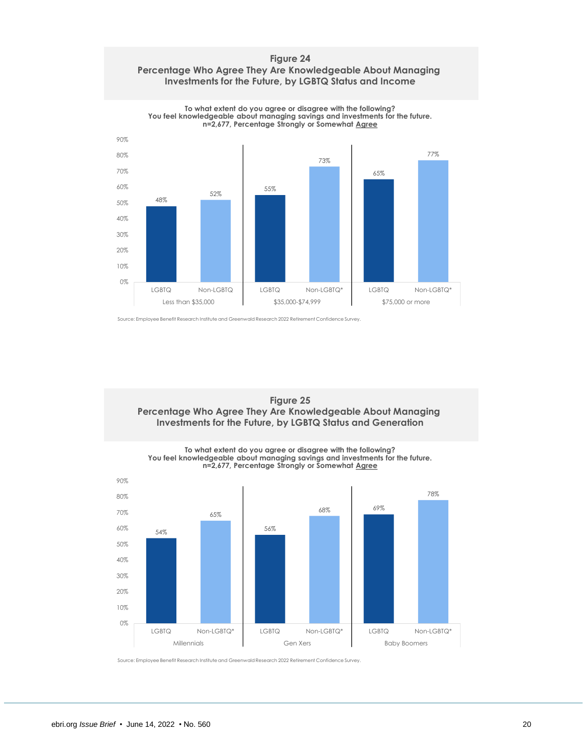## Figure 24
## Percentage Who Agree They Are Knowledgeable About Managing Investments for the Future, by LGBTQ Status and Income

**To what extent do you agree or disagree with the following?**
**You feel knowledgeable about managing savings and investments for the future.**
**n=2,677, Percentage Strongly or Somewhat Agree**

| Income | LGBTQ | Non-LGBTQ |
|---|---|---|
| Less than $35,000 | 48% | 52% |
| $35,000-$74,999 | 55% | 73%* |
| $75,000 or more | 65% | 77%* |

Source: Employee Benefit Research Institute and Greenwald Research 2022 Retirement Confidence Survey.

## Figure 25
## Percentage Who Agree They Are Knowledgeable About Managing Investments for the Future, by LGBTQ Status and Generation

**To what extent do you agree or disagree with the following?**
**You feel knowledgeable about managing savings and investments for the future.**
**n=2,677, Percentage Strongly or Somewhat Agree**

| Generation | LGBTQ | Non-LGBTQ |
|---|---|---|
| Millennials | 54% | 65%* |
| Gen Xers | 56% | 68%* |
| Baby Boomers | 69% | 78%* |

Source: Employee Benefit Research Institute and Greenwald Research 2022 Retirement Confidence Survey.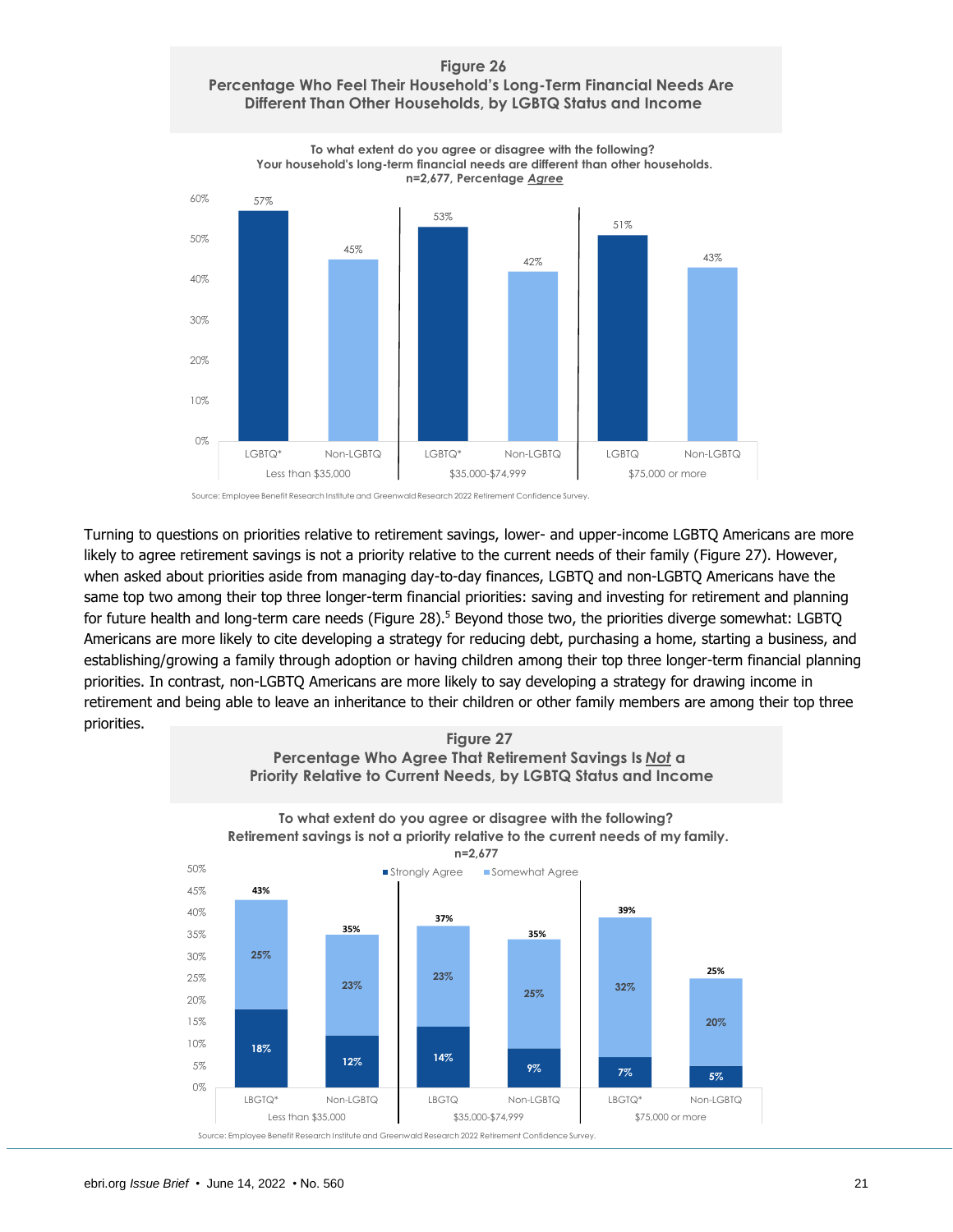**Figure 26**
**Percentage Who Feel Their Household's Long-Term Financial Needs Are Different Than Other Households, by LGBTQ Status and Income**

**To what extent do you agree or disagree with the following?**
**Your household's long-term financial needs are different than other households.**
**n=2,677, Percentage *Agree***

| Income | Group | Agree |
|---|---|---|
| Less than $35,000 | LGBTQ* | 57% |
| Less than $35,000 | Non-LGBTQ | 45% |
| $35,000-$74,999 | LGBTQ* | 53% |
| $35,000-$74,999 | Non-LGBTQ | 42% |
| $75,000 or more | LGBTQ | 51% |
| $75,000 or more | Non-LGBTQ | 43% |

Source: Employee Benefit Research Institute and Greenwald Research 2022 Retirement Confidence Survey.

Turning to questions on priorities relative to retirement savings, lower- and upper-income LGBTQ Americans are more likely to agree retirement savings is not a priority relative to the current needs of their family (Figure 27). However, when asked about priorities aside from managing day-to-day finances, LGBTQ and non-LGBTQ Americans have the same top two among their top three longer-term financial priorities: saving and investing for retirement and planning for future health and long-term care needs (Figure 28).[5] Beyond those two, the priorities diverge somewhat: LGBTQ Americans are more likely to cite developing a strategy for reducing debt, purchasing a home, starting a business, and establishing/growing a family through adoption or having children among their top three longer-term financial planning priorities. In contrast, non-LGBTQ Americans are more likely to say developing a strategy for drawing income in retirement and being able to leave an inheritance to their children or other family members are among their top three priorities.

**Figure 27**
**Percentage Who Agree That Retirement Savings Is *Not* a Priority Relative to Current Needs, by LGBTQ Status and Income**

**To what extent do you agree or disagree with the following?**
**Retirement savings is not a priority relative to the current needs of my family.**
**n=2,677**

| Income | Group | Strongly Agree | Somewhat Agree | Total |
|---|---|---|---|---|
| Less than $35,000 | LBGTQ* | 18% | 25% | 43% |
| Less than $35,000 | Non-LGBTQ | 12% | 23% | 35% |
| $35,000-$74,999 | LBGTQ | 14% | 23% | 37% |
| $35,000-$74,999 | Non-LGBTQ | 9% | 25% | 35% |
| $75,000 or more | LBGTQ* | 7% | 32% | 39% |
| $75,000 or more | Non-LGBTQ | 5% | 20% | 25% |

Source: Employee Benefit Research Institute and Greenwald Research 2022 Retirement Confidence Survey.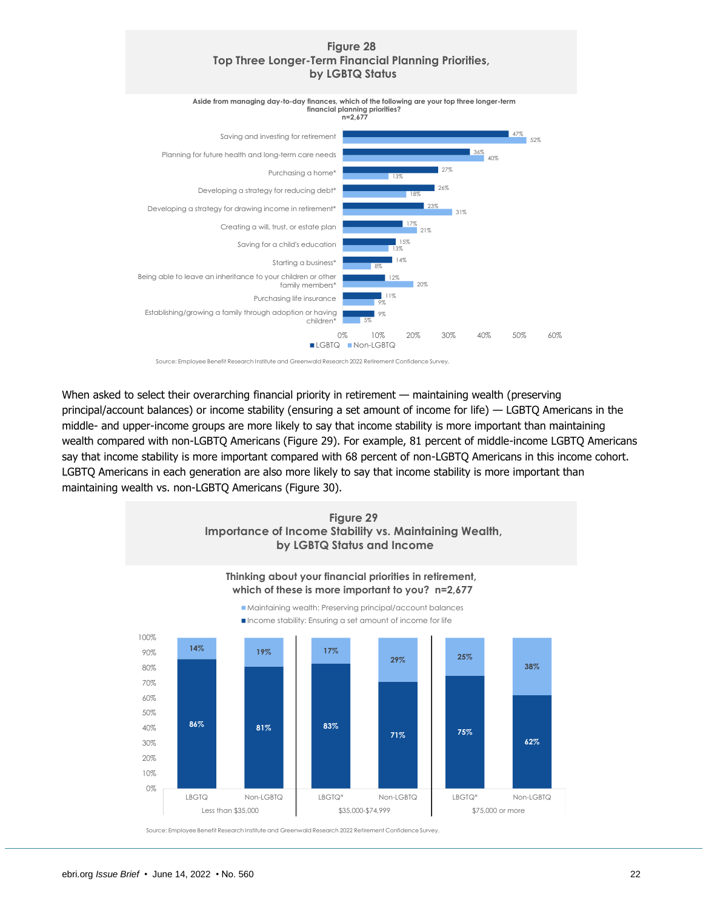## Figure 28
### Top Three Longer-Term Financial Planning Priorities, by LGBTQ Status

Aside from managing day-to-day finances, which of the following are your top three longer-term financial planning priorities?
n=2,677

| Priority | LGBTQ | Non-LGBTQ |
|---|---|---|
| Saving and investing for retirement | 47% | 52% |
| Planning for future health and long-term care needs | 36% | 40% |
| Purchasing a home* | 27% | 13% |
| Developing a strategy for reducing debt* | 26% | 18% |
| Developing a strategy for drawing income in retirement* | 23% | 31% |
| Creating a will, trust, or estate plan | 17% | 21% |
| Saving for a child's education | 15% | 13% |
| Starting a business* | 14% | 8% |
| Being able to leave an inheritance to your children or other family members* | 12% | 20% |
| Purchasing life insurance | 11% | 9% |
| Establishing/growing a family through adoption or having children* | 9% | 5% |

Source: Employee Benefit Research Institute and Greenwald Research 2022 Retirement Confidence Survey.

When asked to select their overarching financial priority in retirement — maintaining wealth (preserving principal/account balances) or income stability (ensuring a set amount of income for life) — LGBTQ Americans in the middle- and upper-income groups are more likely to say that income stability is more important than maintaining wealth compared with non-LGBTQ Americans (Figure 29). For example, 81 percent of middle-income LGBTQ Americans say that income stability is more important compared with 68 percent of non-LGBTQ Americans in this income cohort. LGBTQ Americans in each generation are also more likely to say that income stability is more important than maintaining wealth vs. non-LGBTQ Americans (Figure 30).

## Figure 29
### Importance of Income Stability vs. Maintaining Wealth, by LGBTQ Status and Income

Thinking about your financial priorities in retirement, which of these is more important to you? n=2,677

| Income | Group | Income stability: Ensuring a set amount of income for life | Maintaining wealth: Preserving principal/account balances |
|---|---|---|---|
| Less than $35,000 | LBGTQ | 86% | 14% |
| | Non-LGBTQ | 81% | 19% |
| $35,000-$74,999 | LBGTQ* | 83% | 17% |
| | Non-LGBTQ | 71% | 29% |
| $75,000 or more | LBGTQ* | 75% | 25% |
| | Non-LGBTQ | 62% | 38% |

Source: Employee Benefit Research Institute and Greenwald Research 2022 Retirement Confidence Survey.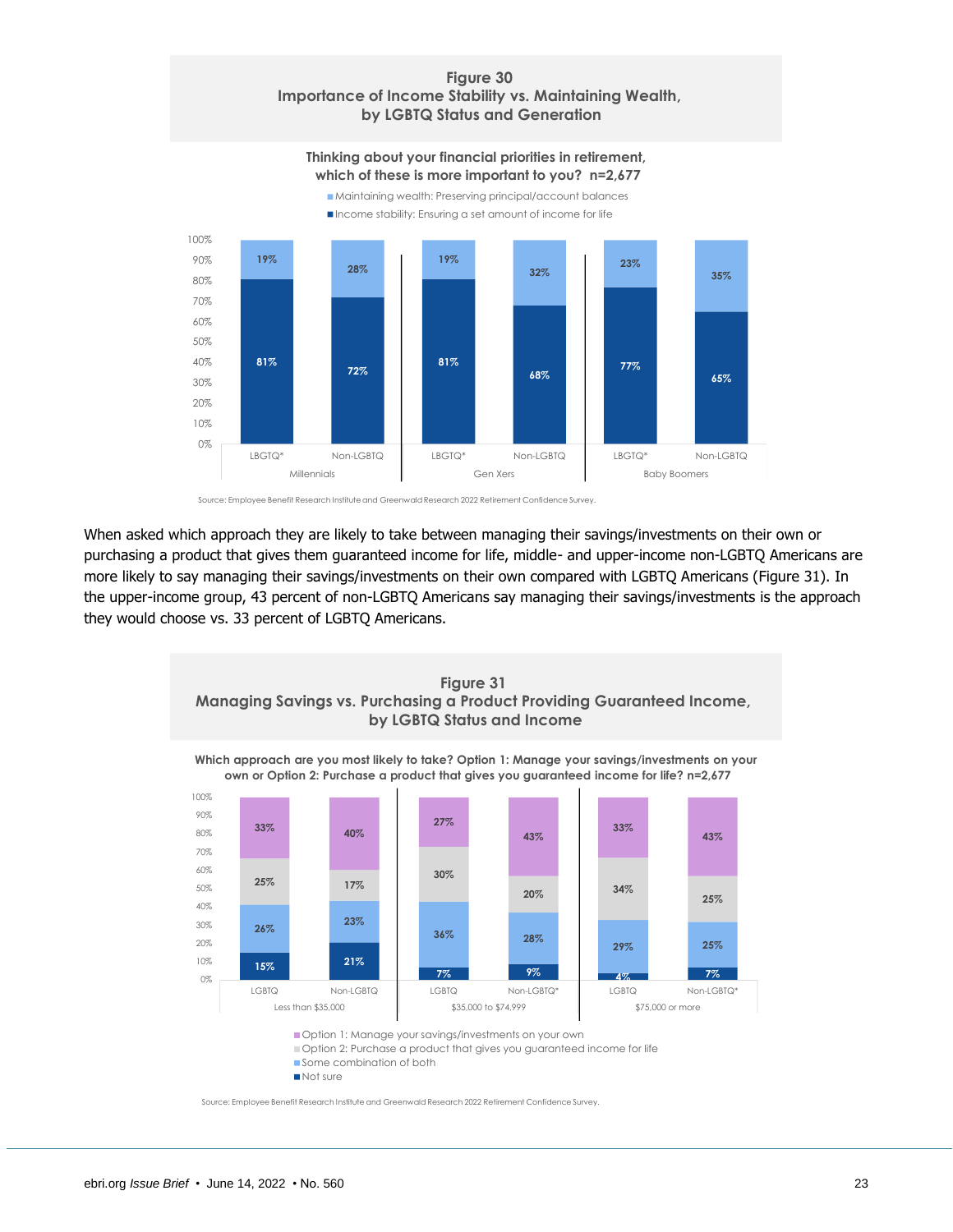### Figure 30
### Importance of Income Stability vs. Maintaining Wealth, by LGBTQ Status and Generation

**Thinking about your financial priorities in retirement, which of these is more important to you? n=2,677**

| | Millennials LBGTQ* | Millennials Non-LGBTQ | Gen Xers LBGTQ* | Gen Xers Non-LGBTQ | Baby Boomers LBGTQ* | Baby Boomers Non-LGBTQ |
|---|---|---|---|---|---|---|
| Maintaining wealth: Preserving principal/account balances | 19% | 28% | 19% | 32% | 23% | 35% |
| Income stability: Ensuring a set amount of income for life | 81% | 72% | 81% | 68% | 77% | 65% |

Source: Employee Benefit Research Institute and Greenwald Research 2022 Retirement Confidence Survey.

When asked which approach they are likely to take between managing their savings/investments on their own or purchasing a product that gives them guaranteed income for life, middle- and upper-income non-LGBTQ Americans are more likely to say managing their savings/investments on their own compared with LGBTQ Americans (Figure 31). In the upper-income group, 43 percent of non-LGBTQ Americans say managing their savings/investments is the approach they would choose vs. 33 percent of LGBTQ Americans.

### Figure 31
### Managing Savings vs. Purchasing a Product Providing Guaranteed Income, by LGBTQ Status and Income

**Which approach are you most likely to take? Option 1: Manage your savings/investments on your own or Option 2: Purchase a product that gives you guaranteed income for life? n=2,677**

| | Less than $35,000 LGBTQ | Less than $35,000 Non-LGBTQ | $35,000 to $74,999 LGBTQ | $35,000 to $74,999 Non-LGBTQ* | $75,000 or more LGBTQ | $75,000 or more Non-LGBTQ* |
|---|---|---|---|---|---|---|
| Option 1: Manage your savings/investments on your own | 33% | 40% | 27% | 43% | 33% | 43% |
| Option 2: Purchase a product that gives you guaranteed income for life | 25% | 17% | 30% | 20% | 34% | 25% |
| Some combination of both | 26% | 23% | 36% | 28% | 29% | 25% |
| Not sure | 15% | 21% | 7% | 9% | 4% | 7% |

Source: Employee Benefit Research Institute and Greenwald Research 2022 Retirement Confidence Survey.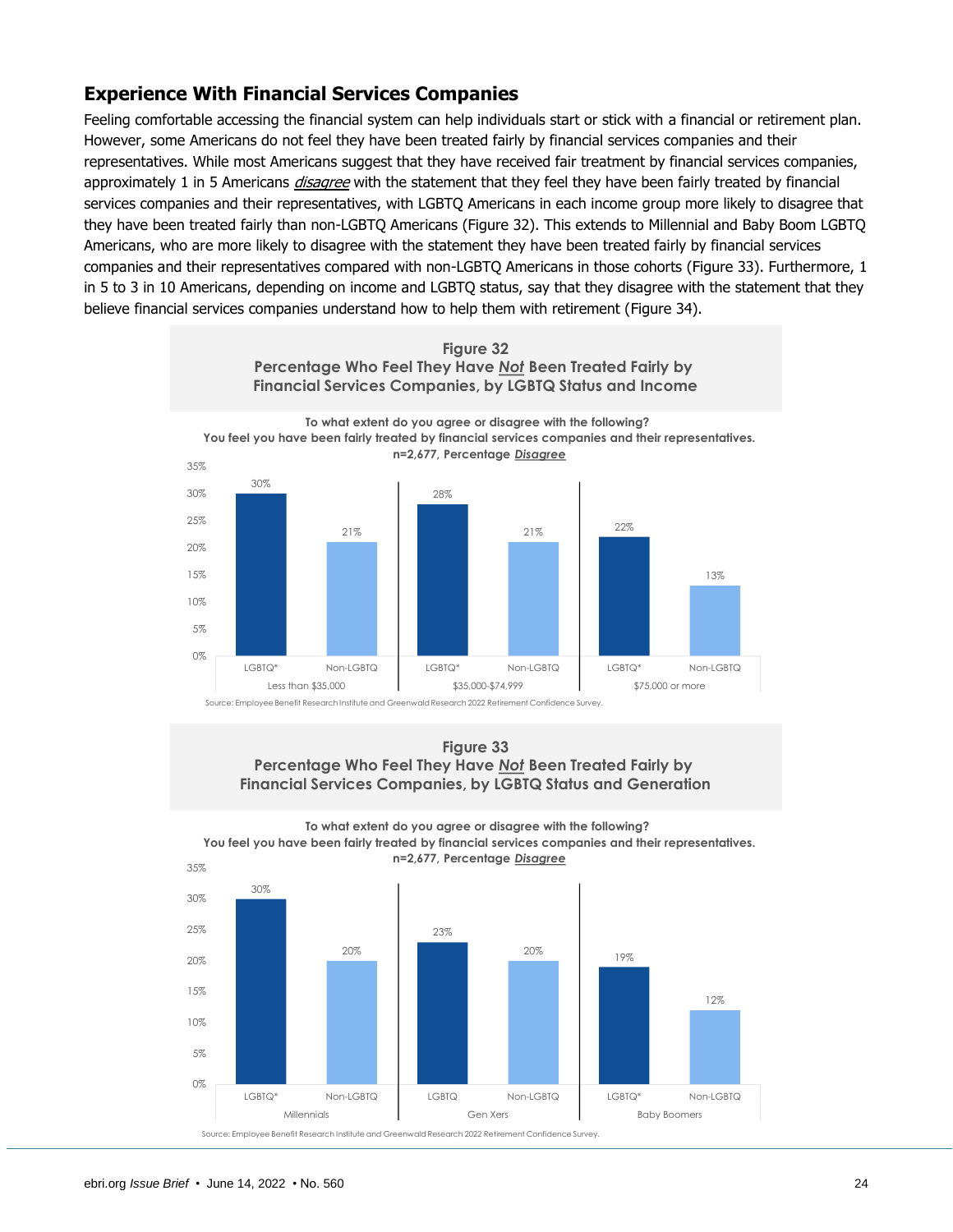## Experience With Financial Services Companies

Feeling comfortable accessing the financial system can help individuals start or stick with a financial or retirement plan. However, some Americans do not feel they have been treated fairly by financial services companies and their representatives. While most Americans suggest that they have received fair treatment by financial services companies, approximately 1 in 5 Americans ***disagree*** with the statement that they feel they have been fairly treated by financial services companies and their representatives, with LGBTQ Americans in each income group more likely to disagree that they have been treated fairly than non-LGBTQ Americans (Figure 32). This extends to Millennial and Baby Boom LGBTQ Americans, who are more likely to disagree with the statement they have been treated fairly by financial services companies and their representatives compared with non-LGBTQ Americans in those cohorts (Figure 33). Furthermore, 1 in 5 to 3 in 10 Americans, depending on income and LGBTQ status, say that they disagree with the statement that they believe financial services companies understand how to help them with retirement (Figure 34).

**Figure 32**
**Percentage Who Feel They Have *Not* Been Treated Fairly by Financial Services Companies, by LGBTQ Status and Income**

**To what extent do you agree or disagree with the following?**
**You feel you have been fairly treated by financial services companies and their representatives.**
**n=2,677, Percentage *Disagree***

| Income | LGBTQ* | Non-LGBTQ |
|---|---|---|
| Less than $35,000 | 30% | 21% |
| $35,000-$74,999 | 28% | 21% |
| $75,000 or more | 22% | 13% |

Source: Employee Benefit Research Institute and Greenwald Research 2022 Retirement Confidence Survey.

**Figure 33**
**Percentage Who Feel They Have *Not* Been Treated Fairly by Financial Services Companies, by LGBTQ Status and Generation**

**To what extent do you agree or disagree with the following?**
**You feel you have been fairly treated by financial services companies and their representatives.**
**n=2,677, Percentage *Disagree***

| Generation | LGBTQ | Non-LGBTQ |
|---|---|---|
| Millennials | 30% (LGBTQ*) | 20% |
| Gen Xers | 23% (LGBTQ) | 20% |
| Baby Boomers | 19% (LGBTQ*) | 12% |

Source: Employee Benefit Research Institute and Greenwald Research 2022 Retirement Confidence Survey.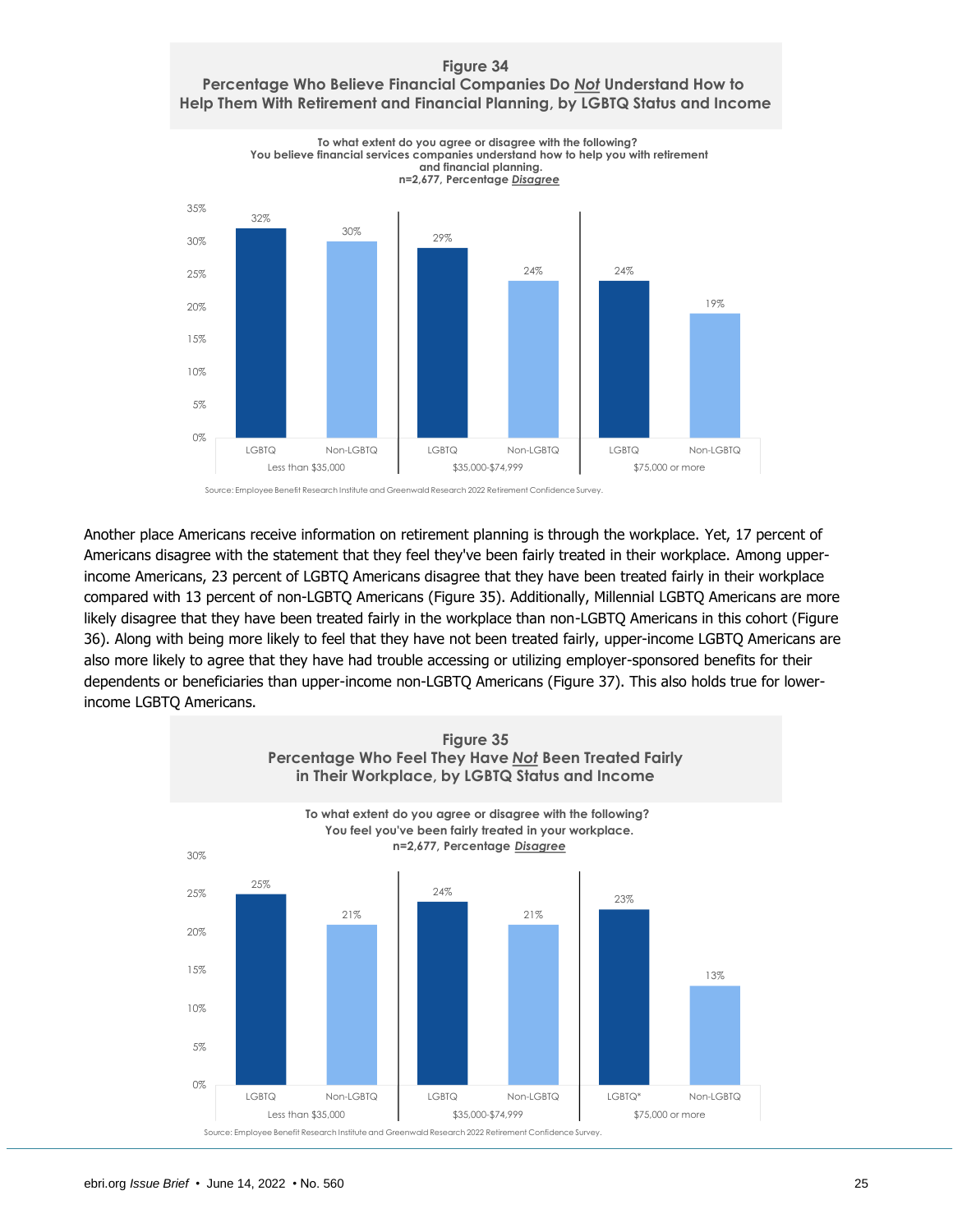**Figure 34**
**Percentage Who Believe Financial Companies Do *Not* Understand How to Help Them With Retirement and Financial Planning, by LGBTQ Status and Income**

**To what extent do you agree or disagree with the following?**
**You believe financial services companies understand how to help you with retirement and financial planning.**
**n=2,677, Percentage *Disagree***

| Income | LGBTQ | Non-LGBTQ |
|---|---|---|
| Less than $35,000 | 32% | 30% |
| $35,000-$74,999 | 29% | 24% |
| $75,000 or more | 24% | 19% |

Source: Employee Benefit Research Institute and Greenwald Research 2022 Retirement Confidence Survey.

Another place Americans receive information on retirement planning is through the workplace. Yet, 17 percent of Americans disagree with the statement that they feel they've been fairly treated in their workplace. Among upper-income Americans, 23 percent of LGBTQ Americans disagree that they have been treated fairly in their workplace compared with 13 percent of non-LGBTQ Americans (Figure 35). Additionally, Millennial LGBTQ Americans are more likely disagree that they have been treated fairly in the workplace than non-LGBTQ Americans in this cohort (Figure 36). Along with being more likely to feel that they have not been treated fairly, upper-income LGBTQ Americans are also more likely to agree that they have had trouble accessing or utilizing employer-sponsored benefits for their dependents or beneficiaries than upper-income non-LGBTQ Americans (Figure 37). This also holds true for lower-income LGBTQ Americans.

**Figure 35**
**Percentage Who Feel They Have *Not* Been Treated Fairly in Their Workplace, by LGBTQ Status and Income**

**To what extent do you agree or disagree with the following?**
**You feel you've been fairly treated in your workplace.**
**n=2,677, Percentage *Disagree***

| Income | LGBTQ | Non-LGBTQ |
|---|---|---|
| Less than $35,000 | 25% | 21% |
| $35,000-$74,999 | 24% | 21% |
| $75,000 or more | 23% (LGBTQ*) | 13% |

Source: Employee Benefit Research Institute and Greenwald Research 2022 Retirement Confidence Survey.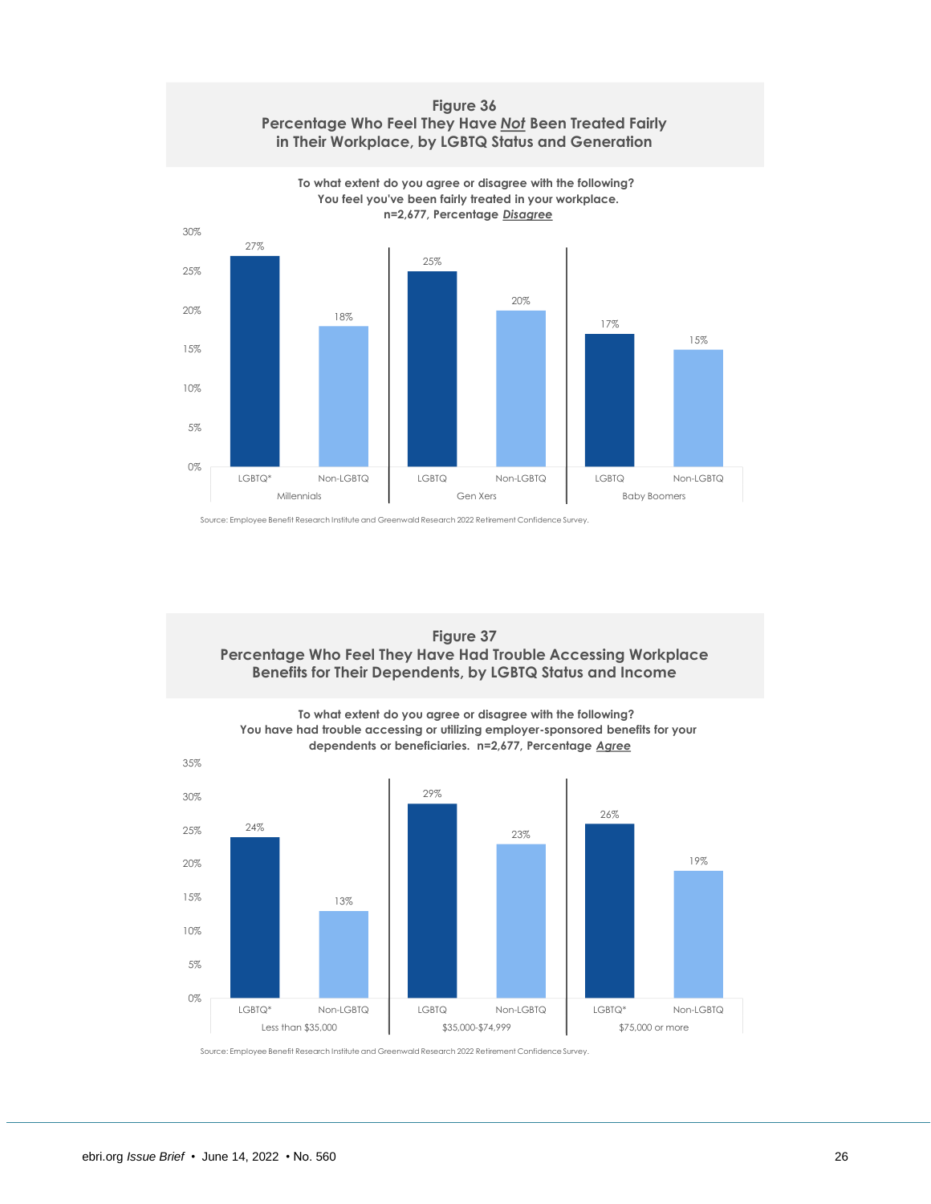### Figure 36
### Percentage Who Feel They Have *Not* Been Treated Fairly in Their Workplace, by LGBTQ Status and Generation

**To what extent do you agree or disagree with the following? You feel you've been fairly treated in your workplace. n=2,677, Percentage *Disagree***

| Generation | LGBTQ | Non-LGBTQ |
| --- | --- | --- |
| Millennials | 27% (LGBTQ*) | 18% |
| Gen Xers | 25% | 20% |
| Baby Boomers | 17% | 15% |

Source: Employee Benefit Research Institute and Greenwald Research 2022 Retirement Confidence Survey.

### Figure 37
### Percentage Who Feel They Have Had Trouble Accessing Workplace Benefits for Their Dependents, by LGBTQ Status and Income

**To what extent do you agree or disagree with the following? You have had trouble accessing or utilizing employer-sponsored benefits for your dependents or beneficiaries. n=2,677, Percentage *Agree***

| Income | LGBTQ | Non-LGBTQ |
| --- | --- | --- |
| Less than $35,000 | 24% (LGBTQ*) | 13% |
| $35,000-$74,999 | 29% | 23% |
| $75,000 or more | 26% (LGBTQ*) | 19% |

Source: Employee Benefit Research Institute and Greenwald Research 2022 Retirement Confidence Survey.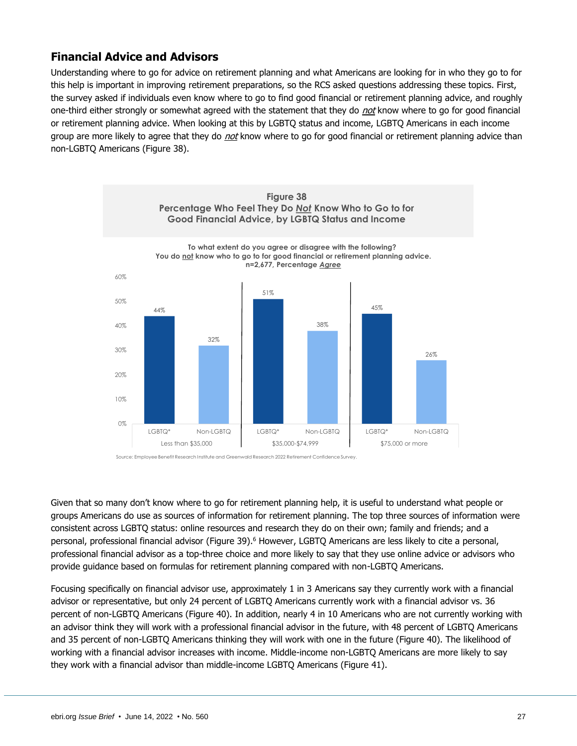## Financial Advice and Advisors

Understanding where to go for advice on retirement planning and what Americans are looking for in who they go to for this help is important in improving retirement preparations, so the RCS asked questions addressing these topics. First, the survey asked if individuals even know where to go to find good financial or retirement planning advice, and roughly one-third either strongly or somewhat agreed with the statement that they do ***not*** know where to go for good financial or retirement planning advice. When looking at this by LGBTQ status and income, LGBTQ Americans in each income group are more likely to agree that they do ***not*** know where to go for good financial or retirement planning advice than non-LGBTQ Americans (Figure 38).

**Figure 38**
**Percentage Who Feel They Do *Not* Know Who to Go to for Good Financial Advice, by LGBTQ Status and Income**

To what extent do you agree or disagree with the following?
You do not know who to go to for good financial or retirement planning advice.
n=2,677, Percentage *Agree*

| Income | LGBTQ* | Non-LGBTQ |
|---|---|---|
| Less than $35,000 | 44% | 32% |
| $35,000-$74,999 | 51% | 38% |
| $75,000 or more | 45% | 26% |

Source: Employee Benefit Research Institute and Greenwald Research 2022 Retirement Confidence Survey.

Given that so many don't know where to go for retirement planning help, it is useful to understand what people or groups Americans do use as sources of information for retirement planning. The top three sources of information were consistent across LGBTQ status: online resources and research they do on their own; family and friends; and a personal, professional financial advisor (Figure 39).[6] However, LGBTQ Americans are less likely to cite a personal, professional financial advisor as a top-three choice and more likely to say that they use online advice or advisors who provide guidance based on formulas for retirement planning compared with non-LGBTQ Americans.

Focusing specifically on financial advisor use, approximately 1 in 3 Americans say they currently work with a financial advisor or representative, but only 24 percent of LGBTQ Americans currently work with a financial advisor vs. 36 percent of non-LGBTQ Americans (Figure 40). In addition, nearly 4 in 10 Americans who are not currently working with an advisor think they will work with a professional financial advisor in the future, with 48 percent of LGBTQ Americans and 35 percent of non-LGBTQ Americans thinking they will work with one in the future (Figure 40). The likelihood of working with a financial advisor increases with income. Middle-income non-LGBTQ Americans are more likely to say they work with a financial advisor than middle-income LGBTQ Americans (Figure 41).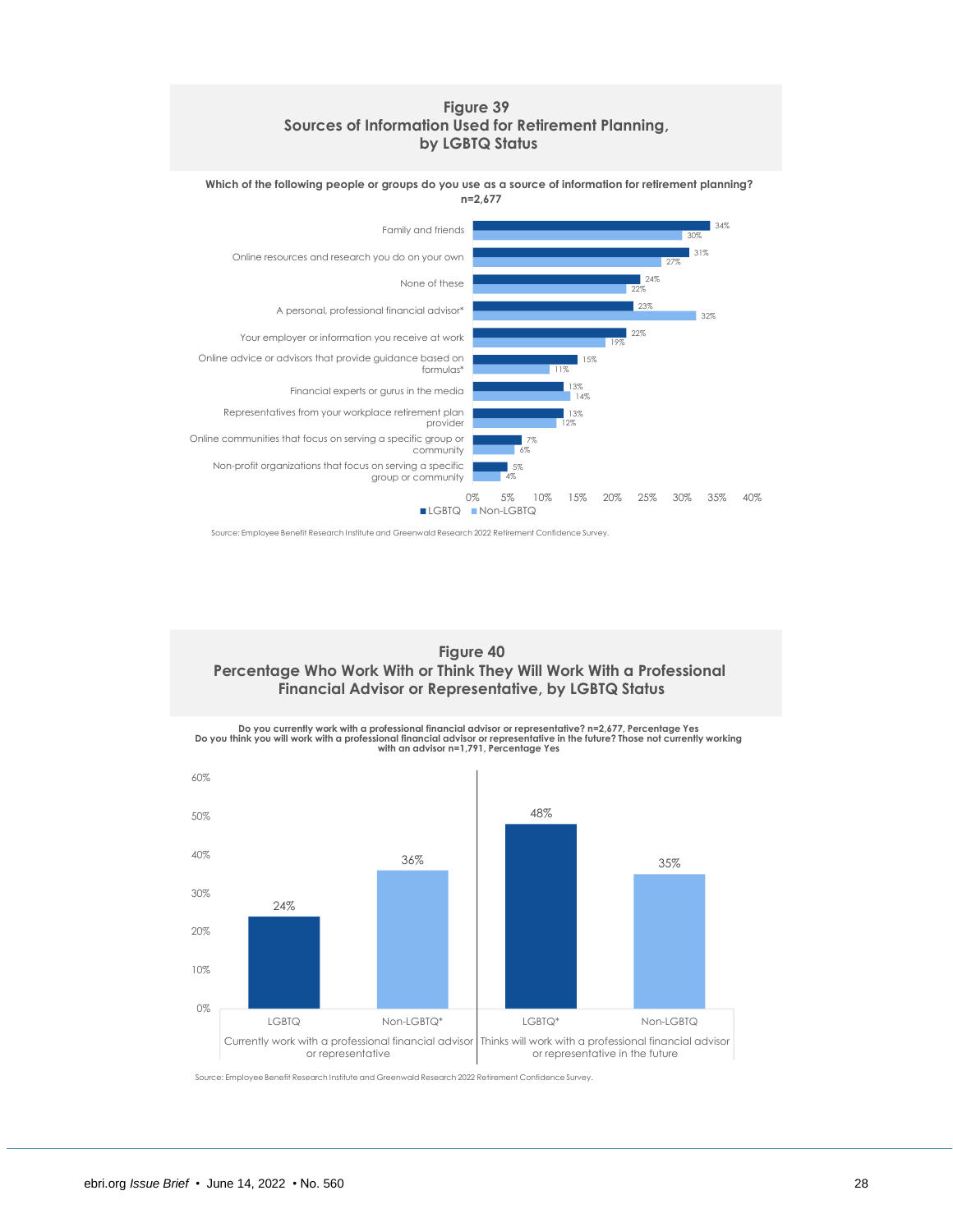## Figure 39
## Sources of Information Used for Retirement Planning, by LGBTQ Status

**Which of the following people or groups do you use as a source of information for retirement planning? n=2,677**

| Source | LGBTQ | Non-LGBTQ |
|---|---|---|
| Family and friends | 34% | 30% |
| Online resources and research you do on your own | 31% | 27% |
| None of these | 24% | 22% |
| A personal, professional financial advisor* | 23% | 32% |
| Your employer or information you receive at work | 22% | 19% |
| Online advice or advisors that provide guidance based on formulas* | 15% | 11% |
| Financial experts or gurus in the media | 13% | 14% |
| Representatives from your workplace retirement plan provider | 13% | 12% |
| Online communities that focus on serving a specific group or community | 7% | 6% |
| Non-profit organizations that focus on serving a specific group or community | 5% | 4% |

Source: Employee Benefit Research Institute and Greenwald Research 2022 Retirement Confidence Survey.

## Figure 40
## Percentage Who Work With or Think They Will Work With a Professional Financial Advisor or Representative, by LGBTQ Status

**Do you currently work with a professional financial advisor or representative? n=2,677, Percentage Yes**
**Do you think you will work with a professional financial advisor or representative in the future? Those not currently working with an advisor n=1,791, Percentage Yes**

| | LGBTQ | Non-LGBTQ |
|---|---|---|
| Currently work with a professional financial advisor or representative | 24% | 36%* |
| Thinks will work with a professional financial advisor or representative in the future | 48%* | 35% |

Source: Employee Benefit Research Institute and Greenwald Research 2022 Retirement Confidence Survey.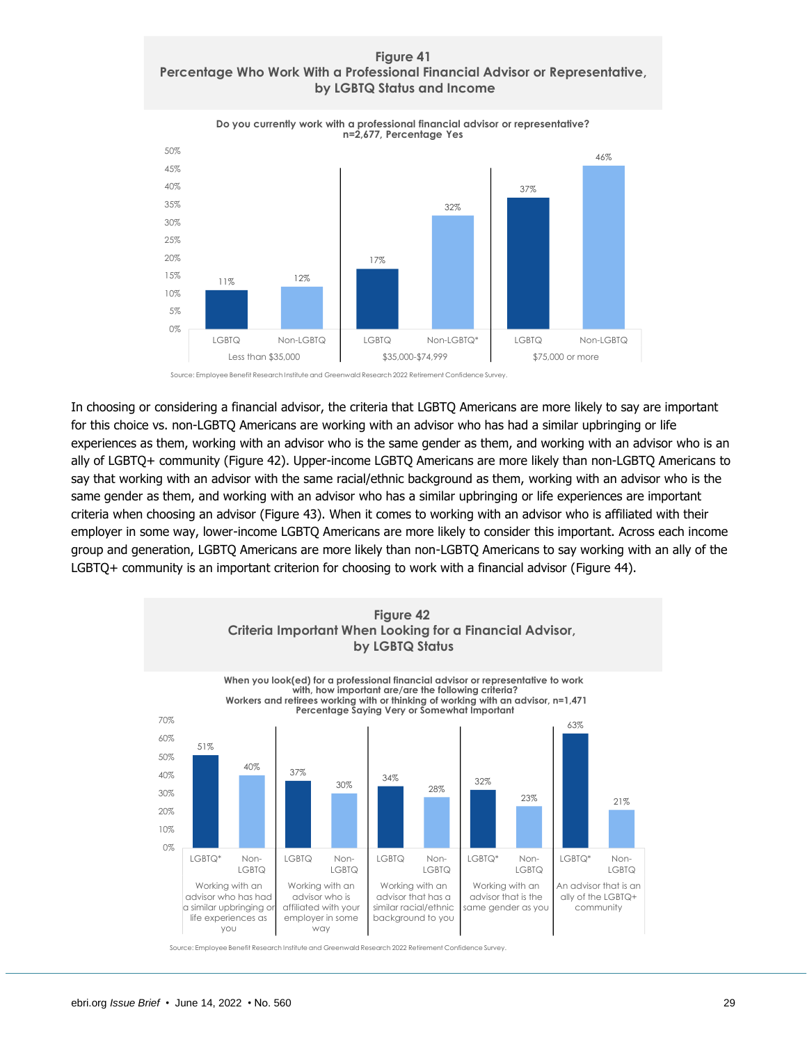**Figure 41**
**Percentage Who Work With a Professional Financial Advisor or Representative, by LGBTQ Status and Income**

Do you currently work with a professional financial advisor or representative?
n=2,677, Percentage Yes

| Income | LGBTQ | Non-LGBTQ |
|---|---|---|
| Less than $35,000 | 11% | 12% |
| $35,000-$74,999 | 17% | 32% (Non-LGBTQ*) |
| $75,000 or more | 37% | 46% |

Source: Employee Benefit Research Institute and Greenwald Research 2022 Retirement Confidence Survey.

In choosing or considering a financial advisor, the criteria that LGBTQ Americans are more likely to say are important for this choice vs. non-LGBTQ Americans are working with an advisor who has had a similar upbringing or life experiences as them, working with an advisor who is the same gender as them, and working with an advisor who is an ally of LGBTQ+ community (Figure 42). Upper-income LGBTQ Americans are more likely than non-LGBTQ Americans to say that working with an advisor with the same racial/ethnic background as them, working with an advisor who is the same gender as them, and working with an advisor who has a similar upbringing or life experiences are important criteria when choosing an advisor (Figure 43). When it comes to working with an advisor who is affiliated with their employer in some way, lower-income LGBTQ Americans are more likely to consider this important. Across each income group and generation, LGBTQ Americans are more likely than non-LGBTQ Americans to say working with an ally of the LGBTQ+ community is an important criterion for choosing to work with a financial advisor (Figure 44).

**Figure 42**
**Criteria Important When Looking for a Financial Advisor, by LGBTQ Status**

When you look(ed) for a professional financial advisor or representative to work with, how important are/are the following criteria?
Workers and retirees working with or thinking of working with an advisor, n=1,471
Percentage Saying Very or Somewhat Important

| Criteria | LGBTQ | Non-LGBTQ |
|---|---|---|
| Working with an advisor who has had a similar upbringing or life experiences as you | 51% (LGBTQ*) | 40% |
| Working with an advisor who is affiliated with your employer in some way | 37% | 30% |
| Working with an advisor that has a similar racial/ethnic background to you | 34% | 28% |
| Working with an advisor that is the same gender as you | 32% (LGBTQ*) | 23% |
| An advisor that is an ally of the LGBTQ+ community | 63% (LGBTQ*) | 21% |

Source: Employee Benefit Research Institute and Greenwald Research 2022 Retirement Confidence Survey.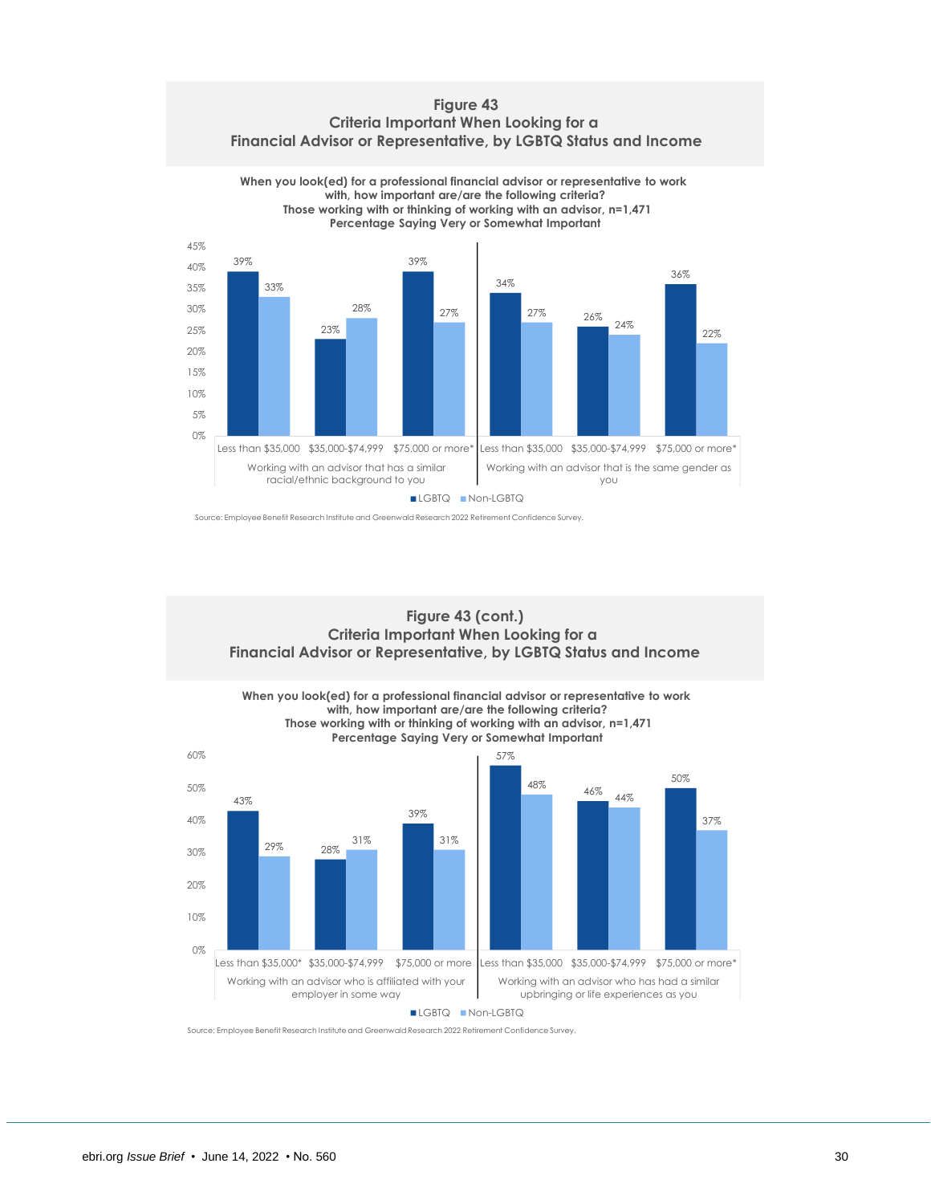## Figure 43
## Criteria Important When Looking for a Financial Advisor or Representative, by LGBTQ Status and Income

**When you look(ed) for a professional financial advisor or representative to work with, how important are/are the following criteria?**
**Those working with or thinking of working with an advisor, n=1,471**
**Percentage Saying Very or Somewhat Important**

| Criterion | Income | LGBTQ | Non-LGBTQ |
|---|---|---|---|
| Working with an advisor that has a similar racial/ethnic background to you | Less than $35,000 | 39% | 33% |
| | $35,000-$74,999 | 23% | 28% |
| | $75,000 or more* | 39% | 27% |
| Working with an advisor that is the same gender as you | Less than $35,000 | 34% | 27% |
| | $35,000-$74,999 | 26% | 24% |
| | $75,000 or more* | 36% | 22% |

Source: Employee Benefit Research Institute and Greenwald Research 2022 Retirement Confidence Survey.

## Figure 43 (cont.)
## Criteria Important When Looking for a Financial Advisor or Representative, by LGBTQ Status and Income

**When you look(ed) for a professional financial advisor or representative to work with, how important are/are the following criteria?**
**Those working with or thinking of working with an advisor, n=1,471**
**Percentage Saying Very or Somewhat Important**

| Criterion | Income | LGBTQ | Non-LGBTQ |
|---|---|---|---|
| Working with an advisor who is affiliated with your employer in some way | Less than $35,000* | 43% | 29% |
| | $35,000-$74,999 | 28% | 31% |
| | $75,000 or more | 39% | 31% |
| Working with an advisor who has had a similar upbringing or life experiences as you | Less than $35,000 | 57% | 48% |
| | $35,000-$74,999 | 46% | 44% |
| | $75,000 or more* | 50% | 37% |

Source: Employee Benefit Research Institute and Greenwald Research 2022 Retirement Confidence Survey.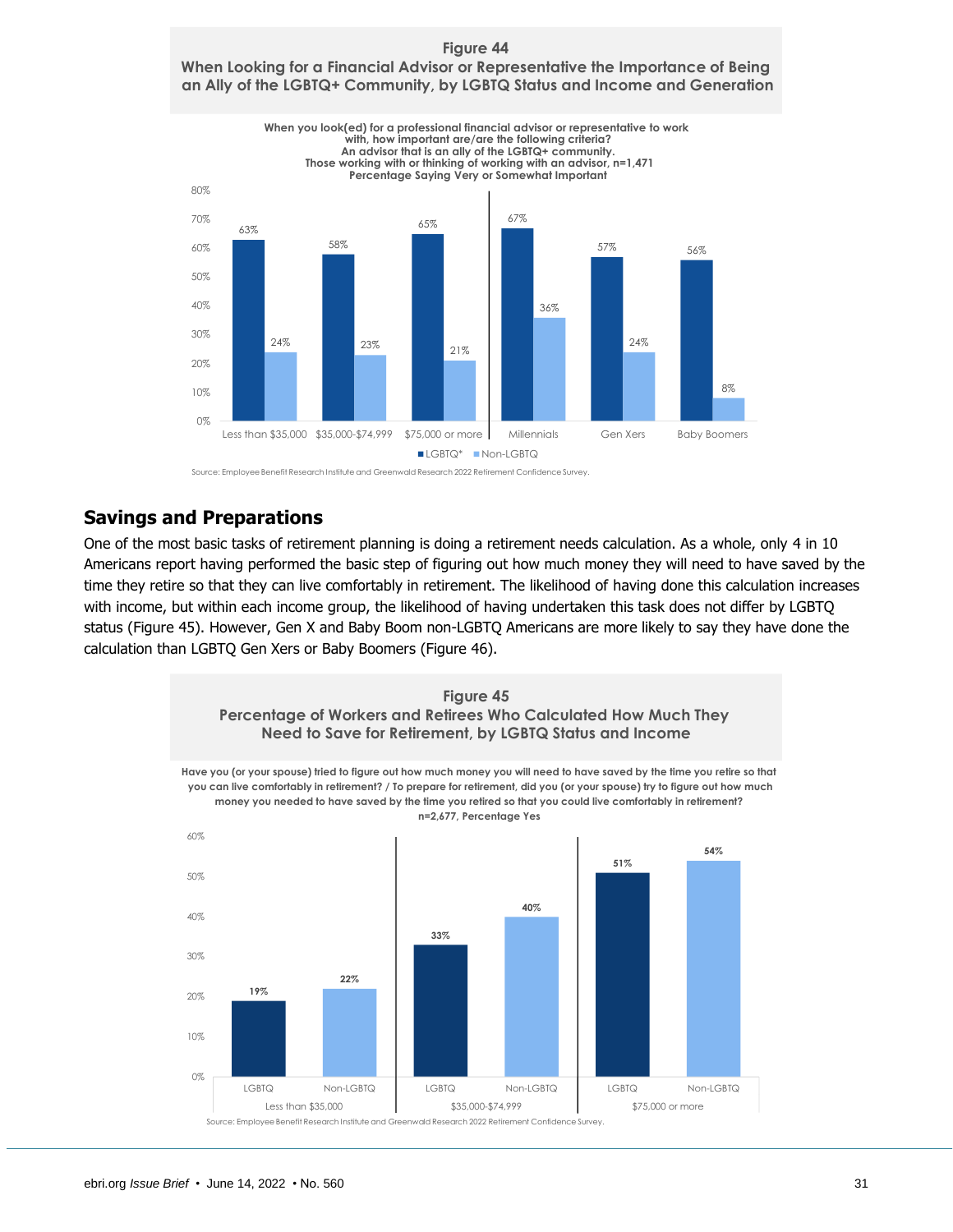**Figure 44**
**When Looking for a Financial Advisor or Representative the Importance of Being an Ally of the LGBTQ+ Community, by LGBTQ Status and Income and Generation**

When you look(ed) for a professional financial advisor or representative to work with, how important are/are the following criteria?
An advisor that is an ally of the LGBTQ+ community.
Those working with or thinking of working with an advisor, n=1,471
Percentage Saying Very or Somewhat Important

| | Less than $35,000 | $35,000-$74,999 | $75,000 or more | Millennials | Gen Xers | Baby Boomers |
|---|---|---|---|---|---|---|
| LGBTQ* | 63% | 58% | 65% | 67% | 57% | 56% |
| Non-LGBTQ | 24% | 23% | 21% | 36% | 24% | 8% |

Source: Employee Benefit Research Institute and Greenwald Research 2022 Retirement Confidence Survey.

## Savings and Preparations

One of the most basic tasks of retirement planning is doing a retirement needs calculation. As a whole, only 4 in 10 Americans report having performed the basic step of figuring out how much money they will need to have saved by the time they retire so that they can live comfortably in retirement. The likelihood of having done this calculation increases with income, but within each income group, the likelihood of having undertaken this task does not differ by LGBTQ status (Figure 45). However, Gen X and Baby Boom non-LGBTQ Americans are more likely to say they have done the calculation than LGBTQ Gen Xers or Baby Boomers (Figure 46).

**Figure 45**
**Percentage of Workers and Retirees Who Calculated How Much They Need to Save for Retirement, by LGBTQ Status and Income**

Have you (or your spouse) tried to figure out how much money you will need to have saved by the time you retire so that you can live comfortably in retirement? / To prepare for retirement, did you (or your spouse) try to figure out how much money you needed to have saved by the time you retired so that you could live comfortably in retirement?
n=2,677, Percentage Yes

| | Less than $35,000 | $35,000-$74,999 | $75,000 or more |
|---|---|---|---|
| LGBTQ | 19% | 33% | 51% |
| Non-LGBTQ | 22% | 40% | 54% |

Source: Employee Benefit Research Institute and Greenwald Research 2022 Retirement Confidence Survey.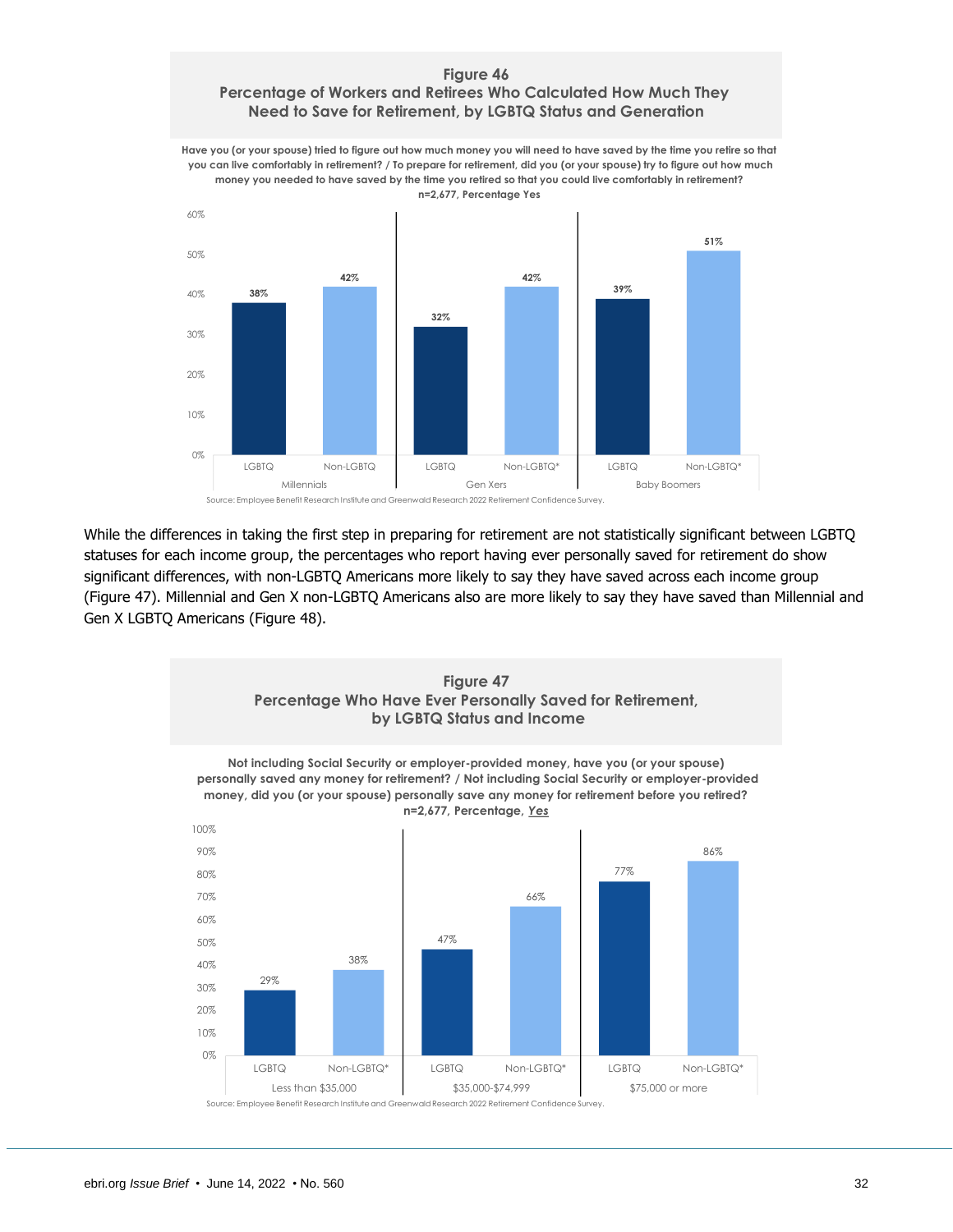**Figure 46**
**Percentage of Workers and Retirees Who Calculated How Much They Need to Save for Retirement, by LGBTQ Status and Generation**

Have you (or your spouse) tried to figure out how much money you will need to have saved by the time you retire so that you can live comfortably in retirement? / To prepare for retirement, did you (or your spouse) try to figure out how much money you needed to have saved by the time you retired so that you could live comfortably in retirement?
n=2,677, Percentage Yes

| Generation | LGBTQ | Non-LGBTQ |
| --- | --- | --- |
| Millennials | 38% | 42% |
| Gen Xers | 32% | 42%* |
| Baby Boomers | 39% | 51%* |

Source: Employee Benefit Research Institute and Greenwald Research 2022 Retirement Confidence Survey.

While the differences in taking the first step in preparing for retirement are not statistically significant between LGBTQ statuses for each income group, the percentages who report having ever personally saved for retirement do show significant differences, with non-LGBTQ Americans more likely to say they have saved across each income group (Figure 47). Millennial and Gen X non-LGBTQ Americans also are more likely to say they have saved than Millennial and Gen X LGBTQ Americans (Figure 48).

**Figure 47**
**Percentage Who Have Ever Personally Saved for Retirement, by LGBTQ Status and Income**

Not including Social Security or employer-provided money, have you (or your spouse) personally saved any money for retirement? / Not including Social Security or employer-provided money, did you (or your spouse) personally save any money for retirement before you retired?
n=2,677, Percentage, *Yes*

| Income | LGBTQ | Non-LGBTQ* |
| --- | --- | --- |
| Less than $35,000 | 29% | 38% |
| $35,000-$74,999 | 47% | 66% |
| $75,000 or more | 77% | 86% |

Source: Employee Benefit Research Institute and Greenwald Research 2022 Retirement Confidence Survey.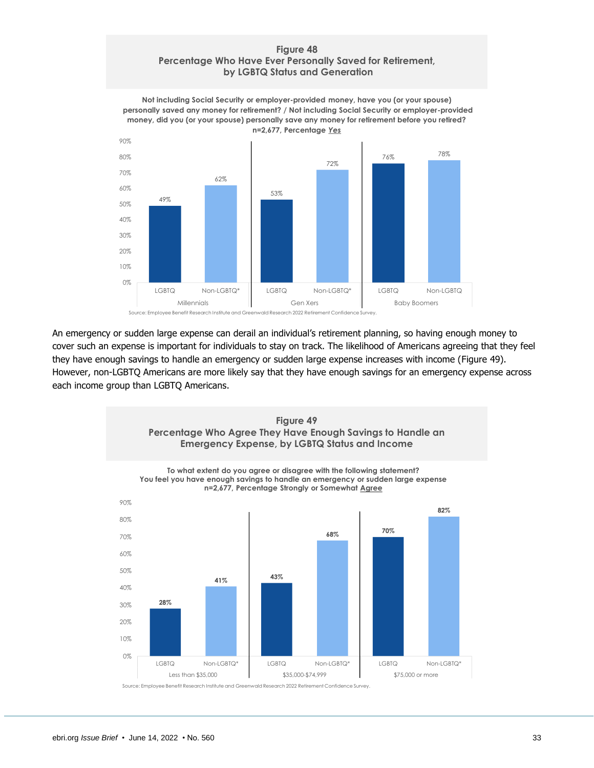**Figure 48**
**Percentage Who Have Ever Personally Saved for Retirement, by LGBTQ Status and Generation**

Not including Social Security or employer-provided money, have you (or your spouse) personally saved any money for retirement? / Not including Social Security or employer-provided money, did you (or your spouse) personally save any money for retirement before you retired?
n=2,677, Percentage *Yes*

| Generation | LGBTQ | Non-LGBTQ |
|---|---|---|
| Millennials | 49% | 62%* |
| Gen Xers | 53% | 72%* |
| Baby Boomers | 76% | 78% |

Source: Employee Benefit Research Institute and Greenwald Research 2022 Retirement Confidence Survey.

An emergency or sudden large expense can derail an individual's retirement planning, so having enough money to cover such an expense is important for individuals to stay on track. The likelihood of Americans agreeing that they feel they have enough savings to handle an emergency or sudden large expense increases with income (Figure 49). However, non-LGBTQ Americans are more likely say that they have enough savings for an emergency expense across each income group than LGBTQ Americans.

**Figure 49**
**Percentage Who Agree They Have Enough Savings to Handle an Emergency Expense, by LGBTQ Status and Income**

To what extent do you agree or disagree with the following statement?
You feel you have enough savings to handle an emergency or sudden large expense
n=2,677, Percentage Strongly or Somewhat Agree

| Income | LGBTQ | Non-LGBTQ |
|---|---|---|
| Less than $35,000 | 28% | 41%* |
| $35,000-$74,999 | 43% | 68%* |
| $75,000 or more | 70% | 82%* |

Source: Employee Benefit Research Institute and Greenwald Research 2022 Retirement Confidence Survey.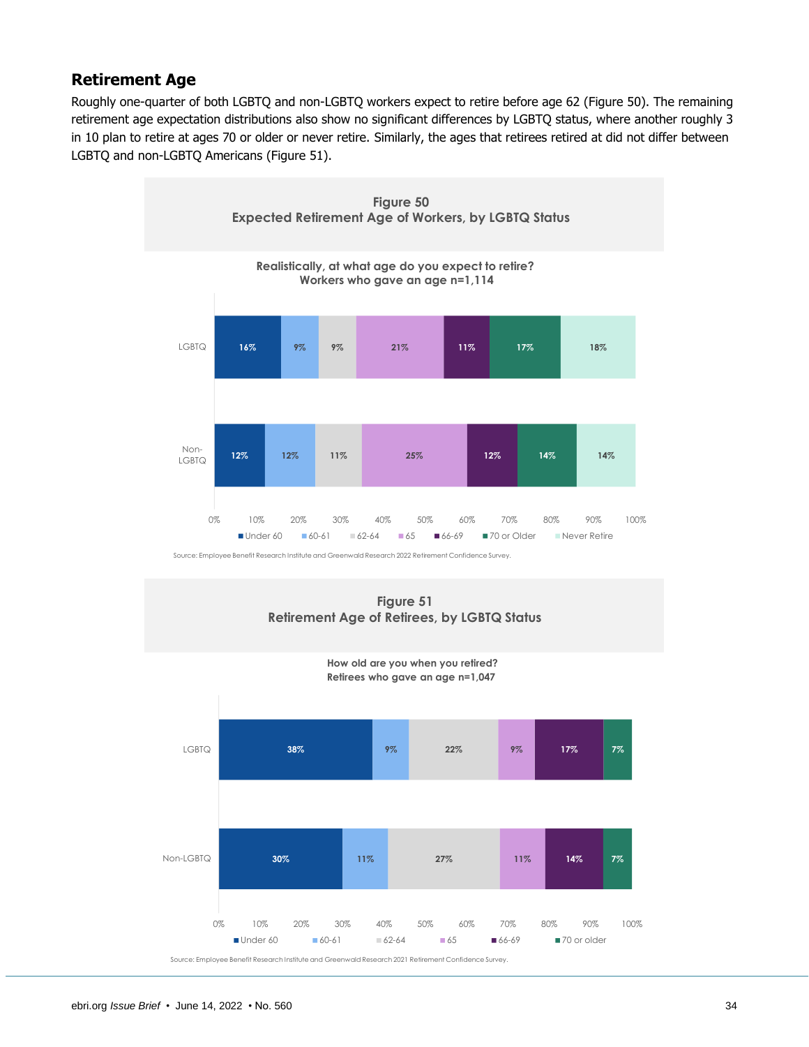## Retirement Age

Roughly one-quarter of both LGBTQ and non-LGBTQ workers expect to retire before age 62 (Figure 50). The remaining retirement age expectation distributions also show no significant differences by LGBTQ status, where another roughly 3 in 10 plan to retire at ages 70 or older or never retire. Similarly, the ages that retirees retired at did not differ between LGBTQ and non-LGBTQ Americans (Figure 51).

**Figure 50**
**Expected Retirement Age of Workers, by LGBTQ Status**

Realistically, at what age do you expect to retire?
Workers who gave an age n=1,114

| | Under 60 | 60-61 | 62-64 | 65 | 66-69 | 70 or Older | Never Retire |
|---|---|---|---|---|---|---|---|
| LGBTQ | 16% | 9% | 9% | 21% | 11% | 17% | 18% |
| Non-LGBTQ | 12% | 12% | 11% | 25% | 12% | 14% | 14% |

Source: Employee Benefit Research Institute and Greenwald Research 2022 Retirement Confidence Survey.

**Figure 51**
**Retirement Age of Retirees, by LGBTQ Status**

How old are you when you retired?
Retirees who gave an age n=1,047

| | Under 60 | 60-61 | 62-64 | 65 | 66-69 | 70 or older |
|---|---|---|---|---|---|---|
| LGBTQ | 38% | 9% | 22% | 9% | 17% | 7% |
| Non-LGBTQ | 30% | 11% | 27% | 11% | 14% | 7% |

Source: Employee Benefit Research Institute and Greenwald Research 2021 Retirement Confidence Survey.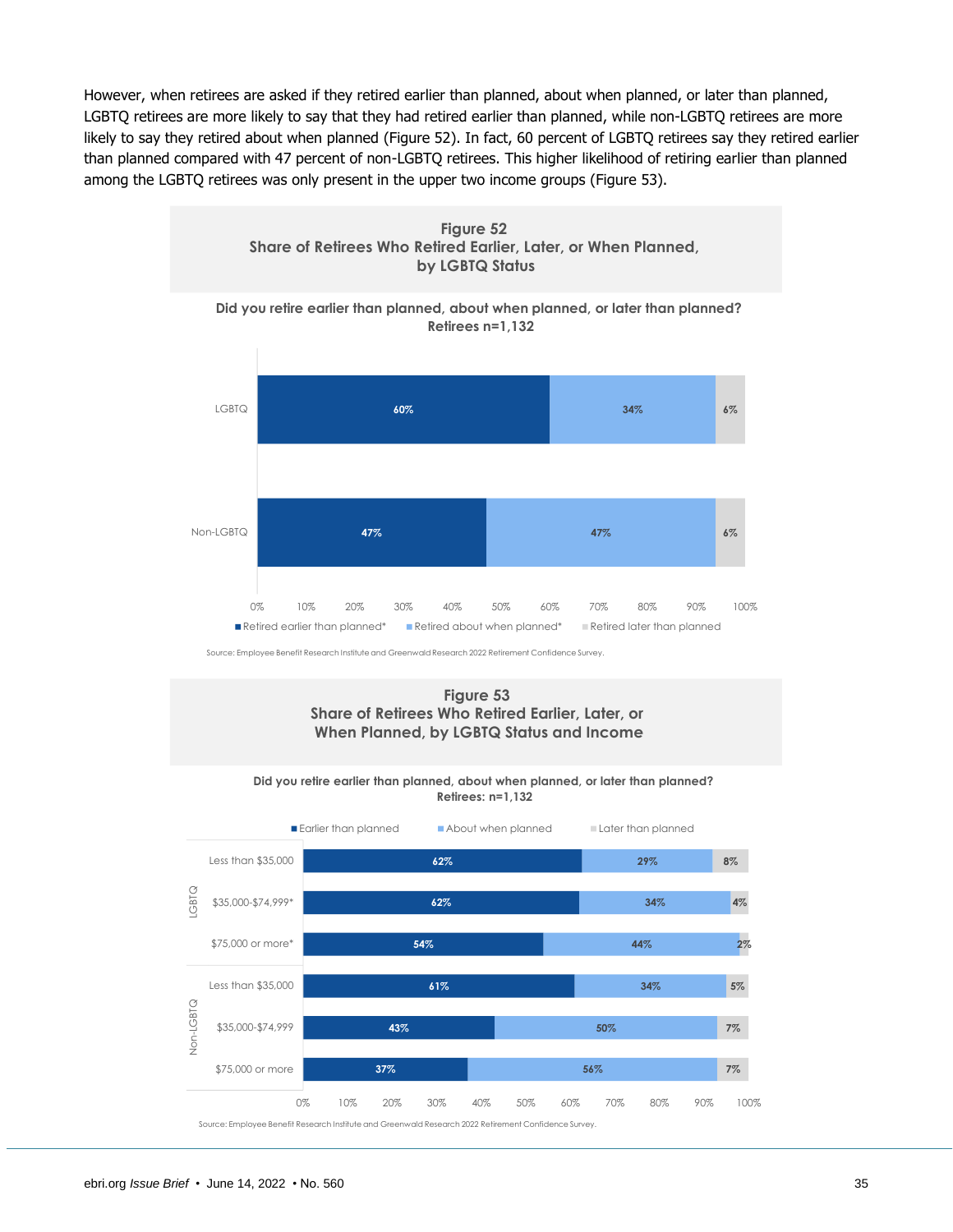However, when retirees are asked if they retired earlier than planned, about when planned, or later than planned, LGBTQ retirees are more likely to say that they had retired earlier than planned, while non-LGBTQ retirees are more likely to say they retired about when planned (Figure 52). In fact, 60 percent of LGBTQ retirees say they retired earlier than planned compared with 47 percent of non-LGBTQ retirees. This higher likelihood of retiring earlier than planned among the LGBTQ retirees was only present in the upper two income groups (Figure 53).

**Figure 52**
**Share of Retirees Who Retired Earlier, Later, or When Planned, by LGBTQ Status**

**Did you retire earlier than planned, about when planned, or later than planned?**
**Retirees n=1,132**

| | Retired earlier than planned* | Retired about when planned* | Retired later than planned |
|---|---|---|---|
| LGBTQ | 60% | 34% | 6% |
| Non-LGBTQ | 47% | 47% | 6% |

Source: Employee Benefit Research Institute and Greenwald Research 2022 Retirement Confidence Survey.

**Figure 53**
**Share of Retirees Who Retired Earlier, Later, or When Planned, by LGBTQ Status and Income**

**Did you retire earlier than planned, about when planned, or later than planned?**
**Retirees: n=1,132**

| | | Earlier than planned | About when planned | Later than planned |
|---|---|---|---|---|
| LGBTQ | Less than $35,000 | 62% | 29% | 8% |
| | $35,000-$74,999* | 62% | 34% | 4% |
| | $75,000 or more* | 54% | 44% | 2% |
| Non-LGBTQ | Less than $35,000 | 61% | 34% | 5% |
| | $35,000-$74,999 | 43% | 50% | 7% |
| | $75,000 or more | 37% | 56% | 7% |

Source: Employee Benefit Research Institute and Greenwald Research 2022 Retirement Confidence Survey.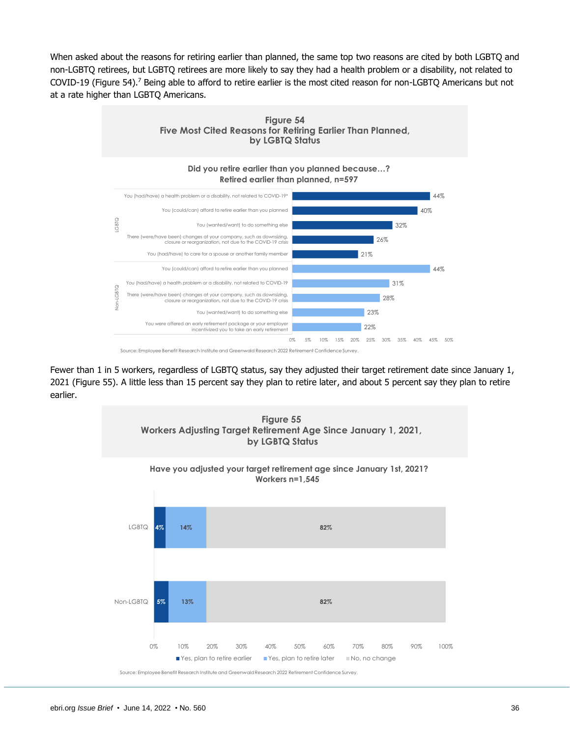When asked about the reasons for retiring earlier than planned, the same top two reasons are cited by both LGBTQ and non-LGBTQ retirees, but LGBTQ retirees are more likely to say they had a health problem or a disability, not related to COVID-19 (Figure 54).[7] Being able to afford to retire earlier is the most cited reason for non-LGBTQ Americans but not at a rate higher than LGBTQ Americans.

**Figure 54**
**Five Most Cited Reasons for Retiring Earlier Than Planned, by LGBTQ Status**

**Did you retire earlier than you planned because…?**
**Retired earlier than planned, n=597**

| Group | Reason | Percent |
|---|---|---|
| LGBTQ | You (had/have) a health problem or a disability, not related to COVID-19* | 44% |
| LGBTQ | You (could/can) afford to retire earlier than you planned | 40% |
| LGBTQ | You (wanted/want) to do something else | 32% |
| LGBTQ | There (were/have been) changes at your company, such as downsizing, closure or reorganization, not due to the COVID-19 crisis | 26% |
| LGBTQ | You (had/have) to care for a spouse or another family member | 21% |
| Non-LGBTQ | You (could/can) afford to retire earlier than you planned | 44% |
| Non-LGBTQ | You (had/have) a health problem or a disability, not related to COVID-19 | 31% |
| Non-LGBTQ | There (were/have been) changes at your company, such as downsizing, closure or reorganization, not due to the COVID-19 crisis | 28% |
| Non-LGBTQ | You (wanted/want) to do something else | 23% |
| Non-LGBTQ | You were offered an early retirement package or your employer incentivized you to take an early retirement | 22% |

Source: Employee Benefit Research Institute and Greenwald Research 2022 Retirement Confidence Survey.

Fewer than 1 in 5 workers, regardless of LGBTQ status, say they adjusted their target retirement date since January 1, 2021 (Figure 55). A little less than 15 percent say they plan to retire later, and about 5 percent say they plan to retire earlier.

**Figure 55**
**Workers Adjusting Target Retirement Age Since January 1, 2021, by LGBTQ Status**

**Have you adjusted your target retirement age since January 1st, 2021?**
**Workers n=1,545**

| | Yes, plan to retire earlier | Yes, plan to retire later | No, no change |
|---|---|---|---|
| LGBTQ | 4% | 14% | 82% |
| Non-LGBTQ | 5% | 13% | 82% |

Source: Employee Benefit Research Institute and Greenwald Research 2022 Retirement Confidence Survey.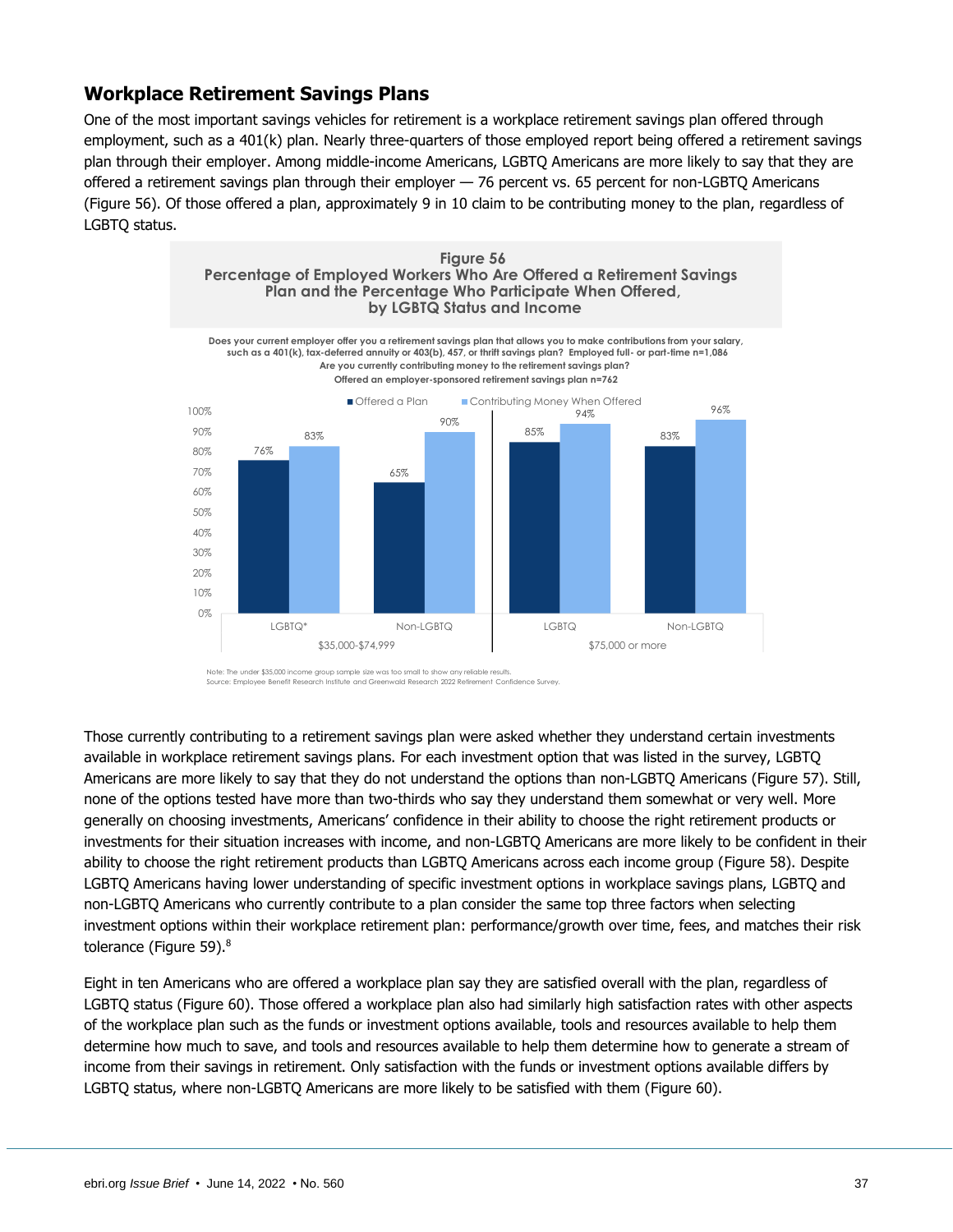## Workplace Retirement Savings Plans

One of the most important savings vehicles for retirement is a workplace retirement savings plan offered through employment, such as a 401(k) plan. Nearly three-quarters of those employed report being offered a retirement savings plan through their employer. Among middle-income Americans, LGBTQ Americans are more likely to say that they are offered a retirement savings plan through their employer — 76 percent vs. 65 percent for non-LGBTQ Americans (Figure 56). Of those offered a plan, approximately 9 in 10 claim to be contributing money to the plan, regardless of LGBTQ status.

**Figure 56**
**Percentage of Employed Workers Who Are Offered a Retirement Savings Plan and the Percentage Who Participate When Offered, by LGBTQ Status and Income**

**Does your current employer offer you a retirement savings plan that allows you to make contributions from your salary, such as a 401(k), tax-deferred annuity or 403(b), 457, or thrift savings plan? Employed full- or part-time n=1,086**
**Are you currently contributing money to the retirement savings plan?**
**Offered an employer-sponsored retirement savings plan n=762**

| Income | Group | Offered a Plan | Contributing Money When Offered |
|---|---|---|---|
| $35,000-$74,999 | LGBTQ* | 76% | 83% |
| | Non-LGBTQ | 65% | 90% |
| $75,000 or more | LGBTQ | 85% | 94% |
| | Non-LGBTQ | 83% | 96% |

Note: The under $35,000 income group sample size was too small to show any reliable results.
Source: Employee Benefit Research Institute and Greenwald Research 2022 Retirement Confidence Survey.

Those currently contributing to a retirement savings plan were asked whether they understand certain investments available in workplace retirement savings plans. For each investment option that was listed in the survey, LGBTQ Americans are more likely to say that they do not understand the options than non-LGBTQ Americans (Figure 57). Still, none of the options tested have more than two-thirds who say they understand them somewhat or very well. More generally on choosing investments, Americans' confidence in their ability to choose the right retirement products or investments for their situation increases with income, and non-LGBTQ Americans are more likely to be confident in their ability to choose the right retirement products than LGBTQ Americans across each income group (Figure 58). Despite LGBTQ Americans having lower understanding of specific investment options in workplace savings plans, LGBTQ and non-LGBTQ Americans who currently contribute to a plan consider the same top three factors when selecting investment options within their workplace retirement plan: performance/growth over time, fees, and matches their risk tolerance (Figure 59).[8]

Eight in ten Americans who are offered a workplace plan say they are satisfied overall with the plan, regardless of LGBTQ status (Figure 60). Those offered a workplace plan also had similarly high satisfaction rates with other aspects of the workplace plan such as the funds or investment options available, tools and resources available to help them determine how much to save, and tools and resources available to help them determine how to generate a stream of income from their savings in retirement. Only satisfaction with the funds or investment options available differs by LGBTQ status, where non-LGBTQ Americans are more likely to be satisfied with them (Figure 60).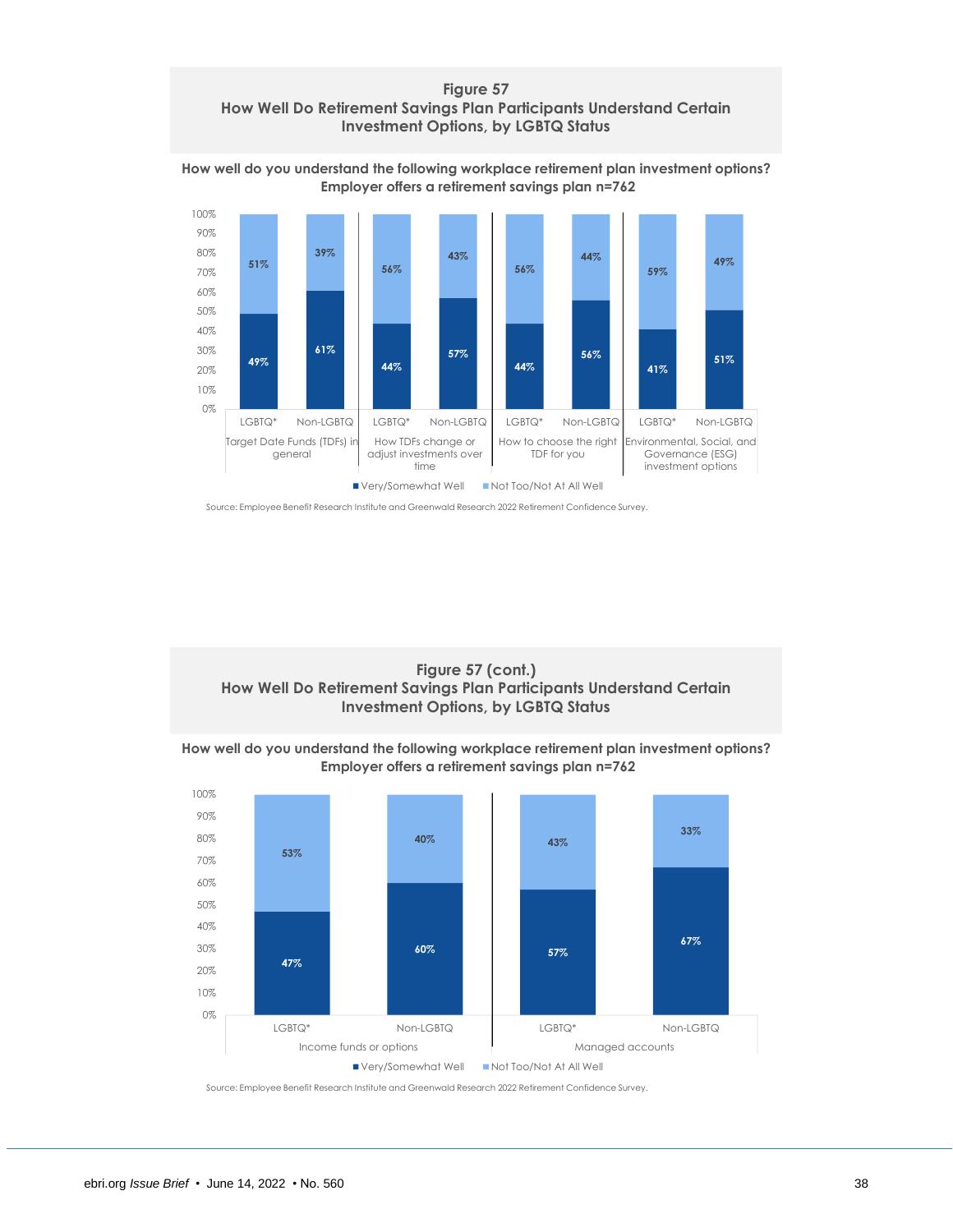## Figure 57
## How Well Do Retirement Savings Plan Participants Understand Certain Investment Options, by LGBTQ Status

**How well do you understand the following workplace retirement plan investment options?**
**Employer offers a retirement savings plan n=762**

| Investment option | Group | Very/Somewhat Well | Not Too/Not At All Well |
|---|---|---|---|
| Target Date Funds (TDFs) in general | LGBTQ* | 49% | 51% |
| | Non-LGBTQ | 61% | 39% |
| How TDFs change or adjust investments over time | LGBTQ* | 44% | 56% |
| | Non-LGBTQ | 57% | 43% |
| How to choose the right TDF for you | LGBTQ* | 44% | 56% |
| | Non-LGBTQ | 56% | 44% |
| Environmental, Social, and Governance (ESG) investment options | LGBTQ* | 41% | 59% |
| | Non-LGBTQ | 51% | 49% |

Source: Employee Benefit Research Institute and Greenwald Research 2022 Retirement Confidence Survey.

## Figure 57 (cont.)
## How Well Do Retirement Savings Plan Participants Understand Certain Investment Options, by LGBTQ Status

**How well do you understand the following workplace retirement plan investment options?**
**Employer offers a retirement savings plan n=762**

| Investment option | Group | Very/Somewhat Well | Not Too/Not At All Well |
|---|---|---|---|
| Income funds or options | LGBTQ* | 47% | 53% |
| | Non-LGBTQ | 60% | 40% |
| Managed accounts | LGBTQ* | 57% | 43% |
| | Non-LGBTQ | 67% | 33% |

Source: Employee Benefit Research Institute and Greenwald Research 2022 Retirement Confidence Survey.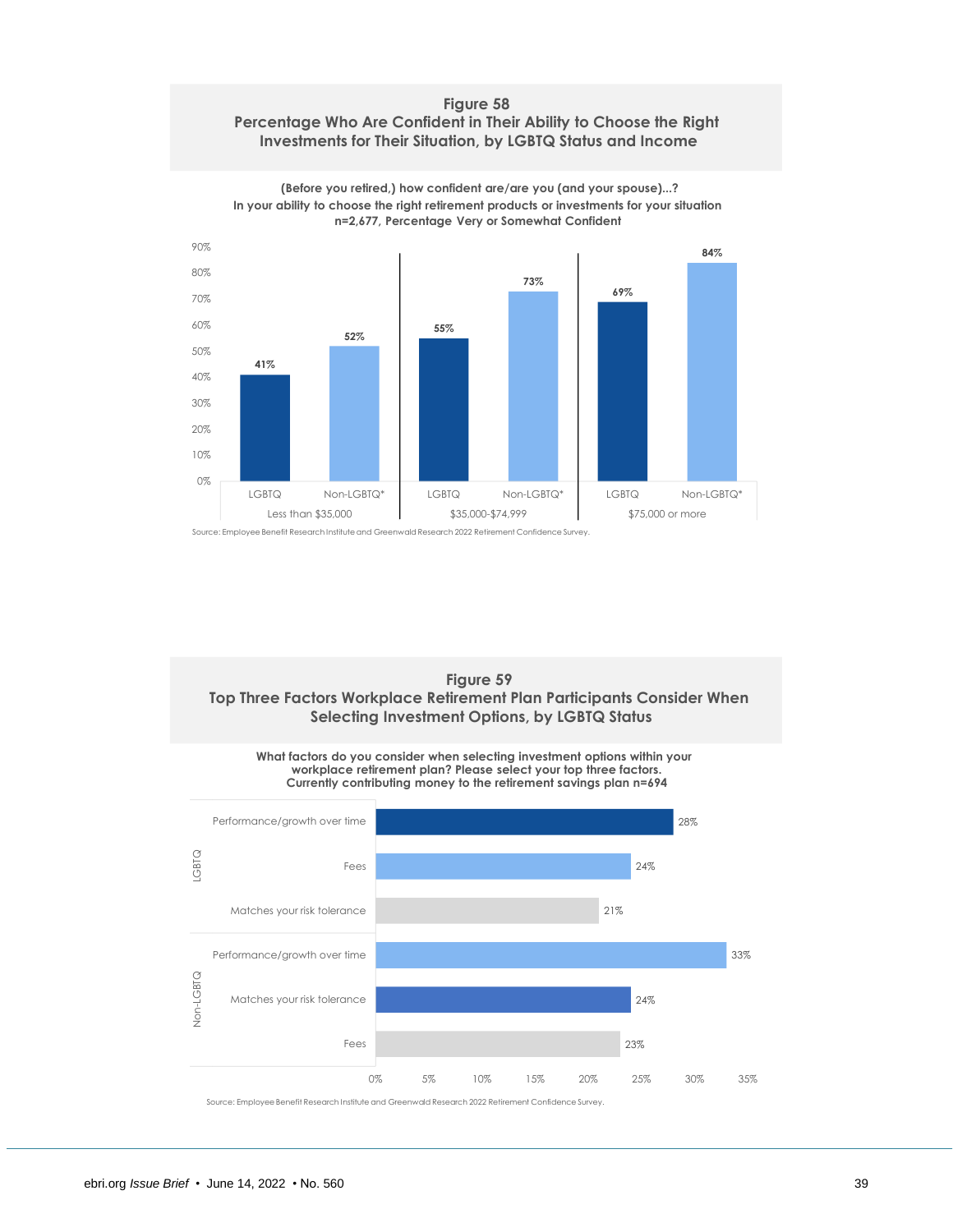## Figure 58
## Percentage Who Are Confident in Their Ability to Choose the Right Investments for Their Situation, by LGBTQ Status and Income

**(Before you retired,) how confident are/are you (and your spouse)...?**
**In your ability to choose the right retirement products or investments for your situation**
**n=2,677, Percentage Very or Somewhat Confident**

| Income | LGBTQ | Non-LGBTQ* |
|---|---|---|
| Less than $35,000 | 41% | 52% |
| $35,000-$74,999 | 55% | 73% |
| $75,000 or more | 69% | 84% |

Source: Employee Benefit Research Institute and Greenwald Research 2022 Retirement Confidence Survey.

## Figure 59
## Top Three Factors Workplace Retirement Plan Participants Consider When Selecting Investment Options, by LGBTQ Status

**What factors do you consider when selecting investment options within your workplace retirement plan? Please select your top three factors.**
**Currently contributing money to the retirement savings plan n=694**

| Group | Factor | Percentage |
|---|---|---|
| LGBTQ | Performance/growth over time | 28% |
| LGBTQ | Fees | 24% |
| LGBTQ | Matches your risk tolerance | 21% |
| Non-LGBTQ | Performance/growth over time | 33% |
| Non-LGBTQ | Matches your risk tolerance | 24% |
| Non-LGBTQ | Fees | 23% |

Source: Employee Benefit Research Institute and Greenwald Research 2022 Retirement Confidence Survey.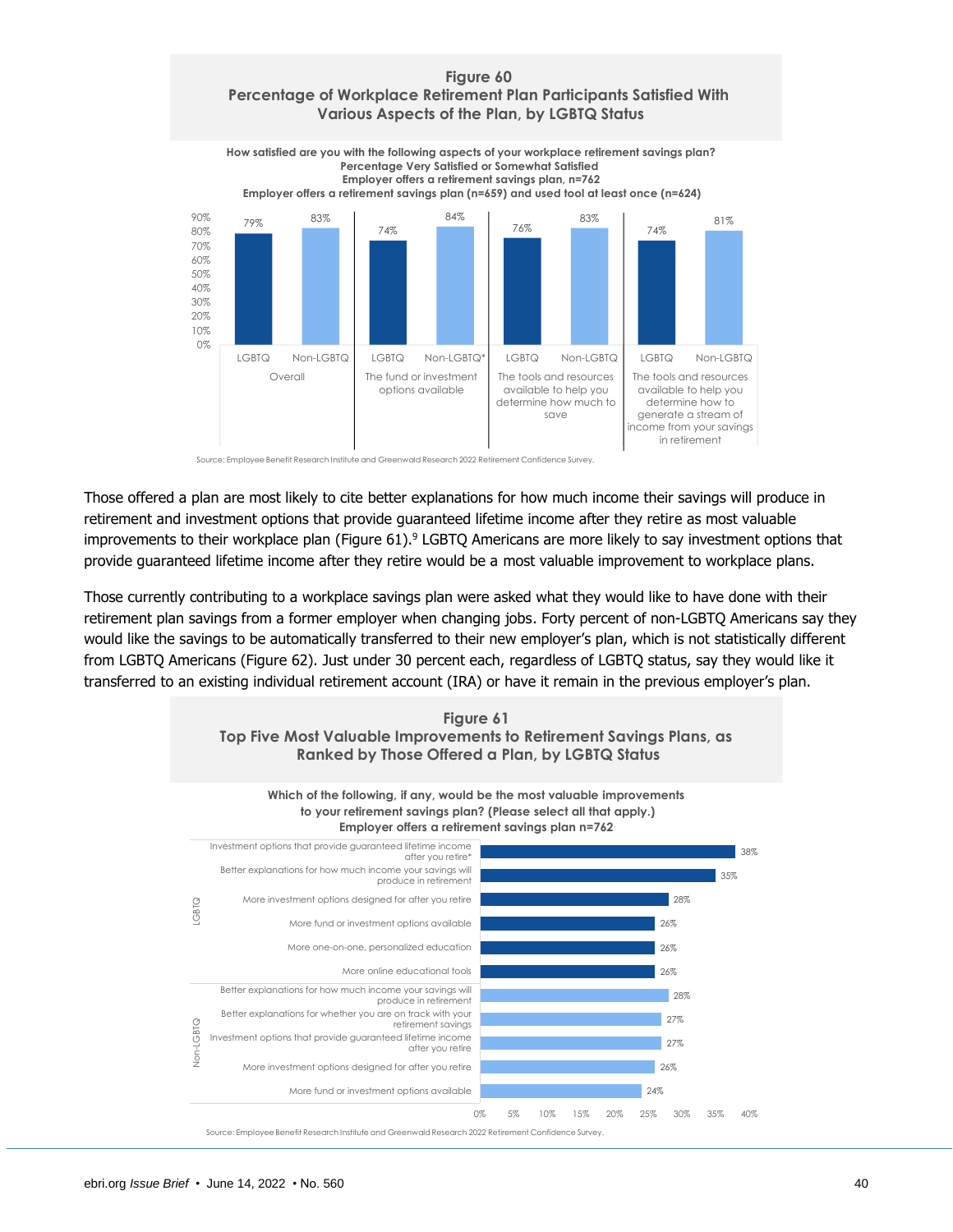**Figure 60**
**Percentage of Workplace Retirement Plan Participants Satisfied With Various Aspects of the Plan, by LGBTQ Status**

How satisfied are you with the following aspects of your workplace retirement savings plan?
Percentage Very Satisfied or Somewhat Satisfied
Employer offers a retirement savings plan, n=762
Employer offers a retirement savings plan (n=659) and used tool at least once (n=624)

| Aspect | LGBTQ | Non-LGBTQ |
|---|---|---|
| Overall | 79% | 83% |
| The fund or investment options available | 74% | 84%* |
| The tools and resources available to help you determine how much to save | 76% | 83% |
| The tools and resources available to help you determine how to generate a stream of income from your savings in retirement | 74% | 81% |

Source: Employee Benefit Research Institute and Greenwald Research 2022 Retirement Confidence Survey.

Those offered a plan are most likely to cite better explanations for how much income their savings will produce in retirement and investment options that provide guaranteed lifetime income after they retire as most valuable improvements to their workplace plan (Figure 61).[9] LGBTQ Americans are more likely to say investment options that provide guaranteed lifetime income after they retire would be a most valuable improvement to workplace plans.

Those currently contributing to a workplace savings plan were asked what they would like to have done with their retirement plan savings from a former employer when changing jobs. Forty percent of non-LGBTQ Americans say they would like the savings to be automatically transferred to their new employer's plan, which is not statistically different from LGBTQ Americans (Figure 62). Just under 30 percent each, regardless of LGBTQ status, say they would like it transferred to an existing individual retirement account (IRA) or have it remain in the previous employer's plan.

**Figure 61**
**Top Five Most Valuable Improvements to Retirement Savings Plans, as Ranked by Those Offered a Plan, by LGBTQ Status**

Which of the following, if any, would be the most valuable improvements to your retirement savings plan? (Please select all that apply.)
Employer offers a retirement savings plan n=762

| Group | Improvement | Percentage |
|---|---|---|
| LGBTQ | Investment options that provide guaranteed lifetime income after you retire* | 38% |
| LGBTQ | Better explanations for how much income your savings will produce in retirement | 35% |
| LGBTQ | More investment options designed for after you retire | 28% |
| LGBTQ | More fund or investment options available | 26% |
| LGBTQ | More one-on-one, personalized education | 26% |
| LGBTQ | More online educational tools | 26% |
| Non-LGBTQ | Better explanations for how much income your savings will produce in retirement | 28% |
| Non-LGBTQ | Better explanations for whether you are on track with your retirement savings | 27% |
| Non-LGBTQ | Investment options that provide guaranteed lifetime income after you retire | 27% |
| Non-LGBTQ | More investment options designed for after you retire | 26% |
| Non-LGBTQ | More fund or investment options available | 24% |

Source: Employee Benefit Research Institute and Greenwald Research 2022 Retirement Confidence Survey.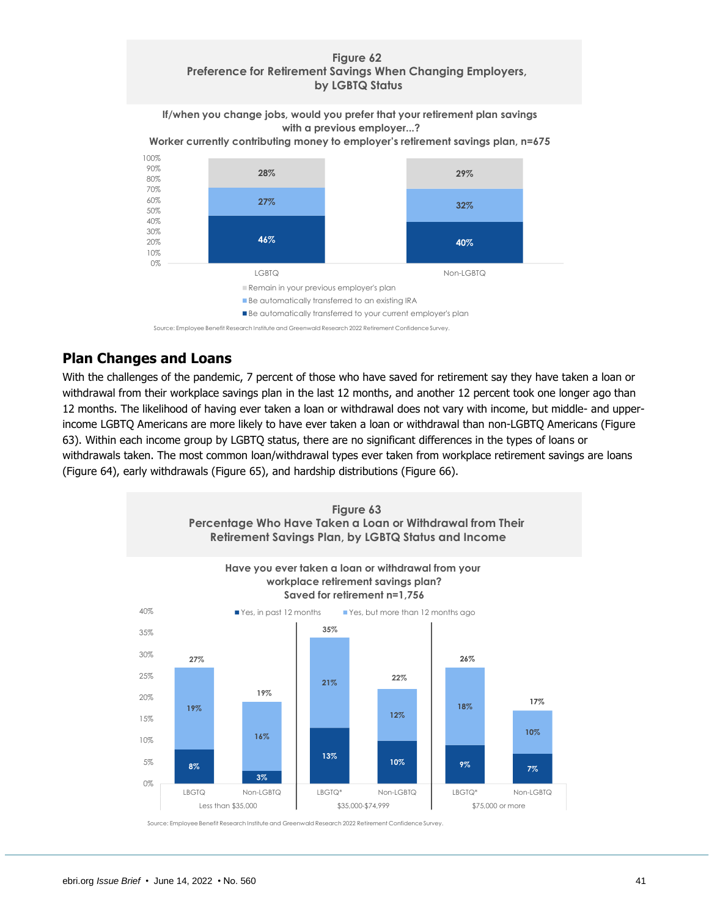**Figure 62**
**Preference for Retirement Savings When Changing Employers, by LGBTQ Status**

**If/when you change jobs, would you prefer that your retirement plan savings with a previous employer...?**
**Worker currently contributing money to employer's retirement savings plan, n=675**

| | LGBTQ | Non-LGBTQ |
|---|---|---|
| Remain in your previous employer's plan | 28% | 29% |
| Be automatically transferred to an existing IRA | 27% | 32% |
| Be automatically transferred to your current employer's plan | 46% | 40% |

Source: Employee Benefit Research Institute and Greenwald Research 2022 Retirement Confidence Survey.

## Plan Changes and Loans

With the challenges of the pandemic, 7 percent of those who have saved for retirement say they have taken a loan or withdrawal from their workplace savings plan in the last 12 months, and another 12 percent took one longer ago than 12 months. The likelihood of having ever taken a loan or withdrawal does not vary with income, but middle- and upper-income LGBTQ Americans are more likely to have ever taken a loan or withdrawal than non-LGBTQ Americans (Figure 63). Within each income group by LGBTQ status, there are no significant differences in the types of loans or withdrawals taken. The most common loan/withdrawal types ever taken from workplace retirement savings are loans (Figure 64), early withdrawals (Figure 65), and hardship distributions (Figure 66).

**Figure 63**
**Percentage Who Have Taken a Loan or Withdrawal from Their Retirement Savings Plan, by LGBTQ Status and Income**

**Have you ever taken a loan or withdrawal from your workplace retirement savings plan?**
**Saved for retirement n=1,756**

| Income | Group | Yes, in past 12 months | Yes, but more than 12 months ago | Total |
|---|---|---|---|---|
| Less than $35,000 | LBGTQ | 8% | 19% | 27% |
| | Non-LGBTQ | 3% | 16% | 19% |
| $35,000-$74,999 | LBGTQ* | 13% | 21% | 35% |
| | Non-LGBTQ | 10% | 12% | 22% |
| $75,000 or more | LBGTQ* | 9% | 18% | 26% |
| | Non-LGBTQ | 7% | 10% | 17% |

Source: Employee Benefit Research Institute and Greenwald Research 2022 Retirement Confidence Survey.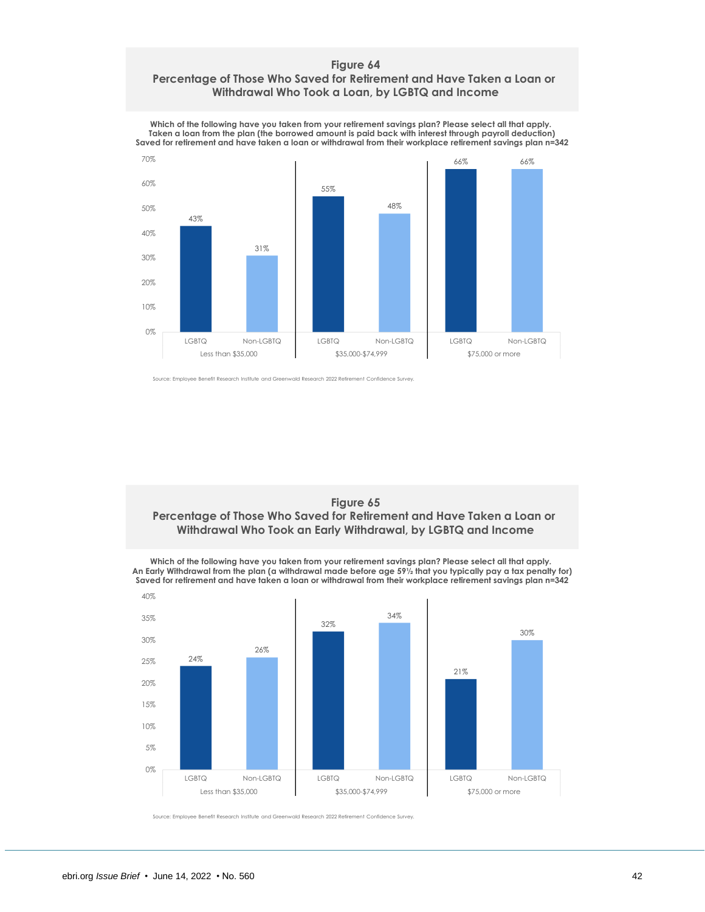## Figure 64
## Percentage of Those Who Saved for Retirement and Have Taken a Loan or Withdrawal Who Took a Loan, by LGBTQ and Income

**Which of the following have you taken from your retirement savings plan? Please select all that apply.**
**Taken a loan from the plan (the borrowed amount is paid back with interest through payroll deduction)**
**Saved for retirement and have taken a loan or withdrawal from their workplace retirement savings plan n=342**

| Income | LGBTQ | Non-LGBTQ |
|---|---|---|
| Less than $35,000 | 43% | 31% |
| $35,000-$74,999 | 55% | 48% |
| $75,000 or more | 66% | 66% |

Source: Employee Benefit Research Institute and Greenwald Research 2022 Retirement Confidence Survey.

## Figure 65
## Percentage of Those Who Saved for Retirement and Have Taken a Loan or Withdrawal Who Took an Early Withdrawal, by LGBTQ and Income

**Which of the following have you taken from your retirement savings plan? Please select all that apply.**
**An Early Withdrawal from the plan (a withdrawal made before age 59½ that you typically pay a tax penalty for)**
**Saved for retirement and have taken a loan or withdrawal from their workplace retirement savings plan n=342**

| Income | LGBTQ | Non-LGBTQ |
|---|---|---|
| Less than $35,000 | 24% | 26% |
| $35,000-$74,999 | 32% | 34% |
| $75,000 or more | 21% | 30% |

Source: Employee Benefit Research Institute and Greenwald Research 2022 Retirement Confidence Survey.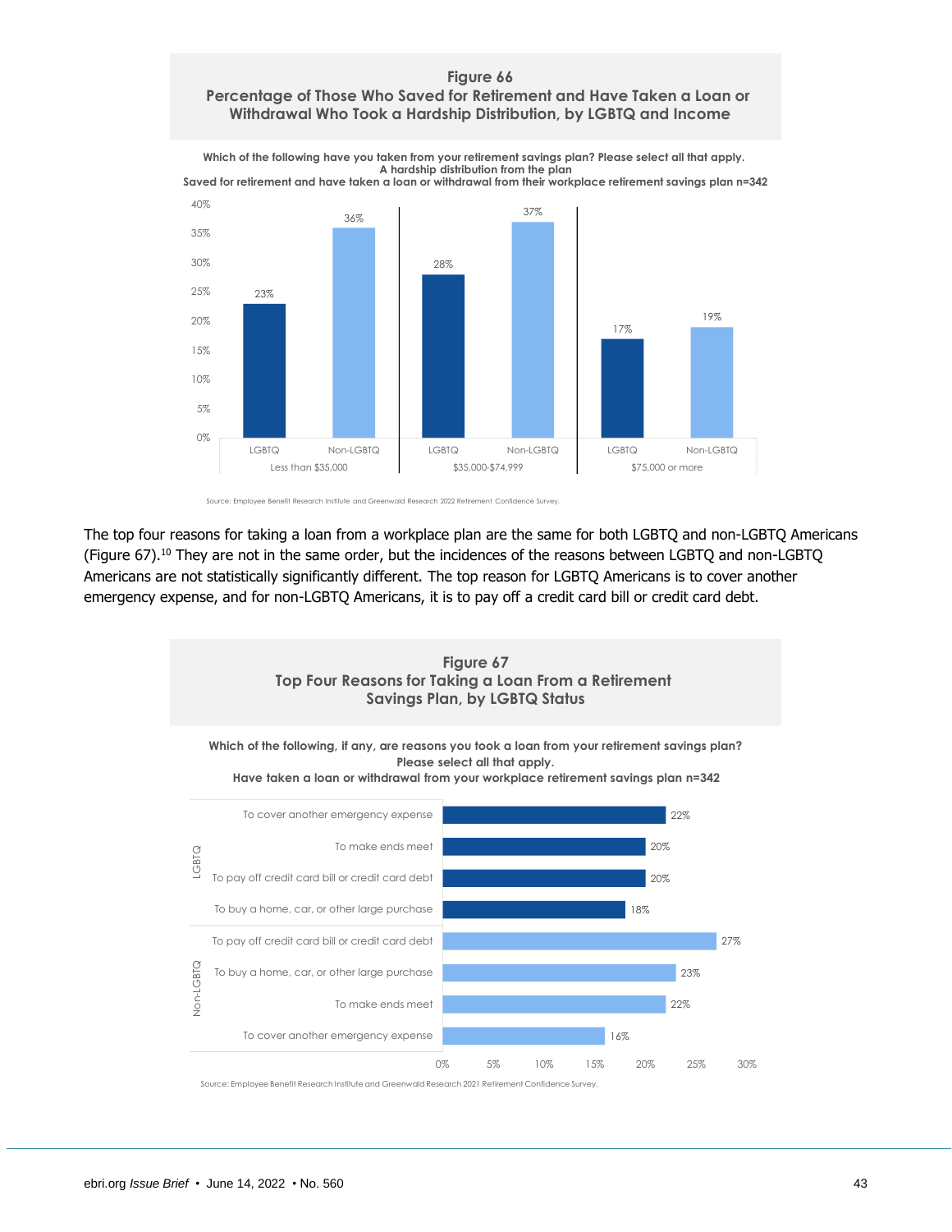## Figure 66
### Percentage of Those Who Saved for Retirement and Have Taken a Loan or Withdrawal Who Took a Hardship Distribution, by LGBTQ and Income

**Which of the following have you taken from your retirement savings plan? Please select all that apply.**
**A hardship distribution from the plan**
**Saved for retirement and have taken a loan or withdrawal from their workplace retirement savings plan n=342**

| Income | LGBTQ | Non-LGBTQ |
|---|---|---|
| Less than $35,000 | 23% | 36% |
| $35,000-$74,999 | 28% | 37% |
| $75,000 or more | 17% | 19% |

Source: Employee Benefit Research Institute and Greenwald Research 2022 Retirement Confidence Survey.

The top four reasons for taking a loan from a workplace plan are the same for both LGBTQ and non-LGBTQ Americans (Figure 67).[10] They are not in the same order, but the incidences of the reasons between LGBTQ and non-LGBTQ Americans are not statistically significantly different. The top reason for LGBTQ Americans is to cover another emergency expense, and for non-LGBTQ Americans, it is to pay off a credit card bill or credit card debt.

## Figure 67
### Top Four Reasons for Taking a Loan From a Retirement Savings Plan, by LGBTQ Status

**Which of the following, if any, are reasons you took a loan from your retirement savings plan? Please select all that apply.**
**Have taken a loan or withdrawal from your workplace retirement savings plan n=342**

| Group | Reason | Percentage |
|---|---|---|
| LGBTQ | To cover another emergency expense | 22% |
| LGBTQ | To make ends meet | 20% |
| LGBTQ | To pay off credit card bill or credit card debt | 20% |
| LGBTQ | To buy a home, car, or other large purchase | 18% |
| Non-LGBTQ | To pay off credit card bill or credit card debt | 27% |
| Non-LGBTQ | To buy a home, car, or other large purchase | 23% |
| Non-LGBTQ | To make ends meet | 22% |
| Non-LGBTQ | To cover another emergency expense | 16% |

Source: Employee Benefit Research Institute and Greenwald Research 2021 Retirement Confidence Survey.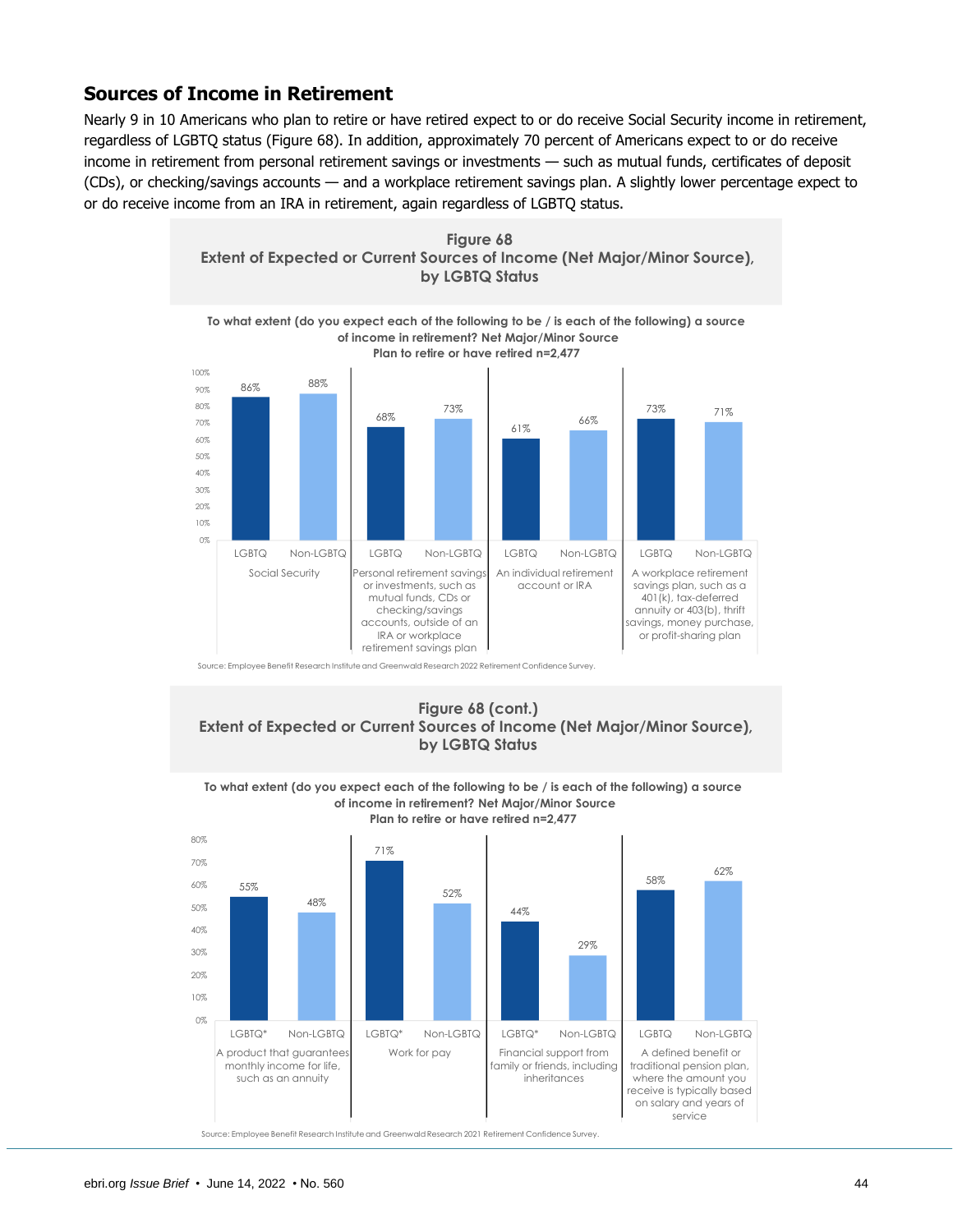## Sources of Income in Retirement

Nearly 9 in 10 Americans who plan to retire or have retired expect to or do receive Social Security income in retirement, regardless of LGBTQ status (Figure 68). In addition, approximately 70 percent of Americans expect to or do receive income in retirement from personal retirement savings or investments — such as mutual funds, certificates of deposit (CDs), or checking/savings accounts — and a workplace retirement savings plan. A slightly lower percentage expect to or do receive income from an IRA in retirement, again regardless of LGBTQ status.

**Figure 68**
**Extent of Expected or Current Sources of Income (Net Major/Minor Source), by LGBTQ Status**

To what extent (do you expect each of the following to be / is each of the following) a source of income in retirement? Net Major/Minor Source
Plan to retire or have retired n=2,477

| Source | LGBTQ | Non-LGBTQ |
|---|---|---|
| Social Security | 86% | 88% |
| Personal retirement savings or investments, such as mutual funds, CDs or checking/savings accounts, outside of an IRA or workplace retirement savings plan | 68% | 73% |
| An individual retirement account or IRA | 61% | 66% |
| A workplace retirement savings plan, such as a 401(k), tax-deferred annuity or 403(b), thrift savings, money purchase, or profit-sharing plan | 73% | 71% |

Source: Employee Benefit Research Institute and Greenwald Research 2022 Retirement Confidence Survey.

**Figure 68 (cont.)**
**Extent of Expected or Current Sources of Income (Net Major/Minor Source), by LGBTQ Status**

To what extent (do you expect each of the following to be / is each of the following) a source of income in retirement? Net Major/Minor Source
Plan to retire or have retired n=2,477

| Source | LGBTQ | Non-LGBTQ |
|---|---|---|
| A product that guarantees monthly income for life, such as an annuity | 55%* | 48% |
| Work for pay | 71%* | 52% |
| Financial support from family or friends, including inheritances | 44%* | 29% |
| A defined benefit or traditional pension plan, where the amount you receive is typically based on salary and years of service | 58% | 62% |

Source: Employee Benefit Research Institute and Greenwald Research 2021 Retirement Confidence Survey.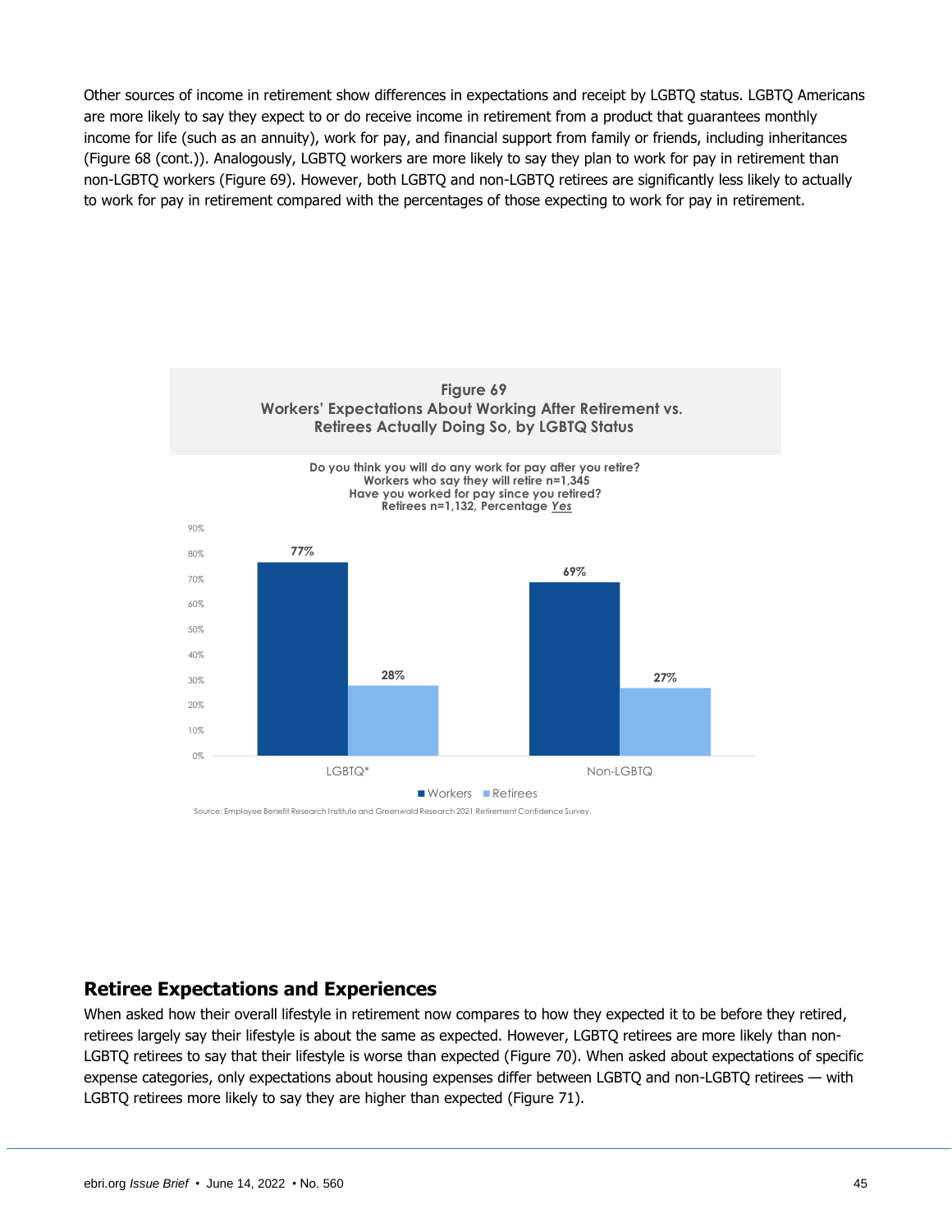Other sources of income in retirement show differences in expectations and receipt by LGBTQ status. LGBTQ Americans are more likely to say they expect to or do receive income in retirement from a product that guarantees monthly income for life (such as an annuity), work for pay, and financial support from family or friends, including inheritances (Figure 68 (cont.)). Analogously, LGBTQ workers are more likely to say they plan to work for pay in retirement than non-LGBTQ workers (Figure 69). However, both LGBTQ and non-LGBTQ retirees are significantly less likely to actually to work for pay in retirement compared with the percentages of those expecting to work for pay in retirement.

**Figure 69**
**Workers' Expectations About Working After Retirement vs. Retirees Actually Doing So, by LGBTQ Status**

**Do you think you will do any work for pay after you retire?**
**Workers who say they will retire n=1,345**
**Have you worked for pay since you retired?**
**Retirees n=1,132, Percentage *Yes***

| | Workers | Retirees |
|---|---|---|
| LGBTQ* | 77% | 28% |
| Non-LGBTQ | 69% | 27% |

Source: Employee Benefit Research Institute and Greenwald Research 2021 Retirement Confidence Survey.

## Retiree Expectations and Experiences

When asked how their overall lifestyle in retirement now compares to how they expected it to be before they retired, retirees largely say their lifestyle is about the same as expected. However, LGBTQ retirees are more likely than non-LGBTQ retirees to say that their lifestyle is worse than expected (Figure 70). When asked about expectations of specific expense categories, only expectations about housing expenses differ between LGBTQ and non-LGBTQ retirees — with LGBTQ retirees more likely to say they are higher than expected (Figure 71).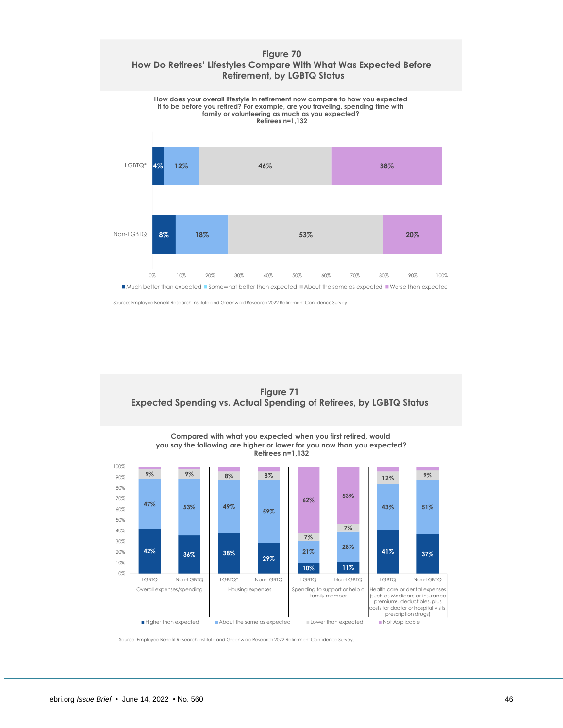## Figure 70
## How Do Retirees' Lifestyles Compare With What Was Expected Before Retirement, by LGBTQ Status

**How does your overall lifestyle in retirement now compare to how you expected it to be before you retired? For example, are you traveling, spending time with family or volunteering as much as you expected?**
**Retirees n=1,132**

| | Much better than expected | Somewhat better than expected | About the same as expected | Worse than expected |
|---|---|---|---|---|
| LGBTQ* | 4% | 12% | 46% | 38% |
| Non-LGBTQ | 8% | 18% | 53% | 20% |

Source: Employee Benefit Research Institute and Greenwald Research 2022 Retirement Confidence Survey.

## Figure 71
## Expected Spending vs. Actual Spending of Retirees, by LGBTQ Status

**Compared with what you expected when you first retired, would you say the following are higher or lower for you now than you expected?**
**Retirees n=1,132**

| | | Higher than expected | About the same as expected | Lower than expected | Not Applicable |
|---|---|---|---|---|---|
| Overall expenses/spending | LGBTQ | 42% | 47% | 9% | |
| | Non-LGBTQ | 36% | 53% | 9% | |
| Housing expenses | LGBTQ* | 38% | 49% | 8% | |
| | Non-LGBTQ | 29% | 59% | 8% | |
| Spending to support or help a family member | LGBTQ | 10% | 21% | 7% | 62% |
| | Non-LGBTQ | 11% | 28% | 7% | 53% |
| Health care or dental expenses (such as Medicare or insurance premiums, deductibles, plus costs for doctor or hospital visits, prescription drugs) | LGBTQ | 41% | 43% | 12% | |
| | Non-LGBTQ | 37% | 51% | 9% | |

Source: Employee Benefit Research Institute and Greenwald Research 2022 Retirement Confidence Survey.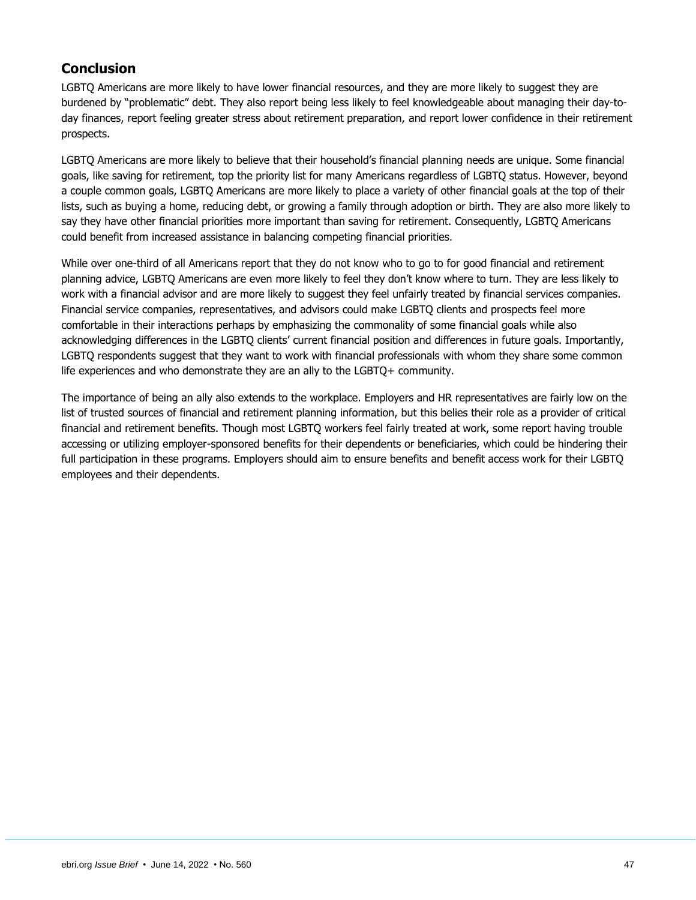## Conclusion

LGBTQ Americans are more likely to have lower financial resources, and they are more likely to suggest they are burdened by "problematic" debt. They also report being less likely to feel knowledgeable about managing their day-to-day finances, report feeling greater stress about retirement preparation, and report lower confidence in their retirement prospects.

LGBTQ Americans are more likely to believe that their household's financial planning needs are unique. Some financial goals, like saving for retirement, top the priority list for many Americans regardless of LGBTQ status. However, beyond a couple common goals, LGBTQ Americans are more likely to place a variety of other financial goals at the top of their lists, such as buying a home, reducing debt, or growing a family through adoption or birth. They are also more likely to say they have other financial priorities more important than saving for retirement. Consequently, LGBTQ Americans could benefit from increased assistance in balancing competing financial priorities.

While over one-third of all Americans report that they do not know who to go to for good financial and retirement planning advice, LGBTQ Americans are even more likely to feel they don't know where to turn. They are less likely to work with a financial advisor and are more likely to suggest they feel unfairly treated by financial services companies. Financial service companies, representatives, and advisors could make LGBTQ clients and prospects feel more comfortable in their interactions perhaps by emphasizing the commonality of some financial goals while also acknowledging differences in the LGBTQ clients' current financial position and differences in future goals. Importantly, LGBTQ respondents suggest that they want to work with financial professionals with whom they share some common life experiences and who demonstrate they are an ally to the LGBTQ+ community.

The importance of being an ally also extends to the workplace. Employers and HR representatives are fairly low on the list of trusted sources of financial and retirement planning information, but this belies their role as a provider of critical financial and retirement benefits. Though most LGBTQ workers feel fairly treated at work, some report having trouble accessing or utilizing employer-sponsored benefits for their dependents or beneficiaries, which could be hindering their full participation in these programs. Employers should aim to ensure benefits and benefit access work for their LGBTQ employees and their dependents.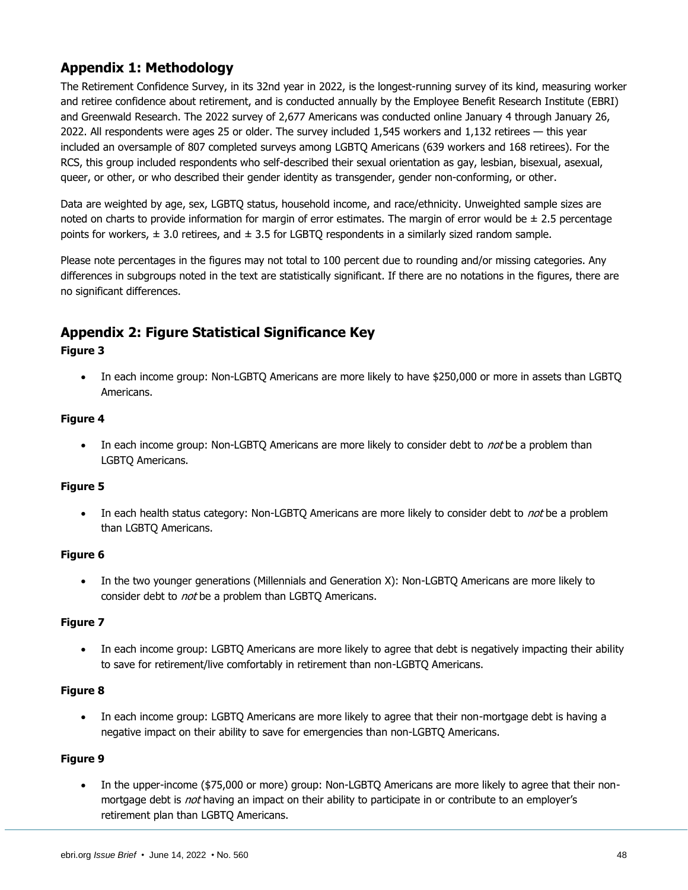## Appendix 1: Methodology

The Retirement Confidence Survey, in its 32nd year in 2022, is the longest-running survey of its kind, measuring worker and retiree confidence about retirement, and is conducted annually by the Employee Benefit Research Institute (EBRI) and Greenwald Research. The 2022 survey of 2,677 Americans was conducted online January 4 through January 26, 2022. All respondents were ages 25 or older. The survey included 1,545 workers and 1,132 retirees — this year included an oversample of 807 completed surveys among LGBTQ Americans (639 workers and 168 retirees). For the RCS, this group included respondents who self-described their sexual orientation as gay, lesbian, bisexual, asexual, queer, or other, or who described their gender identity as transgender, gender non-conforming, or other.

Data are weighted by age, sex, LGBTQ status, household income, and race/ethnicity. Unweighted sample sizes are noted on charts to provide information for margin of error estimates. The margin of error would be ± 2.5 percentage points for workers, ± 3.0 retirees, and ± 3.5 for LGBTQ respondents in a similarly sized random sample.

Please note percentages in the figures may not total to 100 percent due to rounding and/or missing categories. Any differences in subgroups noted in the text are statistically significant. If there are no notations in the figures, there are no significant differences.

## Appendix 2: Figure Statistical Significance Key

**Figure 3**

- In each income group: Non-LGBTQ Americans are more likely to have $250,000 or more in assets than LGBTQ Americans.

**Figure 4**

- In each income group: Non-LGBTQ Americans are more likely to consider debt to *not* be a problem than LGBTQ Americans.

**Figure 5**

- In each health status category: Non-LGBTQ Americans are more likely to consider debt to *not* be a problem than LGBTQ Americans.

**Figure 6**

- In the two younger generations (Millennials and Generation X): Non-LGBTQ Americans are more likely to consider debt to *not* be a problem than LGBTQ Americans.

**Figure 7**

- In each income group: LGBTQ Americans are more likely to agree that debt is negatively impacting their ability to save for retirement/live comfortably in retirement than non-LGBTQ Americans.

**Figure 8**

- In each income group: LGBTQ Americans are more likely to agree that their non-mortgage debt is having a negative impact on their ability to save for emergencies than non-LGBTQ Americans.

**Figure 9**

- In the upper-income ($75,000 or more) group: Non-LGBTQ Americans are more likely to agree that their non-mortgage debt is *not* having an impact on their ability to participate in or contribute to an employer's retirement plan than LGBTQ Americans.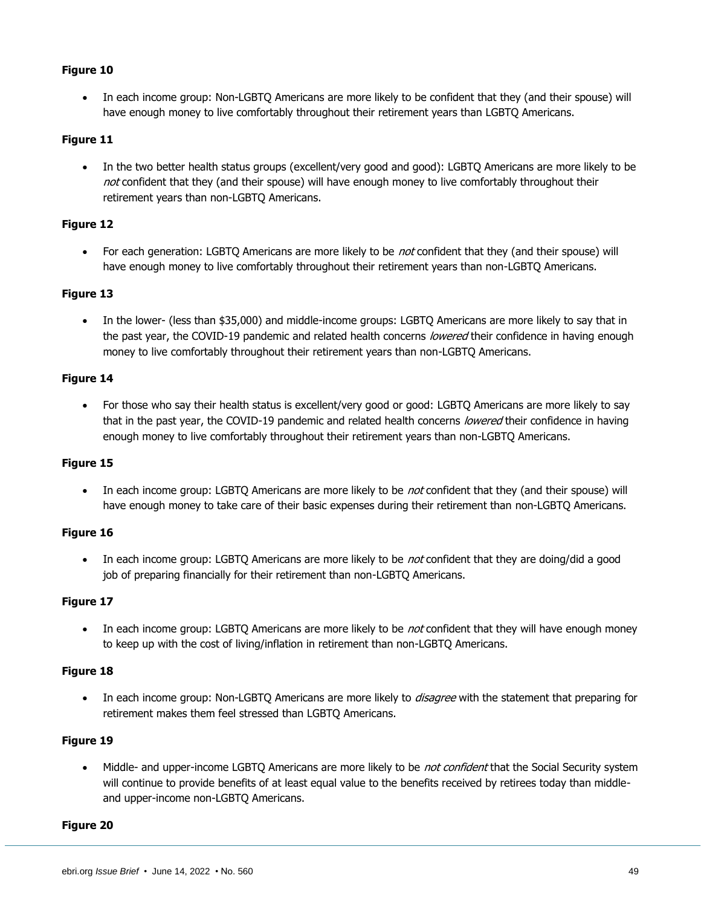**Figure 10**

- In each income group: Non-LGBTQ Americans are more likely to be confident that they (and their spouse) will have enough money to live comfortably throughout their retirement years than LGBTQ Americans.

**Figure 11**

- In the two better health status groups (excellent/very good and good): LGBTQ Americans are more likely to be *not* confident that they (and their spouse) will have enough money to live comfortably throughout their retirement years than non-LGBTQ Americans.

**Figure 12**

- For each generation: LGBTQ Americans are more likely to be *not* confident that they (and their spouse) will have enough money to live comfortably throughout their retirement years than non-LGBTQ Americans.

**Figure 13**

- In the lower- (less than $35,000) and middle-income groups: LGBTQ Americans are more likely to say that in the past year, the COVID-19 pandemic and related health concerns *lowered* their confidence in having enough money to live comfortably throughout their retirement years than non-LGBTQ Americans.

**Figure 14**

- For those who say their health status is excellent/very good or good: LGBTQ Americans are more likely to say that in the past year, the COVID-19 pandemic and related health concerns *lowered* their confidence in having enough money to live comfortably throughout their retirement years than non-LGBTQ Americans.

**Figure 15**

- In each income group: LGBTQ Americans are more likely to be *not* confident that they (and their spouse) will have enough money to take care of their basic expenses during their retirement than non-LGBTQ Americans.

**Figure 16**

- In each income group: LGBTQ Americans are more likely to be *not* confident that they are doing/did a good job of preparing financially for their retirement than non-LGBTQ Americans.

**Figure 17**

- In each income group: LGBTQ Americans are more likely to be *not* confident that they will have enough money to keep up with the cost of living/inflation in retirement than non-LGBTQ Americans.

**Figure 18**

- In each income group: Non-LGBTQ Americans are more likely to *disagree* with the statement that preparing for retirement makes them feel stressed than LGBTQ Americans.

**Figure 19**

- Middle- and upper-income LGBTQ Americans are more likely to be *not confident* that the Social Security system will continue to provide benefits of at least equal value to the benefits received by retirees today than middle- and upper-income non-LGBTQ Americans.

**Figure 20**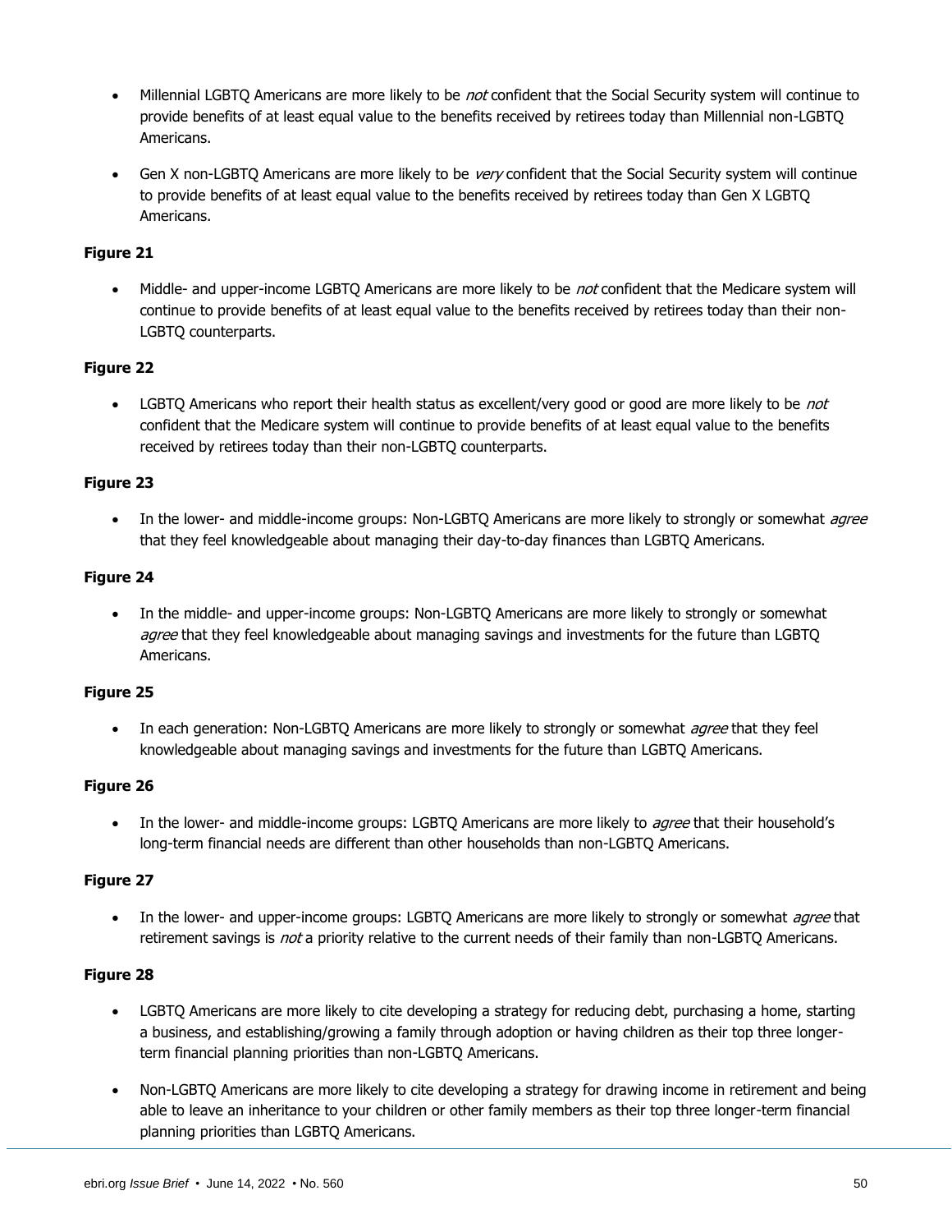- Millennial LGBTQ Americans are more likely to be *not* confident that the Social Security system will continue to provide benefits of at least equal value to the benefits received by retirees today than Millennial non-LGBTQ Americans.
- Gen X non-LGBTQ Americans are more likely to be *very* confident that the Social Security system will continue to provide benefits of at least equal value to the benefits received by retirees today than Gen X LGBTQ Americans.

**Figure 21**

- Middle- and upper-income LGBTQ Americans are more likely to be *not* confident that the Medicare system will continue to provide benefits of at least equal value to the benefits received by retirees today than their non-LGBTQ counterparts.

**Figure 22**

- LGBTQ Americans who report their health status as excellent/very good or good are more likely to be *not* confident that the Medicare system will continue to provide benefits of at least equal value to the benefits received by retirees today than their non-LGBTQ counterparts.

**Figure 23**

- In the lower- and middle-income groups: Non-LGBTQ Americans are more likely to strongly or somewhat *agree* that they feel knowledgeable about managing their day-to-day finances than LGBTQ Americans.

**Figure 24**

- In the middle- and upper-income groups: Non-LGBTQ Americans are more likely to strongly or somewhat *agree* that they feel knowledgeable about managing savings and investments for the future than LGBTQ Americans.

**Figure 25**

- In each generation: Non-LGBTQ Americans are more likely to strongly or somewhat *agree* that they feel knowledgeable about managing savings and investments for the future than LGBTQ Americans.

**Figure 26**

- In the lower- and middle-income groups: LGBTQ Americans are more likely to *agree* that their household's long-term financial needs are different than other households than non-LGBTQ Americans.

**Figure 27**

- In the lower- and upper-income groups: LGBTQ Americans are more likely to strongly or somewhat *agree* that retirement savings is *not* a priority relative to the current needs of their family than non-LGBTQ Americans.

**Figure 28**

- LGBTQ Americans are more likely to cite developing a strategy for reducing debt, purchasing a home, starting a business, and establishing/growing a family through adoption or having children as their top three longer-term financial planning priorities than non-LGBTQ Americans.
- Non-LGBTQ Americans are more likely to cite developing a strategy for drawing income in retirement and being able to leave an inheritance to your children or other family members as their top three longer-term financial planning priorities than LGBTQ Americans.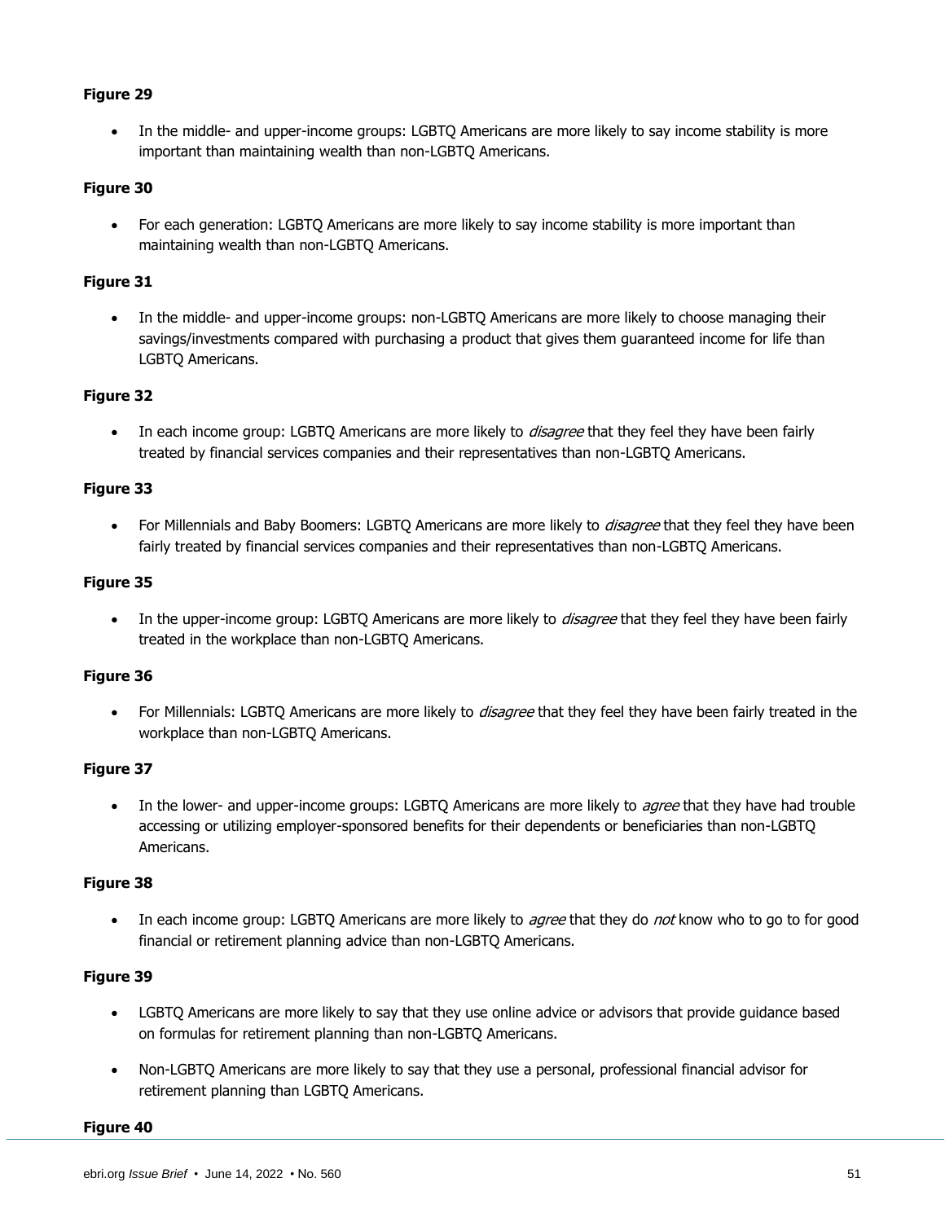**Figure 29**

- In the middle- and upper-income groups: LGBTQ Americans are more likely to say income stability is more important than maintaining wealth than non-LGBTQ Americans.

**Figure 30**

- For each generation: LGBTQ Americans are more likely to say income stability is more important than maintaining wealth than non-LGBTQ Americans.

**Figure 31**

- In the middle- and upper-income groups: non-LGBTQ Americans are more likely to choose managing their savings/investments compared with purchasing a product that gives them guaranteed income for life than LGBTQ Americans.

**Figure 32**

- In each income group: LGBTQ Americans are more likely to *disagree* that they feel they have been fairly treated by financial services companies and their representatives than non-LGBTQ Americans.

**Figure 33**

- For Millennials and Baby Boomers: LGBTQ Americans are more likely to *disagree* that they feel they have been fairly treated by financial services companies and their representatives than non-LGBTQ Americans.

**Figure 35**

- In the upper-income group: LGBTQ Americans are more likely to *disagree* that they feel they have been fairly treated in the workplace than non-LGBTQ Americans.

**Figure 36**

- For Millennials: LGBTQ Americans are more likely to *disagree* that they feel they have been fairly treated in the workplace than non-LGBTQ Americans.

**Figure 37**

- In the lower- and upper-income groups: LGBTQ Americans are more likely to *agree* that they have had trouble accessing or utilizing employer-sponsored benefits for their dependents or beneficiaries than non-LGBTQ Americans.

**Figure 38**

- In each income group: LGBTQ Americans are more likely to *agree* that they do *not* know who to go to for good financial or retirement planning advice than non-LGBTQ Americans.

**Figure 39**

- LGBTQ Americans are more likely to say that they use online advice or advisors that provide guidance based on formulas for retirement planning than non-LGBTQ Americans.
- Non-LGBTQ Americans are more likely to say that they use a personal, professional financial advisor for retirement planning than LGBTQ Americans.

**Figure 40**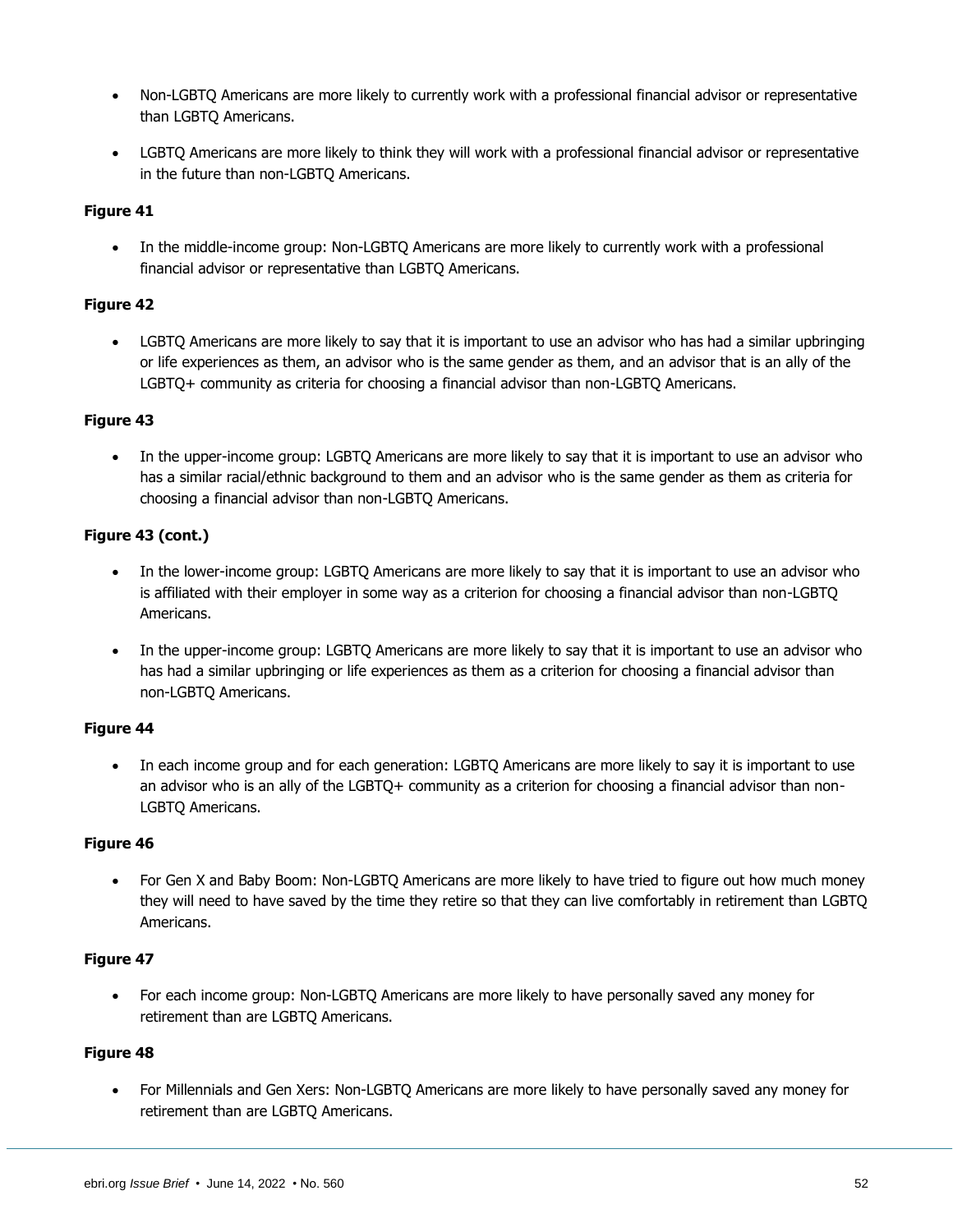- Non-LGBTQ Americans are more likely to currently work with a professional financial advisor or representative than LGBTQ Americans.
- LGBTQ Americans are more likely to think they will work with a professional financial advisor or representative in the future than non-LGBTQ Americans.

**Figure 41**

- In the middle-income group: Non-LGBTQ Americans are more likely to currently work with a professional financial advisor or representative than LGBTQ Americans.

**Figure 42**

- LGBTQ Americans are more likely to say that it is important to use an advisor who has had a similar upbringing or life experiences as them, an advisor who is the same gender as them, and an advisor that is an ally of the LGBTQ+ community as criteria for choosing a financial advisor than non-LGBTQ Americans.

**Figure 43**

- In the upper-income group: LGBTQ Americans are more likely to say that it is important to use an advisor who has a similar racial/ethnic background to them and an advisor who is the same gender as them as criteria for choosing a financial advisor than non-LGBTQ Americans.

**Figure 43 (cont.)**

- In the lower-income group: LGBTQ Americans are more likely to say that it is important to use an advisor who is affiliated with their employer in some way as a criterion for choosing a financial advisor than non-LGBTQ Americans.
- In the upper-income group: LGBTQ Americans are more likely to say that it is important to use an advisor who has had a similar upbringing or life experiences as them as a criterion for choosing a financial advisor than non-LGBTQ Americans.

**Figure 44**

- In each income group and for each generation: LGBTQ Americans are more likely to say it is important to use an advisor who is an ally of the LGBTQ+ community as a criterion for choosing a financial advisor than non-LGBTQ Americans.

**Figure 46**

- For Gen X and Baby Boom: Non-LGBTQ Americans are more likely to have tried to figure out how much money they will need to have saved by the time they retire so that they can live comfortably in retirement than LGBTQ Americans.

**Figure 47**

- For each income group: Non-LGBTQ Americans are more likely to have personally saved any money for retirement than are LGBTQ Americans.

**Figure 48**

- For Millennials and Gen Xers: Non-LGBTQ Americans are more likely to have personally saved any money for retirement than are LGBTQ Americans.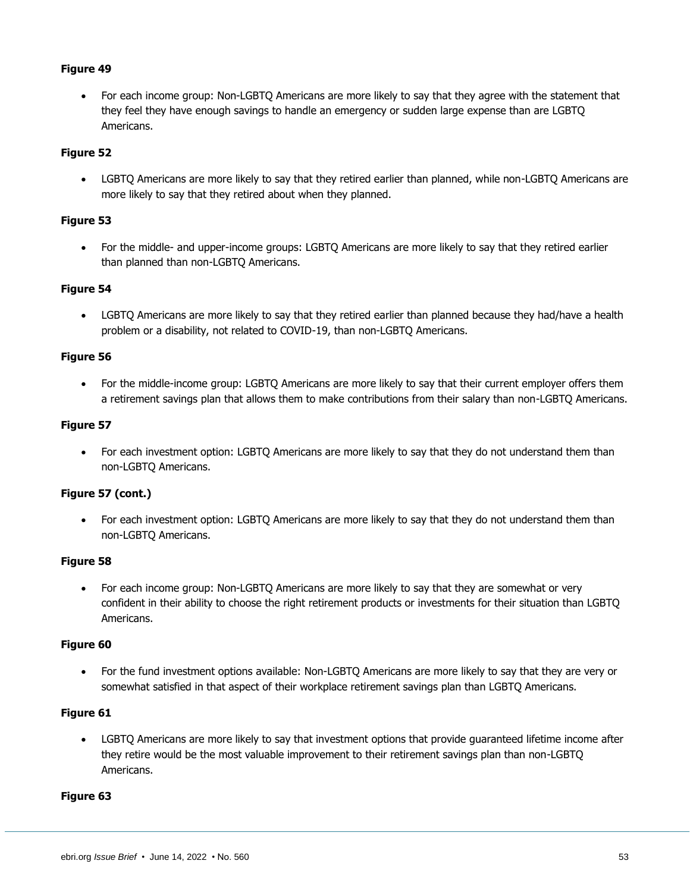**Figure 49**

- For each income group: Non-LGBTQ Americans are more likely to say that they agree with the statement that they feel they have enough savings to handle an emergency or sudden large expense than are LGBTQ Americans.

**Figure 52**

- LGBTQ Americans are more likely to say that they retired earlier than planned, while non-LGBTQ Americans are more likely to say that they retired about when they planned.

**Figure 53**

- For the middle- and upper-income groups: LGBTQ Americans are more likely to say that they retired earlier than planned than non-LGBTQ Americans.

**Figure 54**

- LGBTQ Americans are more likely to say that they retired earlier than planned because they had/have a health problem or a disability, not related to COVID-19, than non-LGBTQ Americans.

**Figure 56**

- For the middle-income group: LGBTQ Americans are more likely to say that their current employer offers them a retirement savings plan that allows them to make contributions from their salary than non-LGBTQ Americans.

**Figure 57**

- For each investment option: LGBTQ Americans are more likely to say that they do not understand them than non-LGBTQ Americans.

**Figure 57 (cont.)**

- For each investment option: LGBTQ Americans are more likely to say that they do not understand them than non-LGBTQ Americans.

**Figure 58**

- For each income group: Non-LGBTQ Americans are more likely to say that they are somewhat or very confident in their ability to choose the right retirement products or investments for their situation than LGBTQ Americans.

**Figure 60**

- For the fund investment options available: Non-LGBTQ Americans are more likely to say that they are very or somewhat satisfied in that aspect of their workplace retirement savings plan than LGBTQ Americans.

**Figure 61**

- LGBTQ Americans are more likely to say that investment options that provide guaranteed lifetime income after they retire would be the most valuable improvement to their retirement savings plan than non-LGBTQ Americans.

**Figure 63**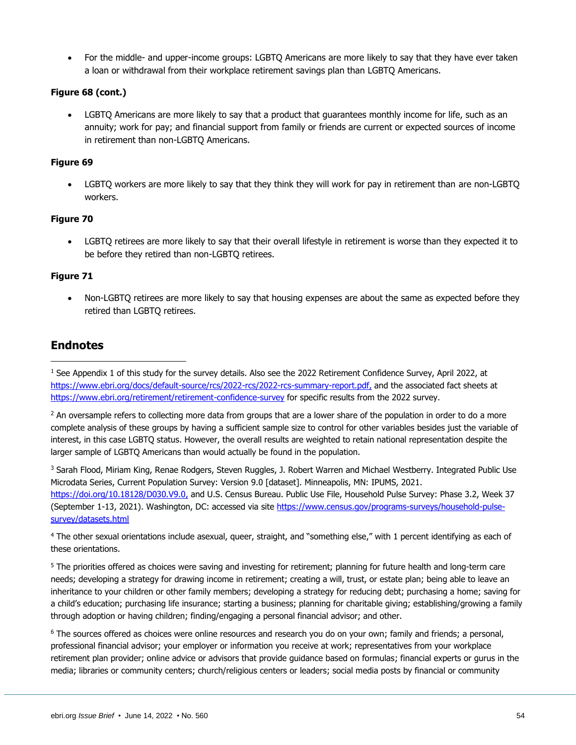- For the middle- and upper-income groups: LGBTQ Americans are more likely to say that they have ever taken a loan or withdrawal from their workplace retirement savings plan than LGBTQ Americans.

**Figure 68 (cont.)**

- LGBTQ Americans are more likely to say that a product that guarantees monthly income for life, such as an annuity; work for pay; and financial support from family or friends are current or expected sources of income in retirement than non-LGBTQ Americans.

**Figure 69**

- LGBTQ workers are more likely to say that they think they will work for pay in retirement than are non-LGBTQ workers.

**Figure 70**

- LGBTQ retirees are more likely to say that their overall lifestyle in retirement is worse than they expected it to be before they retired than non-LGBTQ retirees.

**Figure 71**

- Non-LGBTQ retirees are more likely to say that housing expenses are about the same as expected before they retired than LGBTQ retirees.

## Endnotes

[1] See Appendix 1 of this study for the survey details. Also see the 2022 Retirement Confidence Survey, April 2022, at https://www.ebri.org/docs/default-source/rcs/2022-rcs/2022-rcs-summary-report.pdf, and the associated fact sheets at https://www.ebri.org/retirement/retirement-confidence-survey for specific results from the 2022 survey.

[2] An oversample refers to collecting more data from groups that are a lower share of the population in order to do a more complete analysis of these groups by having a sufficient sample size to control for other variables besides just the variable of interest, in this case LGBTQ status. However, the overall results are weighted to retain national representation despite the larger sample of LGBTQ Americans than would actually be found in the population.

[3] Sarah Flood, Miriam King, Renae Rodgers, Steven Ruggles, J. Robert Warren and Michael Westberry. Integrated Public Use Microdata Series, Current Population Survey: Version 9.0 [dataset]. Minneapolis, MN: IPUMS, 2021. https://doi.org/10.18128/D030.V9.0, and U.S. Census Bureau. Public Use File, Household Pulse Survey: Phase 3.2, Week 37 (September 1-13, 2021). Washington, DC: accessed via site https://www.census.gov/programs-surveys/household-pulse-survey/datasets.html

[4] The other sexual orientations include asexual, queer, straight, and "something else," with 1 percent identifying as each of these orientations.

[5] The priorities offered as choices were saving and investing for retirement; planning for future health and long-term care needs; developing a strategy for drawing income in retirement; creating a will, trust, or estate plan; being able to leave an inheritance to your children or other family members; developing a strategy for reducing debt; purchasing a home; saving for a child's education; purchasing life insurance; starting a business; planning for charitable giving; establishing/growing a family through adoption or having children; finding/engaging a personal financial advisor; and other.

[6] The sources offered as choices were online resources and research you do on your own; family and friends; a personal, professional financial advisor; your employer or information you receive at work; representatives from your workplace retirement plan provider; online advice or advisors that provide guidance based on formulas; financial experts or gurus in the media; libraries or community centers; church/religious centers or leaders; social media posts by financial or community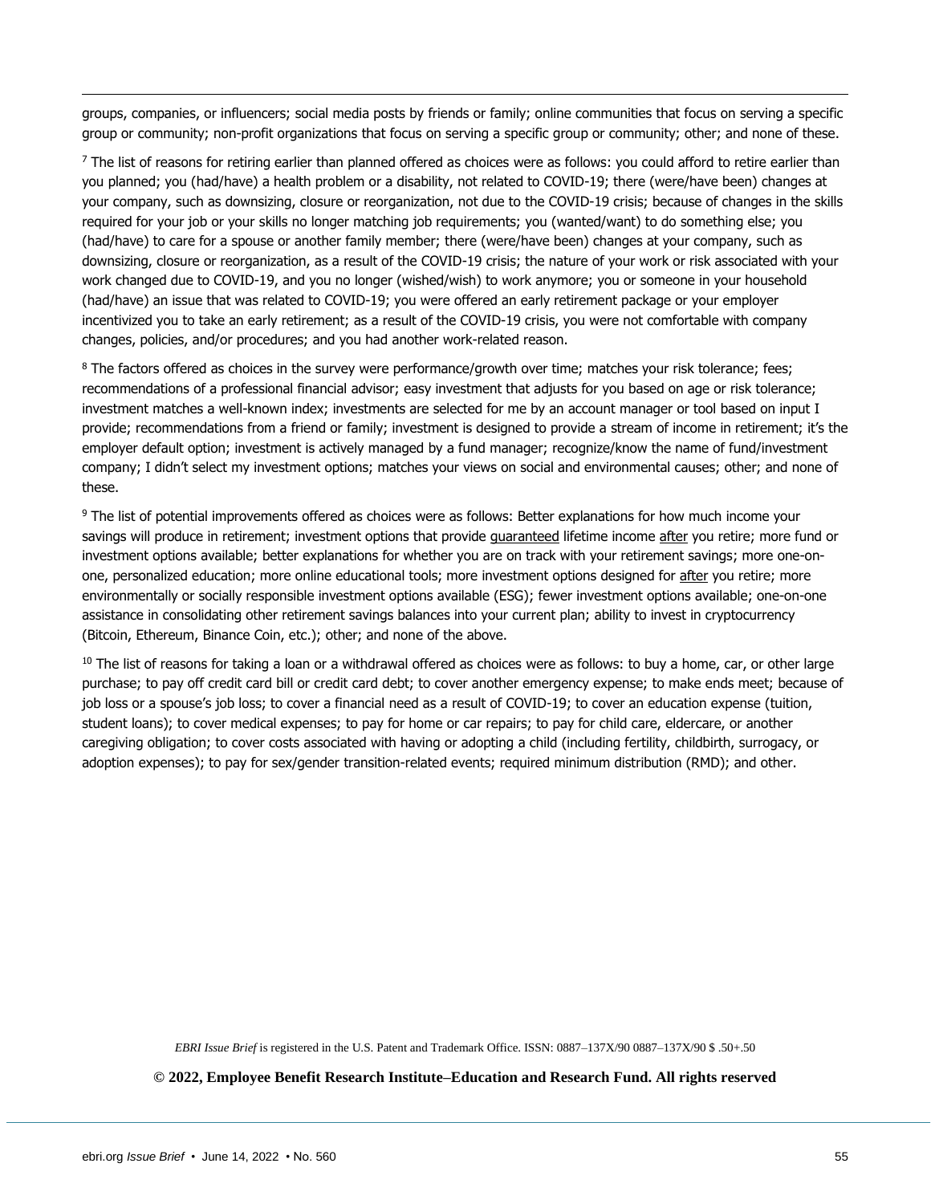groups, companies, or influencers; social media posts by friends or family; online communities that focus on serving a specific group or community; non-profit organizations that focus on serving a specific group or community; other; and none of these.

[7] The list of reasons for retiring earlier than planned offered as choices were as follows: you could afford to retire earlier than you planned; you (had/have) a health problem or a disability, not related to COVID-19; there (were/have been) changes at your company, such as downsizing, closure or reorganization, not due to the COVID-19 crisis; because of changes in the skills required for your job or your skills no longer matching job requirements; you (wanted/want) to do something else; you (had/have) to care for a spouse or another family member; there (were/have been) changes at your company, such as downsizing, closure or reorganization, as a result of the COVID-19 crisis; the nature of your work or risk associated with your work changed due to COVID-19, and you no longer (wished/wish) to work anymore; you or someone in your household (had/have) an issue that was related to COVID-19; you were offered an early retirement package or your employer incentivized you to take an early retirement; as a result of the COVID-19 crisis, you were not comfortable with company changes, policies, and/or procedures; and you had another work-related reason.

[8] The factors offered as choices in the survey were performance/growth over time; matches your risk tolerance; fees; recommendations of a professional financial advisor; easy investment that adjusts for you based on age or risk tolerance; investment matches a well-known index; investments are selected for me by an account manager or tool based on input I provide; recommendations from a friend or family; investment is designed to provide a stream of income in retirement; it's the employer default option; investment is actively managed by a fund manager; recognize/know the name of fund/investment company; I didn't select my investment options; matches your views on social and environmental causes; other; and none of these.

[9] The list of potential improvements offered as choices were as follows: Better explanations for how much income your savings will produce in retirement; investment options that provide guaranteed lifetime income after you retire; more fund or investment options available; better explanations for whether you are on track with your retirement savings; more one-on-one, personalized education; more online educational tools; more investment options designed for after you retire; more environmentally or socially responsible investment options available (ESG); fewer investment options available; one-on-one assistance in consolidating other retirement savings balances into your current plan; ability to invest in cryptocurrency (Bitcoin, Ethereum, Binance Coin, etc.); other; and none of the above.

[10] The list of reasons for taking a loan or a withdrawal offered as choices were as follows: to buy a home, car, or other large purchase; to pay off credit card bill or credit card debt; to cover another emergency expense; to make ends meet; because of job loss or a spouse's job loss; to cover a financial need as a result of COVID-19; to cover an education expense (tuition, student loans); to cover medical expenses; to pay for home or car repairs; to pay for child care, eldercare, or another caregiving obligation; to cover costs associated with having or adopting a child (including fertility, childbirth, surrogacy, or adoption expenses); to pay for sex/gender transition-related events; required minimum distribution (RMD); and other.

*EBRI Issue Brief* is registered in the U.S. Patent and Trademark Office. ISSN: 0887–137X/90 0887–137X/90 $ .50+.50

**© 2022, Employee Benefit Research Institute–Education and Research Fund. All rights reserved**